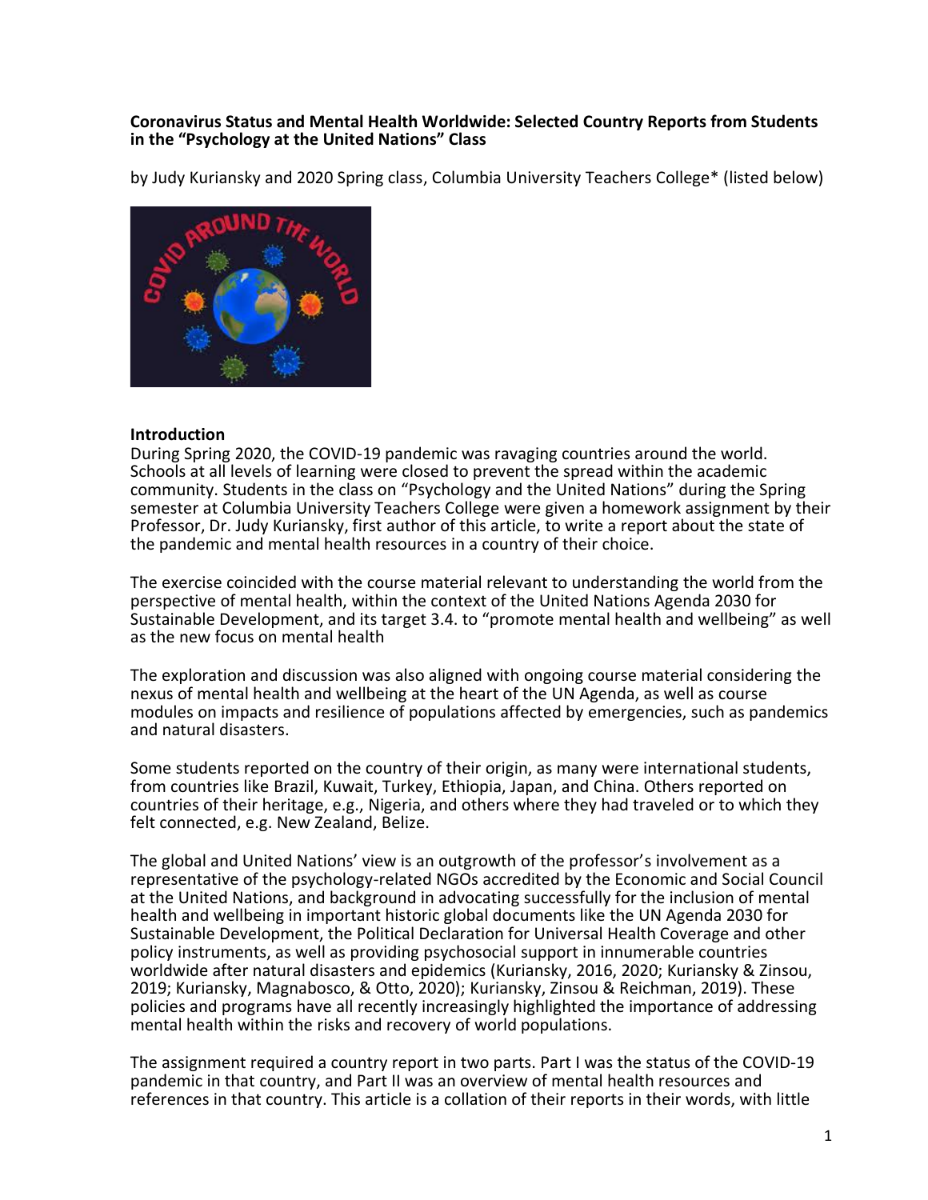**Coronavirus Status and Mental Health Worldwide: Selected Country Reports from Students in the "Psychology at the United Nations" Class**

by Judy Kuriansky and 2020 Spring class, Columbia University Teachers College* (listed below)

**Introduction**

During Spring 2020, the COVID-19 pandemic was ravaging countries around the world. Schools at all levels of learning were closed to prevent the spread within the academic community. Students in the class on "Psychology and the United Nations" during the Spring semester at Columbia University Teachers College were given a homework assignment by their Professor, Dr. Judy Kuriansky, first author of this article, to write a report about the state of the pandemic and mental health resources in a country of their choice.

The exercise coincided with the course material relevant to understanding the world from the perspective of mental health, within the context of the United Nations Agenda 2030 for Sustainable Development, and its target 3.4. to "promote mental health and wellbeing" as well as the new focus on mental health

The exploration and discussion was also aligned with ongoing course material considering the nexus of mental health and wellbeing at the heart of the UN Agenda, as well as course modules on impacts and resilience of populations affected by emergencies, such as pandemics and natural disasters.

Some students reported on the country of their origin, as many were international students, from countries like Brazil, Kuwait, Turkey, Ethiopia, Japan, and China. Others reported on countries of their heritage, e.g., Nigeria, and others where they had traveled or to which they felt connected, e.g. New Zealand, Belize.

The global and United Nations' view is an outgrowth of the professor's involvement as a representative of the psychology-related NGOs accredited by the Economic and Social Council at the United Nations, and background in advocating successfully for the inclusion of mental health and wellbeing in important historic global documents like the UN Agenda 2030 for Sustainable Development, the Political Declaration for Universal Health Coverage and other policy instruments, as well as providing psychosocial support in innumerable countries worldwide after natural disasters and epidemics (Kuriansky, 2016, 2020; Kuriansky & Zinsou, 2019; Kuriansky, Magnabosco, & Otto, 2020); Kuriansky, Zinsou & Reichman, 2019). These policies and programs have all recently increasingly highlighted the importance of addressing mental health within the risks and recovery of world populations.

The assignment required a country report in two parts. Part I was the status of the COVID-19 pandemic in that country, and Part II was an overview of mental health resources and references in that country. This article is a collation of their reports in their words, with little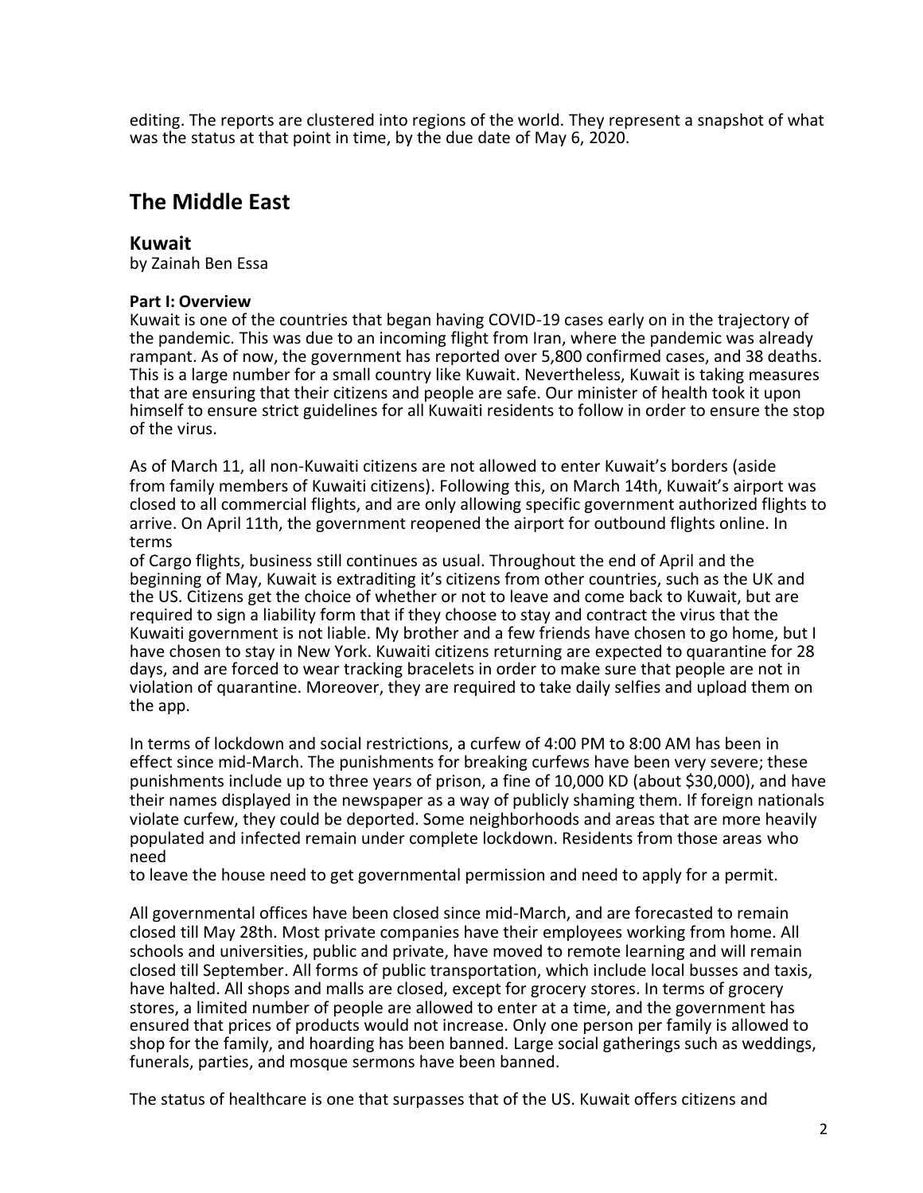editing. The reports are clustered into regions of the world. They represent a snapshot of what was the status at that point in time, by the due date of May 6, 2020.

## The Middle East

### Kuwait

by Zainah Ben Essa

**Part I: Overview**

Kuwait is one of the countries that began having COVID-19 cases early on in the trajectory of the pandemic. This was due to an incoming flight from Iran, where the pandemic was already rampant. As of now, the government has reported over 5,800 confirmed cases, and 38 deaths. This is a large number for a small country like Kuwait. Nevertheless, Kuwait is taking measures that are ensuring that their citizens and people are safe. Our minister of health took it upon himself to ensure strict guidelines for all Kuwaiti residents to follow in order to ensure the stop of the virus.

As of March 11, all non-Kuwaiti citizens are not allowed to enter Kuwait's borders (aside from family members of Kuwaiti citizens). Following this, on March 14th, Kuwait's airport was closed to all commercial flights, and are only allowing specific government authorized flights to arrive. On April 11th, the government reopened the airport for outbound flights online. In terms of Cargo flights, business still continues as usual. Throughout the end of April and the beginning of May, Kuwait is extraditing it's citizens from other countries, such as the UK and the US. Citizens get the choice of whether or not to leave and come back to Kuwait, but are required to sign a liability form that if they choose to stay and contract the virus that the Kuwaiti government is not liable. My brother and a few friends have chosen to go home, but I have chosen to stay in New York. Kuwaiti citizens returning are expected to quarantine for 28 days, and are forced to wear tracking bracelets in order to make sure that people are not in violation of quarantine. Moreover, they are required to take daily selfies and upload them on the app.

In terms of lockdown and social restrictions, a curfew of 4:00 PM to 8:00 AM has been in effect since mid-March. The punishments for breaking curfews have been very severe; these punishments include up to three years of prison, a fine of 10,000 KD (about $30,000), and have their names displayed in the newspaper as a way of publicly shaming them. If foreign nationals violate curfew, they could be deported. Some neighborhoods and areas that are more heavily populated and infected remain under complete lockdown. Residents from those areas who need to leave the house need to get governmental permission and need to apply for a permit.

All governmental offices have been closed since mid-March, and are forecasted to remain closed till May 28th. Most private companies have their employees working from home. All schools and universities, public and private, have moved to remote learning and will remain closed till September. All forms of public transportation, which include local busses and taxis, have halted. All shops and malls are closed, except for grocery stores. In terms of grocery stores, a limited number of people are allowed to enter at a time, and the government has ensured that prices of products would not increase. Only one person per family is allowed to shop for the family, and hoarding has been banned. Large social gatherings such as weddings, funerals, parties, and mosque sermons have been banned.

The status of healthcare is one that surpasses that of the US. Kuwait offers citizens and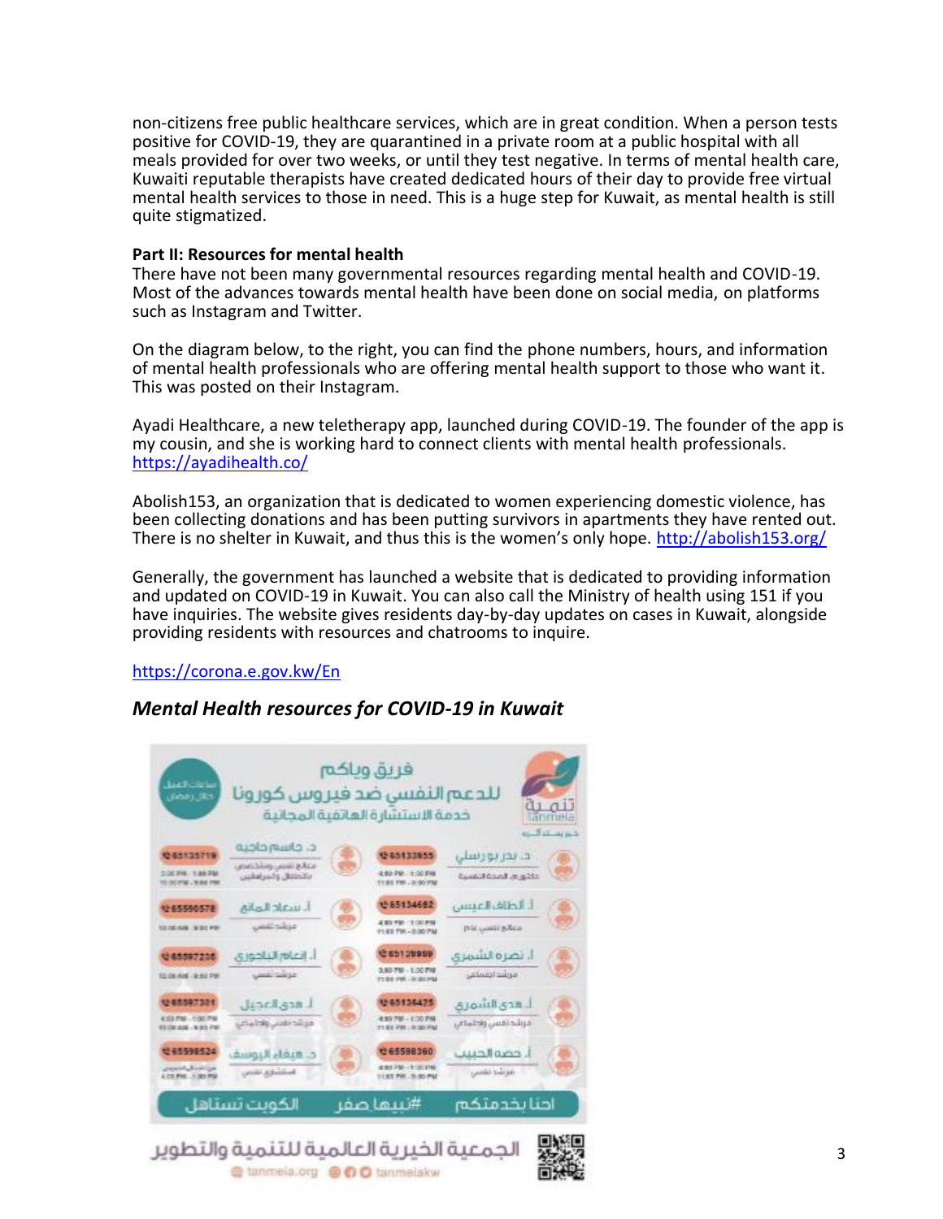non-citizens free public healthcare services, which are in great condition. When a person tests positive for COVID-19, they are quarantined in a private room at a public hospital with all meals provided for over two weeks, or until they test negative. In terms of mental health care, Kuwaiti reputable therapists have created dedicated hours of their day to provide free virtual mental health services to those in need. This is a huge step for Kuwait, as mental health is still quite stigmatized.

**Part II: Resources for mental health**

There have not been many governmental resources regarding mental health and COVID-19. Most of the advances towards mental health have been done on social media, on platforms such as Instagram and Twitter.

On the diagram below, to the right, you can find the phone numbers, hours, and information of mental health professionals who are offering mental health support to those who want it. This was posted on their Instagram.

Ayadi Healthcare, a new teletherapy app, launched during COVID-19. The founder of the app is my cousin, and she is working hard to connect clients with mental health professionals. https://ayadihealth.co/

Abolish153, an organization that is dedicated to women experiencing domestic violence, has been collecting donations and has been putting survivors in apartments they have rented out. There is no shelter in Kuwait, and thus this is the women's only hope. http://abolish153.org/

Generally, the government has launched a website that is dedicated to providing information and updated on COVID-19 in Kuwait. You can also call the Ministry of health using 151 if you have inquiries. The website gives residents day-by-day updates on cases in Kuwait, alongside providing residents with resources and chatrooms to inquire.

https://corona.e.gov.kw/En

### *Mental Health resources for COVID-19 in Kuwait*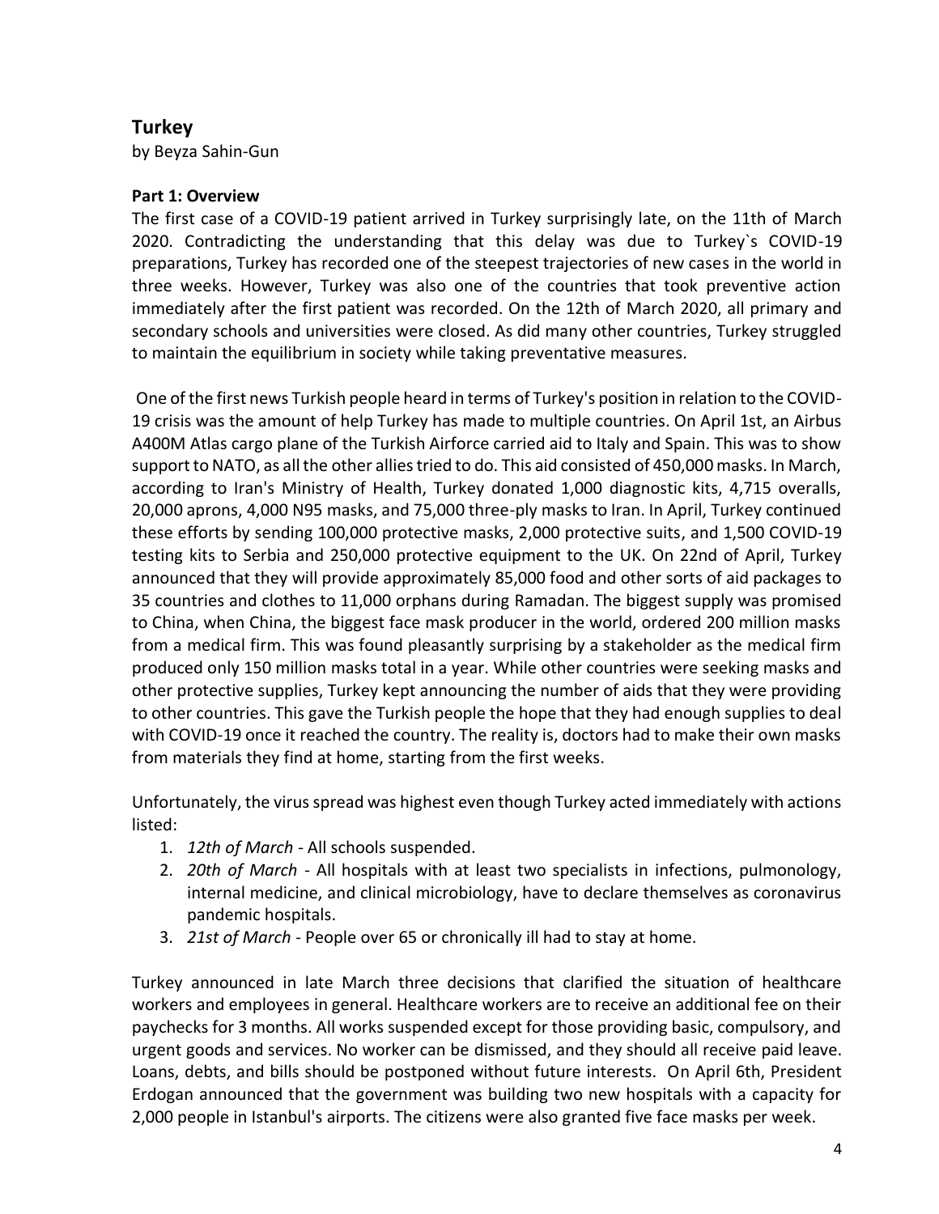## Turkey

by Beyza Sahin-Gun

### Part 1: Overview

The first case of a COVID-19 patient arrived in Turkey surprisingly late, on the 11th of March 2020. Contradicting the understanding that this delay was due to Turkey`s COVID-19 preparations, Turkey has recorded one of the steepest trajectories of new cases in the world in three weeks. However, Turkey was also one of the countries that took preventive action immediately after the first patient was recorded. On the 12th of March 2020, all primary and secondary schools and universities were closed. As did many other countries, Turkey struggled to maintain the equilibrium in society while taking preventative measures.

One of the first news Turkish people heard in terms of Turkey's position in relation to the COVID-19 crisis was the amount of help Turkey has made to multiple countries. On April 1st, an Airbus A400M Atlas cargo plane of the Turkish Airforce carried aid to Italy and Spain. This was to show support to NATO, as all the other allies tried to do. This aid consisted of 450,000 masks. In March, according to Iran's Ministry of Health, Turkey donated 1,000 diagnostic kits, 4,715 overalls, 20,000 aprons, 4,000 N95 masks, and 75,000 three-ply masks to Iran. In April, Turkey continued these efforts by sending 100,000 protective masks, 2,000 protective suits, and 1,500 COVID-19 testing kits to Serbia and 250,000 protective equipment to the UK. On 22nd of April, Turkey announced that they will provide approximately 85,000 food and other sorts of aid packages to 35 countries and clothes to 11,000 orphans during Ramadan. The biggest supply was promised to China, when China, the biggest face mask producer in the world, ordered 200 million masks from a medical firm. This was found pleasantly surprising by a stakeholder as the medical firm produced only 150 million masks total in a year. While other countries were seeking masks and other protective supplies, Turkey kept announcing the number of aids that they were providing to other countries. This gave the Turkish people the hope that they had enough supplies to deal with COVID-19 once it reached the country. The reality is, doctors had to make their own masks from materials they find at home, starting from the first weeks.

Unfortunately, the virus spread was highest even though Turkey acted immediately with actions listed:

1. *12th of March* - All schools suspended.
2. *20th of March* - All hospitals with at least two specialists in infections, pulmonology, internal medicine, and clinical microbiology, have to declare themselves as coronavirus pandemic hospitals.
3. *21st of March* - People over 65 or chronically ill had to stay at home.

Turkey announced in late March three decisions that clarified the situation of healthcare workers and employees in general. Healthcare workers are to receive an additional fee on their paychecks for 3 months. All works suspended except for those providing basic, compulsory, and urgent goods and services. No worker can be dismissed, and they should all receive paid leave. Loans, debts, and bills should be postponed without future interests. On April 6th, President Erdogan announced that the government was building two new hospitals with a capacity for 2,000 people in Istanbul's airports. The citizens were also granted five face masks per week.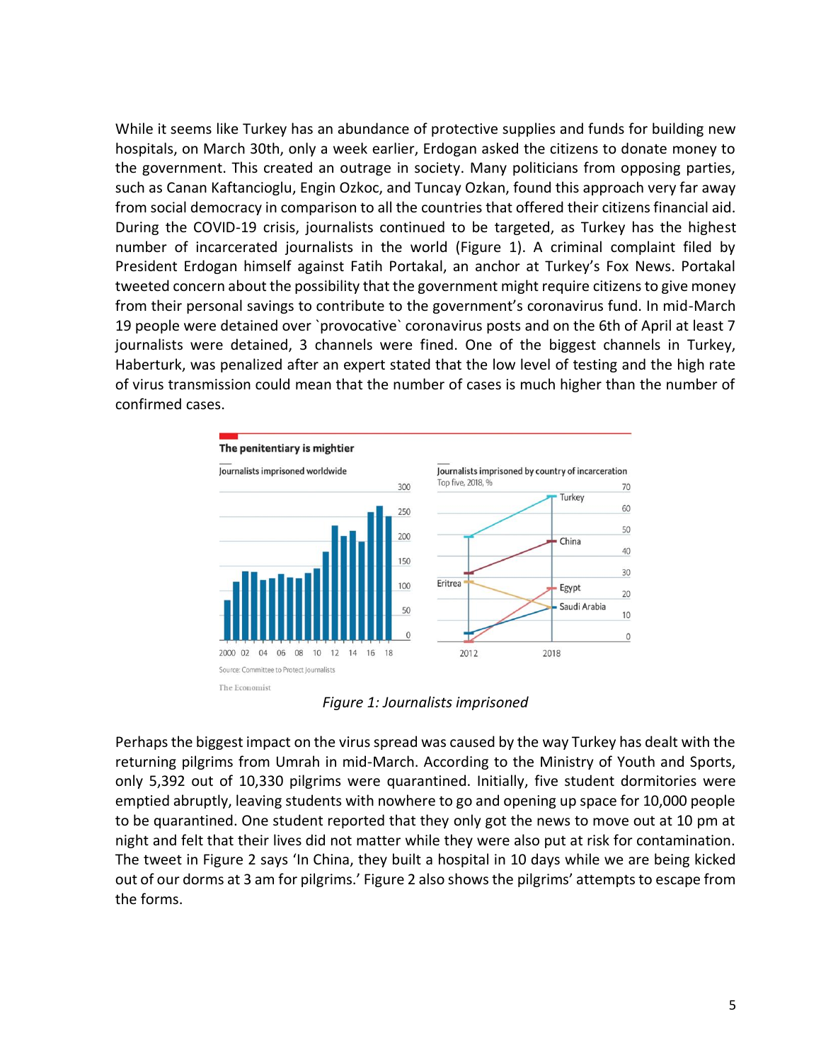While it seems like Turkey has an abundance of protective supplies and funds for building new hospitals, on March 30th, only a week earlier, Erdogan asked the citizens to donate money to the government. This created an outrage in society. Many politicians from opposing parties, such as Canan Kaftancioglu, Engin Ozkoc, and Tuncay Ozkan, found this approach very far away from social democracy in comparison to all the countries that offered their citizens financial aid. During the COVID-19 crisis, journalists continued to be targeted, as Turkey has the highest number of incarcerated journalists in the world (Figure 1). A criminal complaint filed by President Erdogan himself against Fatih Portakal, an anchor at Turkey's Fox News. Portakal tweeted concern about the possibility that the government might require citizens to give money from their personal savings to contribute to the government's coronavirus fund. In mid-March 19 people were detained over `provocative` coronavirus posts and on the 6th of April at least 7 journalists were detained, 3 channels were fined. One of the biggest channels in Turkey, Haberturk, was penalized after an expert stated that the low level of testing and the high rate of virus transmission could mean that the number of cases is much higher than the number of confirmed cases.

*Figure 1: Journalists imprisoned*

Perhaps the biggest impact on the virus spread was caused by the way Turkey has dealt with the returning pilgrims from Umrah in mid-March. According to the Ministry of Youth and Sports, only 5,392 out of 10,330 pilgrims were quarantined. Initially, five student dormitories were emptied abruptly, leaving students with nowhere to go and opening up space for 10,000 people to be quarantined. One student reported that they only got the news to move out at 10 pm at night and felt that their lives did not matter while they were also put at risk for contamination. The tweet in Figure 2 says 'In China, they built a hospital in 10 days while we are being kicked out of our dorms at 3 am for pilgrims.' Figure 2 also shows the pilgrims' attempts to escape from the forms.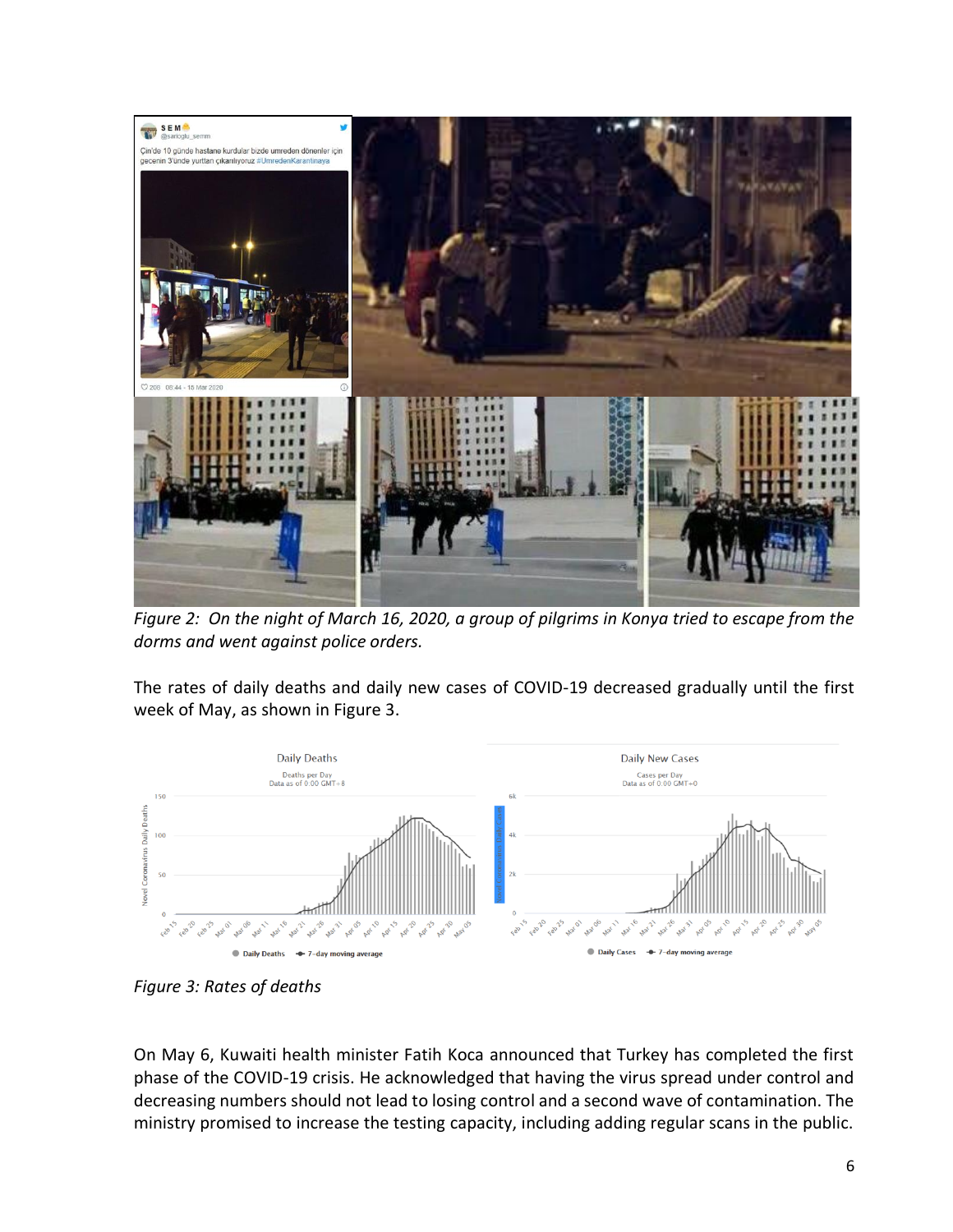*Figure 2: On the night of March 16, 2020, a group of pilgrims in Konya tried to escape from the dorms and went against police orders.*

The rates of daily deaths and daily new cases of COVID-19 decreased gradually until the first week of May, as shown in Figure 3.

*Figure 3: Rates of deaths*

On May 6, Kuwaiti health minister Fatih Koca announced that Turkey has completed the first phase of the COVID-19 crisis. He acknowledged that having the virus spread under control and decreasing numbers should not lead to losing control and a second wave of contamination. The ministry promised to increase the testing capacity, including adding regular scans in the public.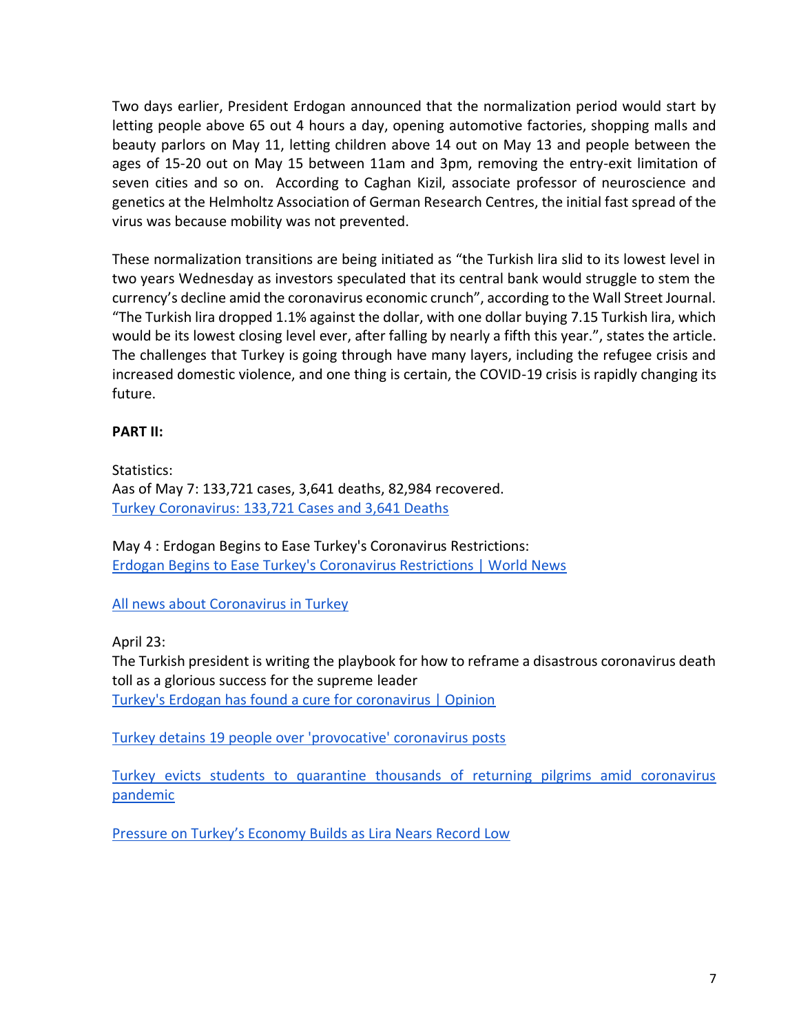Two days earlier, President Erdogan announced that the normalization period would start by letting people above 65 out 4 hours a day, opening automotive factories, shopping malls and beauty parlors on May 11, letting children above 14 out on May 13 and people between the ages of 15-20 out on May 15 between 11am and 3pm, removing the entry-exit limitation of seven cities and so on. According to Caghan Kizil, associate professor of neuroscience and genetics at the Helmholtz Association of German Research Centres, the initial fast spread of the virus was because mobility was not prevented.

These normalization transitions are being initiated as "the Turkish lira slid to its lowest level in two years Wednesday as investors speculated that its central bank would struggle to stem the currency's decline amid the coronavirus economic crunch", according to the Wall Street Journal. "The Turkish lira dropped 1.1% against the dollar, with one dollar buying 7.15 Turkish lira, which would be its lowest closing level ever, after falling by nearly a fifth this year.", states the article. The challenges that Turkey is going through have many layers, including the refugee crisis and increased domestic violence, and one thing is certain, the COVID-19 crisis is rapidly changing its future.

**PART II:**

Statistics:
Aas of May 7: 133,721 cases, 3,641 deaths, 82,984 recovered.
Turkey Coronavirus: 133,721 Cases and 3,641 Deaths

May 4 : Erdogan Begins to Ease Turkey's Coronavirus Restrictions:
Erdogan Begins to Ease Turkey's Coronavirus Restrictions | World News

All news about Coronavirus in Turkey

April 23:
The Turkish president is writing the playbook for how to reframe a disastrous coronavirus death toll as a glorious success for the supreme leader
Turkey's Erdogan has found a cure for coronavirus | Opinion

Turkey detains 19 people over 'provocative' coronavirus posts

Turkey evicts students to quarantine thousands of returning pilgrims amid coronavirus pandemic

Pressure on Turkey's Economy Builds as Lira Nears Record Low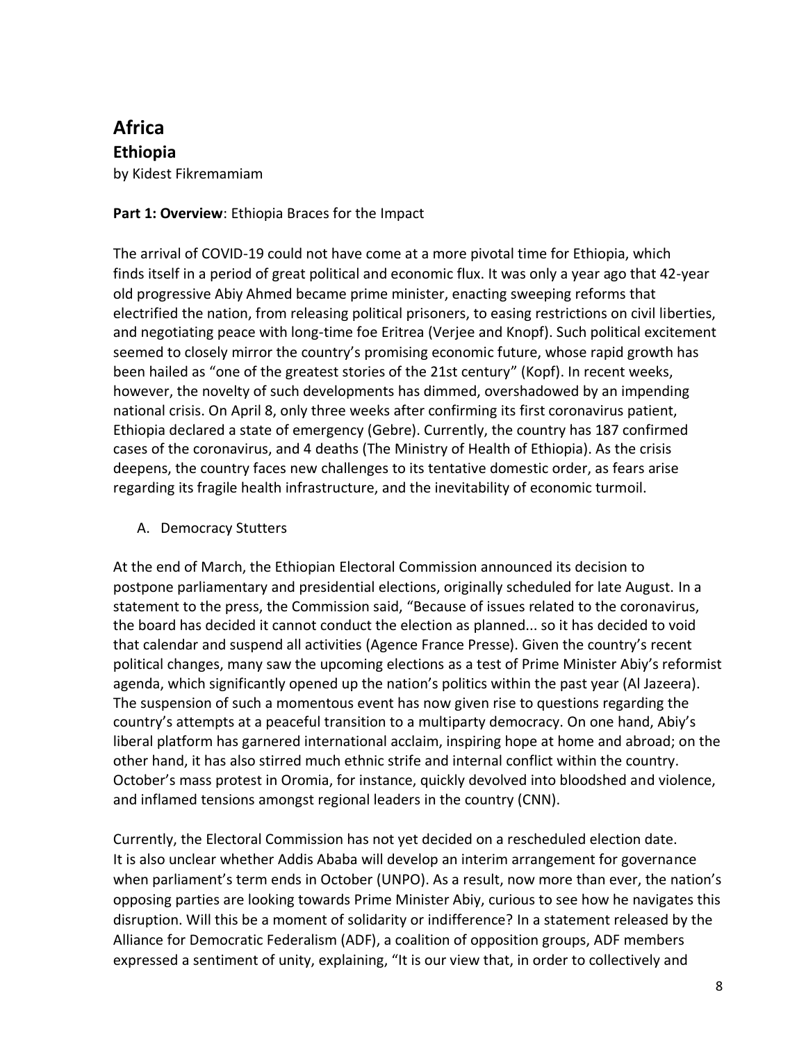# Africa

## Ethiopia

by Kidest Fikremamiam

**Part 1: Overview**: Ethiopia Braces for the Impact

The arrival of COVID-19 could not have come at a more pivotal time for Ethiopia, which finds itself in a period of great political and economic flux. It was only a year ago that 42-year old progressive Abiy Ahmed became prime minister, enacting sweeping reforms that electrified the nation, from releasing political prisoners, to easing restrictions on civil liberties, and negotiating peace with long-time foe Eritrea (Verjee and Knopf). Such political excitement seemed to closely mirror the country's promising economic future, whose rapid growth has been hailed as "one of the greatest stories of the 21st century" (Kopf). In recent weeks, however, the novelty of such developments has dimmed, overshadowed by an impending national crisis. On April 8, only three weeks after confirming its first coronavirus patient, Ethiopia declared a state of emergency (Gebre). Currently, the country has 187 confirmed cases of the coronavirus, and 4 deaths (The Ministry of Health of Ethiopia). As the crisis deepens, the country faces new challenges to its tentative domestic order, as fears arise regarding its fragile health infrastructure, and the inevitability of economic turmoil.

A. Democracy Stutters

At the end of March, the Ethiopian Electoral Commission announced its decision to postpone parliamentary and presidential elections, originally scheduled for late August. In a statement to the press, the Commission said, "Because of issues related to the coronavirus, the board has decided it cannot conduct the election as planned... so it has decided to void that calendar and suspend all activities (Agence France Presse). Given the country's recent political changes, many saw the upcoming elections as a test of Prime Minister Abiy's reformist agenda, which significantly opened up the nation's politics within the past year (Al Jazeera). The suspension of such a momentous event has now given rise to questions regarding the country's attempts at a peaceful transition to a multiparty democracy. On one hand, Abiy's liberal platform has garnered international acclaim, inspiring hope at home and abroad; on the other hand, it has also stirred much ethnic strife and internal conflict within the country. October's mass protest in Oromia, for instance, quickly devolved into bloodshed and violence, and inflamed tensions amongst regional leaders in the country (CNN).

Currently, the Electoral Commission has not yet decided on a rescheduled election date. It is also unclear whether Addis Ababa will develop an interim arrangement for governance when parliament's term ends in October (UNPO). As a result, now more than ever, the nation's opposing parties are looking towards Prime Minister Abiy, curious to see how he navigates this disruption. Will this be a moment of solidarity or indifference? In a statement released by the Alliance for Democratic Federalism (ADF), a coalition of opposition groups, ADF members expressed a sentiment of unity, explaining, "It is our view that, in order to collectively and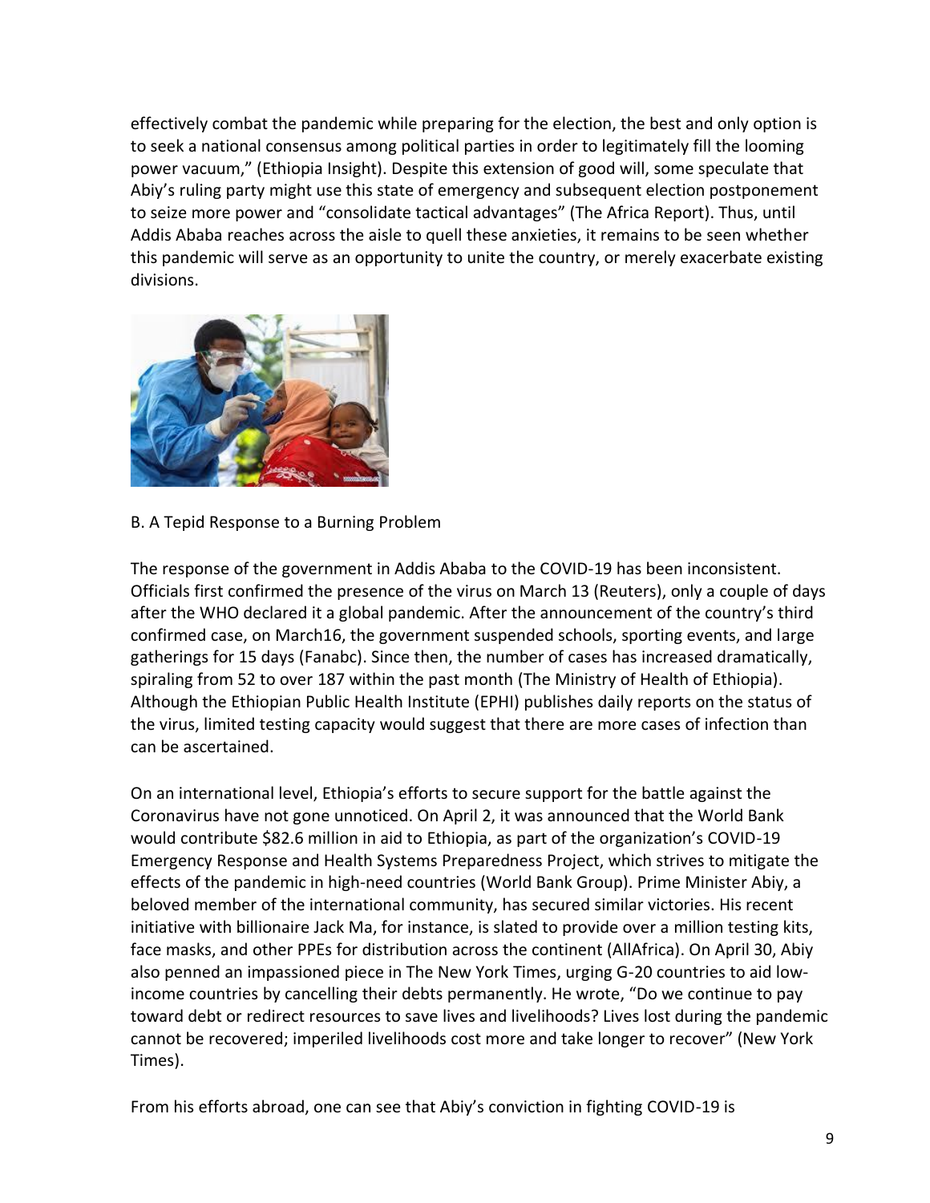effectively combat the pandemic while preparing for the election, the best and only option is to seek a national consensus among political parties in order to legitimately fill the looming power vacuum," (Ethiopia Insight). Despite this extension of good will, some speculate that Abiy's ruling party might use this state of emergency and subsequent election postponement to seize more power and "consolidate tactical advantages" (The Africa Report). Thus, until Addis Ababa reaches across the aisle to quell these anxieties, it remains to be seen whether this pandemic will serve as an opportunity to unite the country, or merely exacerbate existing divisions.

B. A Tepid Response to a Burning Problem

The response of the government in Addis Ababa to the COVID-19 has been inconsistent. Officials first confirmed the presence of the virus on March 13 (Reuters), only a couple of days after the WHO declared it a global pandemic. After the announcement of the country's third confirmed case, on March16, the government suspended schools, sporting events, and large gatherings for 15 days (Fanabc). Since then, the number of cases has increased dramatically, spiraling from 52 to over 187 within the past month (The Ministry of Health of Ethiopia). Although the Ethiopian Public Health Institute (EPHI) publishes daily reports on the status of the virus, limited testing capacity would suggest that there are more cases of infection than can be ascertained.

On an international level, Ethiopia's efforts to secure support for the battle against the Coronavirus have not gone unnoticed. On April 2, it was announced that the World Bank would contribute $82.6 million in aid to Ethiopia, as part of the organization's COVID-19 Emergency Response and Health Systems Preparedness Project, which strives to mitigate the effects of the pandemic in high-need countries (World Bank Group). Prime Minister Abiy, a beloved member of the international community, has secured similar victories. His recent initiative with billionaire Jack Ma, for instance, is slated to provide over a million testing kits, face masks, and other PPEs for distribution across the continent (AllAfrica). On April 30, Abiy also penned an impassioned piece in The New York Times, urging G-20 countries to aid low-income countries by cancelling their debts permanently. He wrote, "Do we continue to pay toward debt or redirect resources to save lives and livelihoods? Lives lost during the pandemic cannot be recovered; imperiled livelihoods cost more and take longer to recover" (New York Times).

From his efforts abroad, one can see that Abiy's conviction in fighting COVID-19 is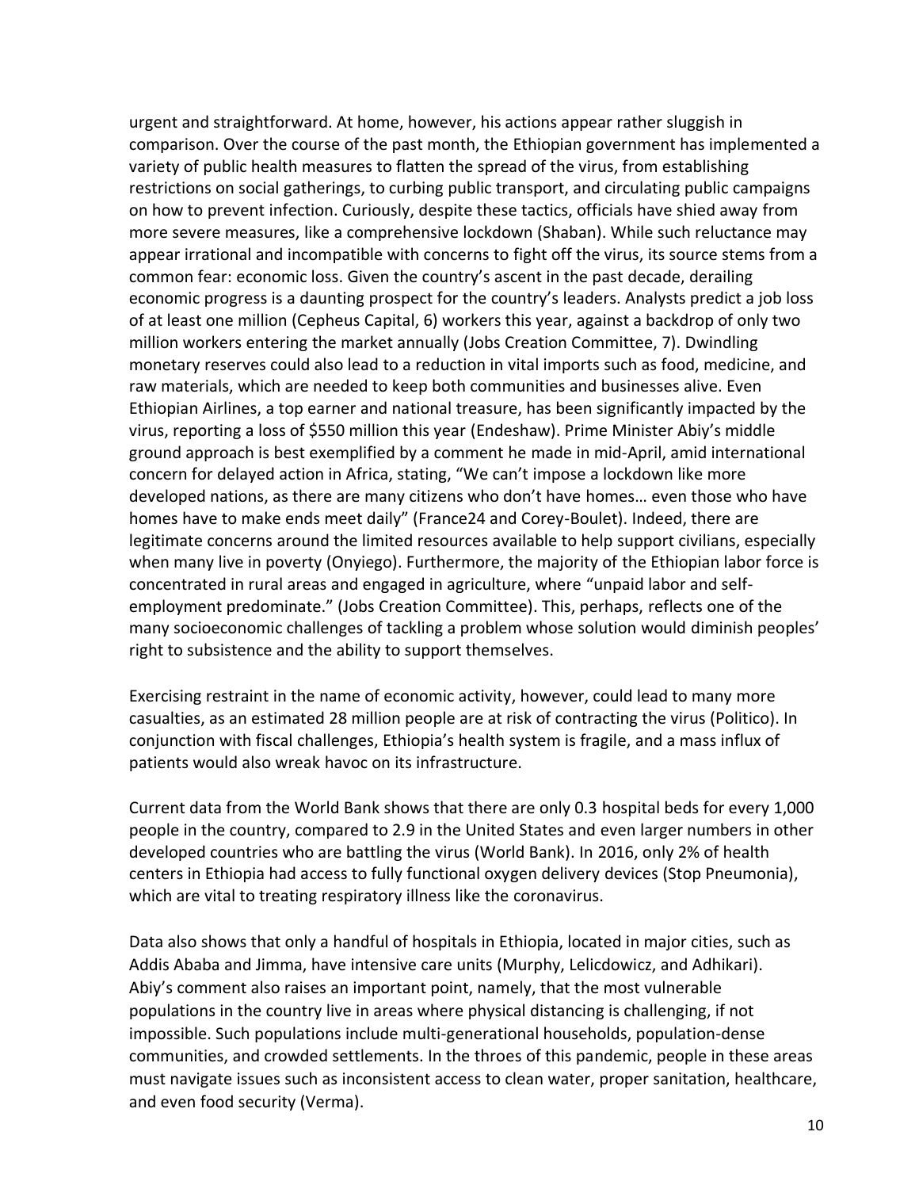urgent and straightforward. At home, however, his actions appear rather sluggish in comparison. Over the course of the past month, the Ethiopian government has implemented a variety of public health measures to flatten the spread of the virus, from establishing restrictions on social gatherings, to curbing public transport, and circulating public campaigns on how to prevent infection. Curiously, despite these tactics, officials have shied away from more severe measures, like a comprehensive lockdown (Shaban). While such reluctance may appear irrational and incompatible with concerns to fight off the virus, its source stems from a common fear: economic loss. Given the country's ascent in the past decade, derailing economic progress is a daunting prospect for the country's leaders. Analysts predict a job loss of at least one million (Cepheus Capital, 6) workers this year, against a backdrop of only two million workers entering the market annually (Jobs Creation Committee, 7). Dwindling monetary reserves could also lead to a reduction in vital imports such as food, medicine, and raw materials, which are needed to keep both communities and businesses alive. Even Ethiopian Airlines, a top earner and national treasure, has been significantly impacted by the virus, reporting a loss of $550 million this year (Endeshaw). Prime Minister Abiy's middle ground approach is best exemplified by a comment he made in mid-April, amid international concern for delayed action in Africa, stating, "We can't impose a lockdown like more developed nations, as there are many citizens who don't have homes… even those who have homes have to make ends meet daily" (France24 and Corey-Boulet). Indeed, there are legitimate concerns around the limited resources available to help support civilians, especially when many live in poverty (Onyiego). Furthermore, the majority of the Ethiopian labor force is concentrated in rural areas and engaged in agriculture, where "unpaid labor and self-employment predominate." (Jobs Creation Committee). This, perhaps, reflects one of the many socioeconomic challenges of tackling a problem whose solution would diminish peoples' right to subsistence and the ability to support themselves.

Exercising restraint in the name of economic activity, however, could lead to many more casualties, as an estimated 28 million people are at risk of contracting the virus (Politico). In conjunction with fiscal challenges, Ethiopia's health system is fragile, and a mass influx of patients would also wreak havoc on its infrastructure.

Current data from the World Bank shows that there are only 0.3 hospital beds for every 1,000 people in the country, compared to 2.9 in the United States and even larger numbers in other developed countries who are battling the virus (World Bank). In 2016, only 2% of health centers in Ethiopia had access to fully functional oxygen delivery devices (Stop Pneumonia), which are vital to treating respiratory illness like the coronavirus.

Data also shows that only a handful of hospitals in Ethiopia, located in major cities, such as Addis Ababa and Jimma, have intensive care units (Murphy, Lelicdowicz, and Adhikari). Abiy's comment also raises an important point, namely, that the most vulnerable populations in the country live in areas where physical distancing is challenging, if not impossible. Such populations include multi-generational households, population-dense communities, and crowded settlements. In the throes of this pandemic, people in these areas must navigate issues such as inconsistent access to clean water, proper sanitation, healthcare, and even food security (Verma).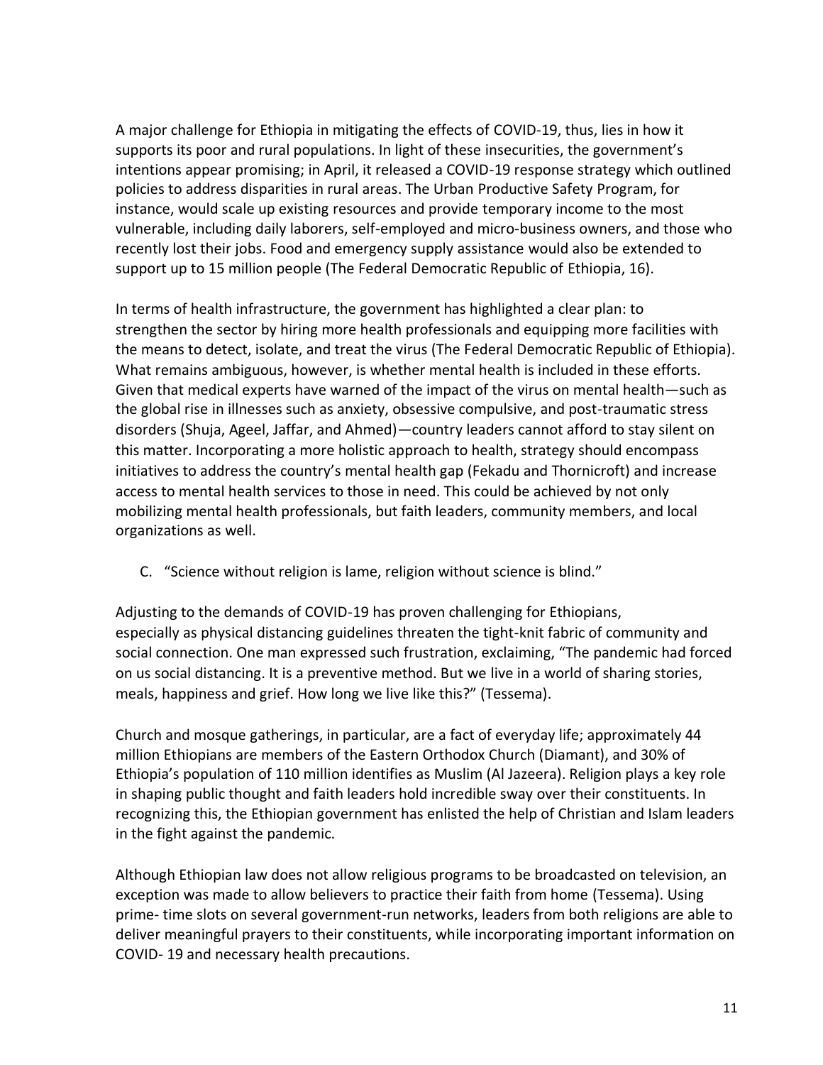A major challenge for Ethiopia in mitigating the effects of COVID-19, thus, lies in how it supports its poor and rural populations. In light of these insecurities, the government's intentions appear promising; in April, it released a COVID-19 response strategy which outlined policies to address disparities in rural areas. The Urban Productive Safety Program, for instance, would scale up existing resources and provide temporary income to the most vulnerable, including daily laborers, self-employed and micro-business owners, and those who recently lost their jobs. Food and emergency supply assistance would also be extended to support up to 15 million people (The Federal Democratic Republic of Ethiopia, 16).

In terms of health infrastructure, the government has highlighted a clear plan: to strengthen the sector by hiring more health professionals and equipping more facilities with the means to detect, isolate, and treat the virus (The Federal Democratic Republic of Ethiopia). What remains ambiguous, however, is whether mental health is included in these efforts. Given that medical experts have warned of the impact of the virus on mental health—such as the global rise in illnesses such as anxiety, obsessive compulsive, and post-traumatic stress disorders (Shuja, Ageel, Jaffar, and Ahmed)—country leaders cannot afford to stay silent on this matter. Incorporating a more holistic approach to health, strategy should encompass initiatives to address the country's mental health gap (Fekadu and Thornicroft) and increase access to mental health services to those in need. This could be achieved by not only mobilizing mental health professionals, but faith leaders, community members, and local organizations as well.

### C. "Science without religion is lame, religion without science is blind."

Adjusting to the demands of COVID-19 has proven challenging for Ethiopians, especially as physical distancing guidelines threaten the tight-knit fabric of community and social connection. One man expressed such frustration, exclaiming, "The pandemic had forced on us social distancing. It is a preventive method. But we live in a world of sharing stories, meals, happiness and grief. How long we live like this?" (Tessema).

Church and mosque gatherings, in particular, are a fact of everyday life; approximately 44 million Ethiopians are members of the Eastern Orthodox Church (Diamant), and 30% of Ethiopia's population of 110 million identifies as Muslim (Al Jazeera). Religion plays a key role in shaping public thought and faith leaders hold incredible sway over their constituents. In recognizing this, the Ethiopian government has enlisted the help of Christian and Islam leaders in the fight against the pandemic.

Although Ethiopian law does not allow religious programs to be broadcasted on television, an exception was made to allow believers to practice their faith from home (Tessema). Using prime- time slots on several government-run networks, leaders from both religions are able to deliver meaningful prayers to their constituents, while incorporating important information on COVID- 19 and necessary health precautions.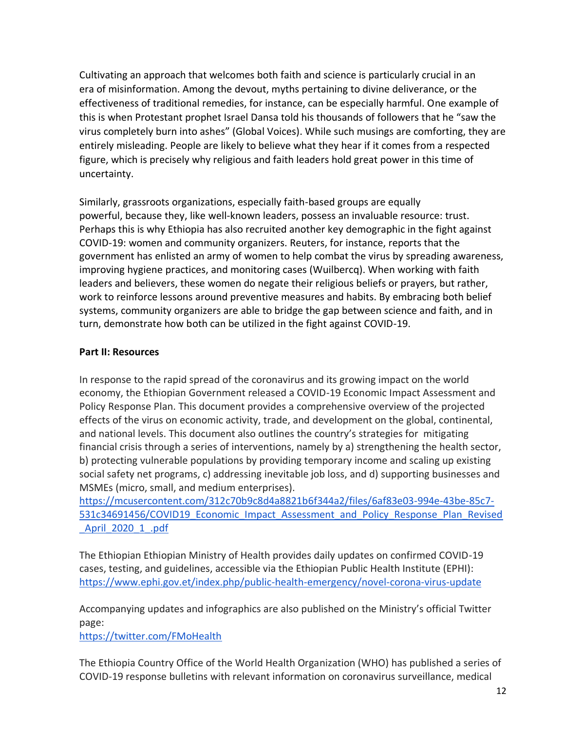Cultivating an approach that welcomes both faith and science is particularly crucial in an era of misinformation. Among the devout, myths pertaining to divine deliverance, or the effectiveness of traditional remedies, for instance, can be especially harmful. One example of this is when Protestant prophet Israel Dansa told his thousands of followers that he "saw the virus completely burn into ashes" (Global Voices). While such musings are comforting, they are entirely misleading. People are likely to believe what they hear if it comes from a respected figure, which is precisely why religious and faith leaders hold great power in this time of uncertainty.

Similarly, grassroots organizations, especially faith-based groups are equally powerful, because they, like well-known leaders, possess an invaluable resource: trust. Perhaps this is why Ethiopia has also recruited another key demographic in the fight against COVID-19: women and community organizers. Reuters, for instance, reports that the government has enlisted an army of women to help combat the virus by spreading awareness, improving hygiene practices, and monitoring cases (Wuilbercq). When working with faith leaders and believers, these women do negate their religious beliefs or prayers, but rather, work to reinforce lessons around preventive measures and habits. By embracing both belief systems, community organizers are able to bridge the gap between science and faith, and in turn, demonstrate how both can be utilized in the fight against COVID-19.

**Part II: Resources**

In response to the rapid spread of the coronavirus and its growing impact on the world economy, the Ethiopian Government released a COVID-19 Economic Impact Assessment and Policy Response Plan. This document provides a comprehensive overview of the projected effects of the virus on economic activity, trade, and development on the global, continental, and national levels. This document also outlines the country's strategies for mitigating financial crisis through a series of interventions, namely by a) strengthening the health sector, b) protecting vulnerable populations by providing temporary income and scaling up existing social safety net programs, c) addressing inevitable job loss, and d) supporting businesses and MSMEs (micro, small, and medium enterprises).
https://mcusercontent.com/312c70b9c8d4a8821b6f344a2/files/6af83e03-994e-43be-85c7-531c34691456/COVID19_Economic_Impact_Assessment_and_Policy_Response_Plan_Revised_April_2020_1_.pdf

The Ethiopian Ethiopian Ministry of Health provides daily updates on confirmed COVID-19 cases, testing, and guidelines, accessible via the Ethiopian Public Health Institute (EPHI): https://www.ephi.gov.et/index.php/public-health-emergency/novel-corona-virus-update

Accompanying updates and infographics are also published on the Ministry's official Twitter page:
https://twitter.com/FMoHealth

The Ethiopia Country Office of the World Health Organization (WHO) has published a series of COVID-19 response bulletins with relevant information on coronavirus surveillance, medical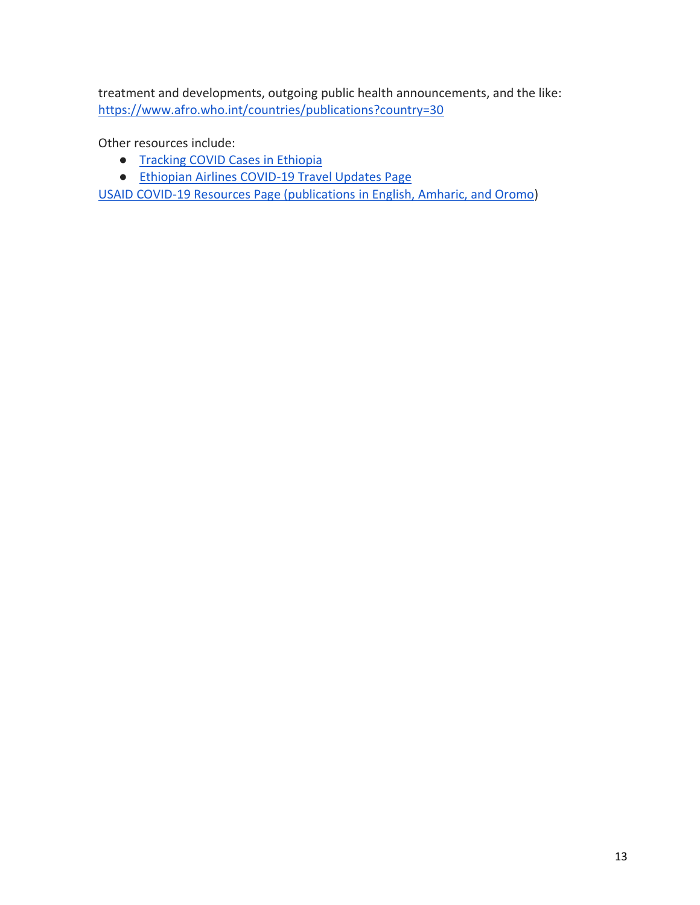treatment and developments, outgoing public health announcements, and the like: https://www.afro.who.int/countries/publications?country=30

Other resources include:

- Tracking COVID Cases in Ethiopia
- Ethiopian Airlines COVID-19 Travel Updates Page

USAID COVID-19 Resources Page (publications in English, Amharic, and Oromo)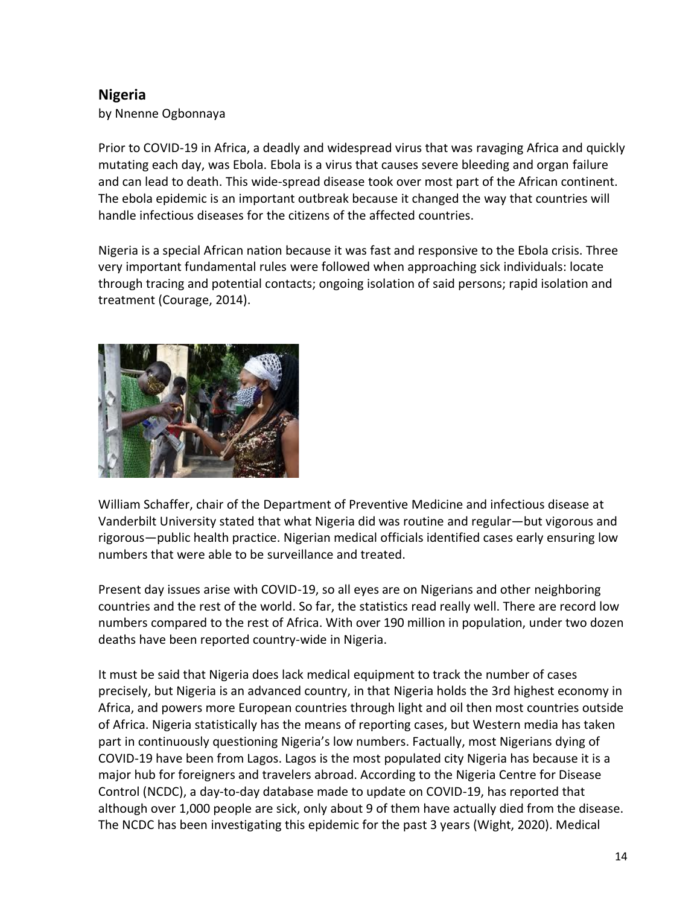## Nigeria

by Nnenne Ogbonnaya

Prior to COVID-19 in Africa, a deadly and widespread virus that was ravaging Africa and quickly mutating each day, was Ebola. Ebola is a virus that causes severe bleeding and organ failure and can lead to death. This wide-spread disease took over most part of the African continent. The ebola epidemic is an important outbreak because it changed the way that countries will handle infectious diseases for the citizens of the affected countries.

Nigeria is a special African nation because it was fast and responsive to the Ebola crisis. Three very important fundamental rules were followed when approaching sick individuals: locate through tracing and potential contacts; ongoing isolation of said persons; rapid isolation and treatment (Courage, 2014).

William Schaffer, chair of the Department of Preventive Medicine and infectious disease at Vanderbilt University stated that what Nigeria did was routine and regular—but vigorous and rigorous—public health practice. Nigerian medical officials identified cases early ensuring low numbers that were able to be surveillance and treated.

Present day issues arise with COVID-19, so all eyes are on Nigerians and other neighboring countries and the rest of the world. So far, the statistics read really well. There are record low numbers compared to the rest of Africa. With over 190 million in population, under two dozen deaths have been reported country-wide in Nigeria.

It must be said that Nigeria does lack medical equipment to track the number of cases precisely, but Nigeria is an advanced country, in that Nigeria holds the 3rd highest economy in Africa, and powers more European countries through light and oil then most countries outside of Africa. Nigeria statistically has the means of reporting cases, but Western media has taken part in continuously questioning Nigeria's low numbers. Factually, most Nigerians dying of COVID-19 have been from Lagos. Lagos is the most populated city Nigeria has because it is a major hub for foreigners and travelers abroad. According to the Nigeria Centre for Disease Control (NCDC), a day-to-day database made to update on COVID-19, has reported that although over 1,000 people are sick, only about 9 of them have actually died from the disease. The NCDC has been investigating this epidemic for the past 3 years (Wight, 2020). Medical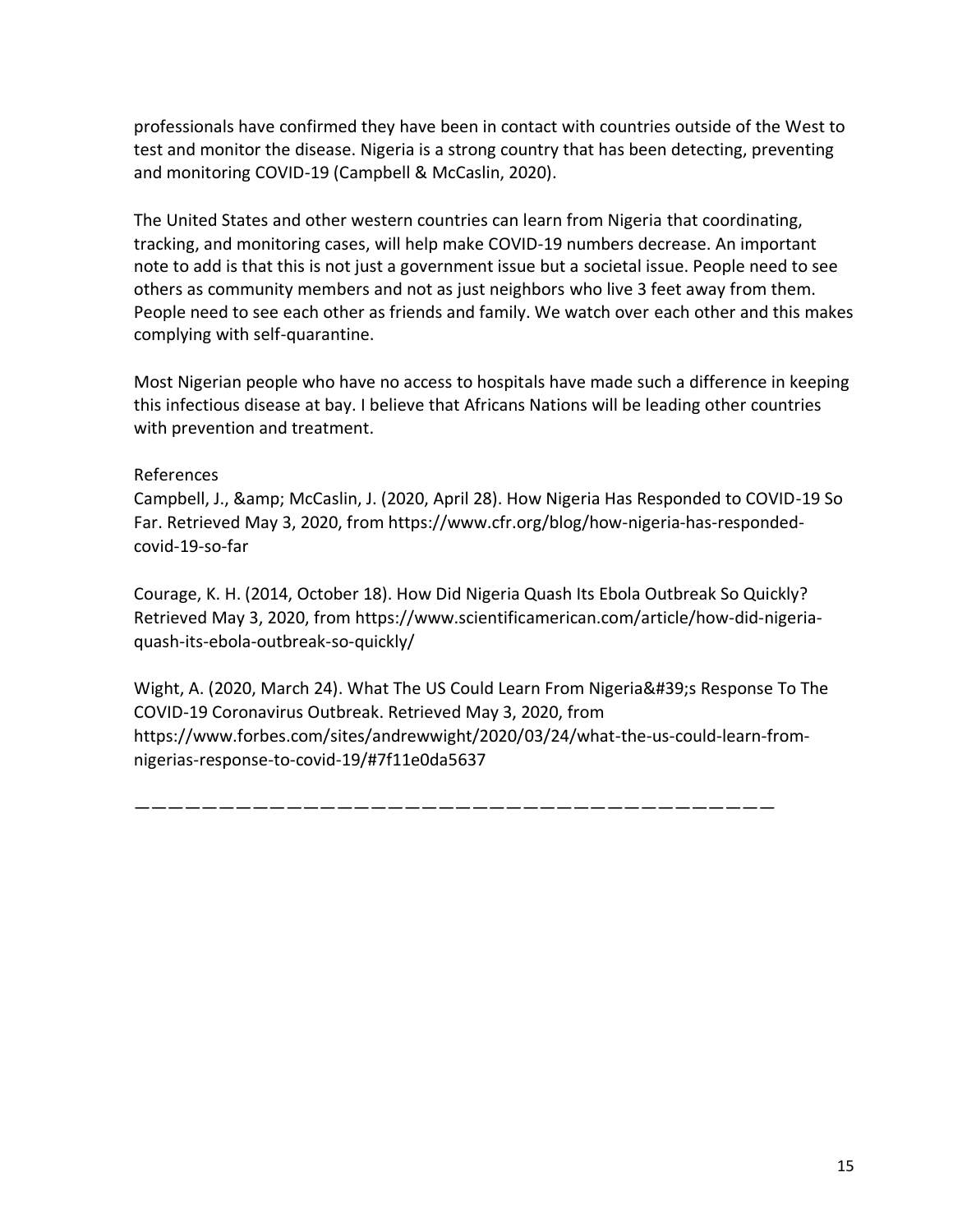professionals have confirmed they have been in contact with countries outside of the West to test and monitor the disease. Nigeria is a strong country that has been detecting, preventing and monitoring COVID-19 (Campbell & McCaslin, 2020).

The United States and other western countries can learn from Nigeria that coordinating, tracking, and monitoring cases, will help make COVID-19 numbers decrease. An important note to add is that this is not just a government issue but a societal issue. People need to see others as community members and not as just neighbors who live 3 feet away from them. People need to see each other as friends and family. We watch over each other and this makes complying with self-quarantine.

Most Nigerian people who have no access to hospitals have made such a difference in keeping this infectious disease at bay. I believe that Africans Nations will be leading other countries with prevention and treatment.

References

Campbell, J., &amp; McCaslin, J. (2020, April 28). How Nigeria Has Responded to COVID-19 So Far. Retrieved May 3, 2020, from https://www.cfr.org/blog/how-nigeria-has-responded-covid-19-so-far

Courage, K. H. (2014, October 18). How Did Nigeria Quash Its Ebola Outbreak So Quickly? Retrieved May 3, 2020, from https://www.scientificamerican.com/article/how-did-nigeria-quash-its-ebola-outbreak-so-quickly/

Wight, A. (2020, March 24). What The US Could Learn From Nigeria&#39;s Response To The COVID-19 Coronavirus Outbreak. Retrieved May 3, 2020, from https://www.forbes.com/sites/andrewwight/2020/03/24/what-the-us-could-learn-from-nigerias-response-to-covid-19/#7f11e0da5637

———————————————————————————————————————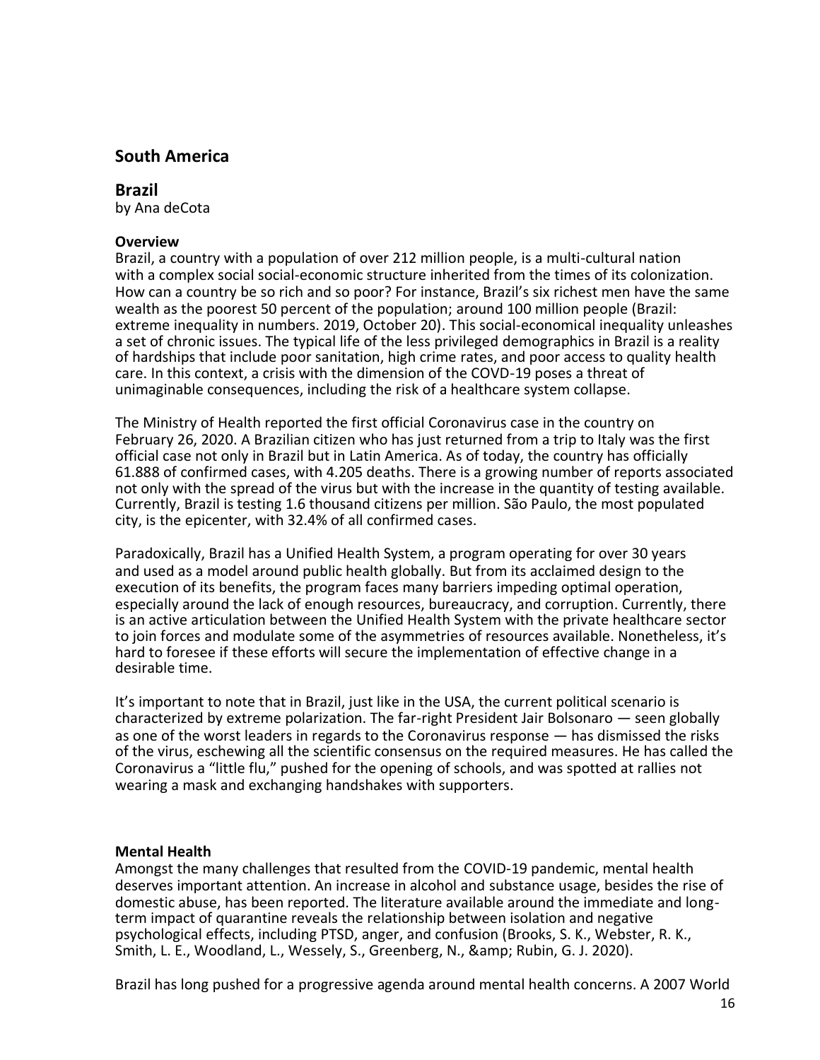## South America

### Brazil

by Ana deCota

#### Overview

Brazil, a country with a population of over 212 million people, is a multi-cultural nation with a complex social social-economic structure inherited from the times of its colonization. How can a country be so rich and so poor? For instance, Brazil's six richest men have the same wealth as the poorest 50 percent of the population; around 100 million people (Brazil: extreme inequality in numbers. 2019, October 20). This social-economical inequality unleashes a set of chronic issues. The typical life of the less privileged demographics in Brazil is a reality of hardships that include poor sanitation, high crime rates, and poor access to quality health care. In this context, a crisis with the dimension of the COVD-19 poses a threat of unimaginable consequences, including the risk of a healthcare system collapse.

The Ministry of Health reported the first official Coronavirus case in the country on February 26, 2020. A Brazilian citizen who has just returned from a trip to Italy was the first official case not only in Brazil but in Latin America. As of today, the country has officially 61.888 of confirmed cases, with 4.205 deaths. There is a growing number of reports associated not only with the spread of the virus but with the increase in the quantity of testing available. Currently, Brazil is testing 1.6 thousand citizens per million. São Paulo, the most populated city, is the epicenter, with 32.4% of all confirmed cases.

Paradoxically, Brazil has a Unified Health System, a program operating for over 30 years and used as a model around public health globally. But from its acclaimed design to the execution of its benefits, the program faces many barriers impeding optimal operation, especially around the lack of enough resources, bureaucracy, and corruption. Currently, there is an active articulation between the Unified Health System with the private healthcare sector to join forces and modulate some of the asymmetries of resources available. Nonetheless, it's hard to foresee if these efforts will secure the implementation of effective change in a desirable time.

It's important to note that in Brazil, just like in the USA, the current political scenario is characterized by extreme polarization. The far-right President Jair Bolsonaro — seen globally as one of the worst leaders in regards to the Coronavirus response — has dismissed the risks of the virus, eschewing all the scientific consensus on the required measures. He has called the Coronavirus a "little flu," pushed for the opening of schools, and was spotted at rallies not wearing a mask and exchanging handshakes with supporters.

#### Mental Health

Amongst the many challenges that resulted from the COVID-19 pandemic, mental health deserves important attention. An increase in alcohol and substance usage, besides the rise of domestic abuse, has been reported. The literature available around the immediate and long-term impact of quarantine reveals the relationship between isolation and negative psychological effects, including PTSD, anger, and confusion (Brooks, S. K., Webster, R. K., Smith, L. E., Woodland, L., Wessely, S., Greenberg, N., &amp; Rubin, G. J. 2020).

Brazil has long pushed for a progressive agenda around mental health concerns. A 2007 World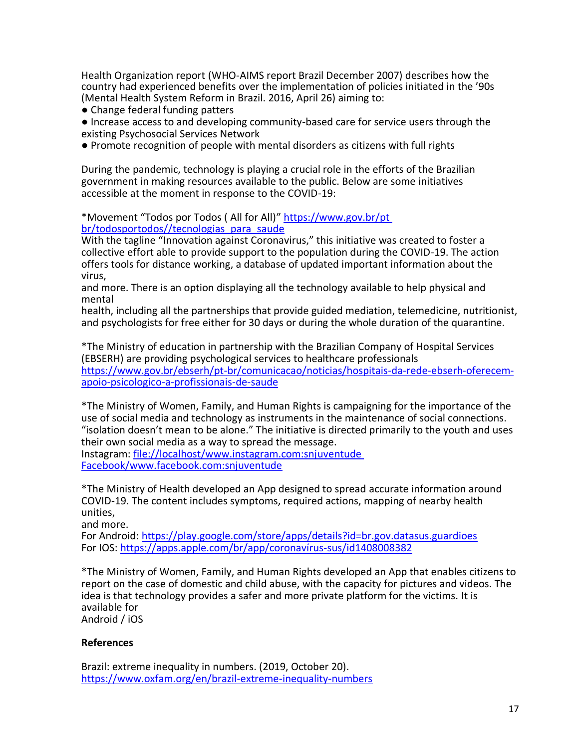Health Organization report (WHO-AIMS report Brazil December 2007) describes how the country had experienced benefits over the implementation of policies initiated in the '90s (Mental Health System Reform in Brazil. 2016, April 26) aiming to:

● Change federal funding patters
● Increase access to and developing community-based care for service users through the existing Psychosocial Services Network
● Promote recognition of people with mental disorders as citizens with full rights

During the pandemic, technology is playing a crucial role in the efforts of the Brazilian government in making resources available to the public. Below are some initiatives accessible at the moment in response to the COVID-19:

*Movement "Todos por Todos ( All for All)" https://www.gov.br/pt br/todosportodos//tecnologias_para_saude
With the tagline "Innovation against Coronavirus," this initiative was created to foster a collective effort able to provide support to the population during the COVID-19. The action offers tools for distance working, a database of updated important information about the virus,
and more. There is an option displaying all the technology available to help physical and mental
health, including all the partnerships that provide guided mediation, telemedicine, nutritionist, and psychologists for free either for 30 days or during the whole duration of the quarantine.

*The Ministry of education in partnership with the Brazilian Company of Hospital Services (EBSERH) are providing psychological services to healthcare professionals https://www.gov.br/ebserh/pt-br/comunicacao/noticias/hospitais-da-rede-ebserh-oferecem-apoio-psicologico-a-profissionais-de-saude

*The Ministry of Women, Family, and Human Rights is campaigning for the importance of the use of social media and technology as instruments in the maintenance of social connections. "isolation doesn't mean to be alone." The initiative is directed primarily to the youth and uses their own social media as a way to spread the message.
Instagram: file://localhost/www.instagram.com:snjuventude
Facebook/www.facebook.com:snjuventude

*The Ministry of Health developed an App designed to spread accurate information around COVID-19. The content includes symptoms, required actions, mapping of nearby health unities,
and more.
For Android: https://play.google.com/store/apps/details?id=br.gov.datasus.guardioes
For IOS: https://apps.apple.com/br/app/coronavírus-sus/id1408008382

*The Ministry of Women, Family, and Human Rights developed an App that enables citizens to report on the case of domestic and child abuse, with the capacity for pictures and videos. The idea is that technology provides a safer and more private platform for the victims. It is available for
Android / iOS

**References**

Brazil: extreme inequality in numbers. (2019, October 20). https://www.oxfam.org/en/brazil-extreme-inequality-numbers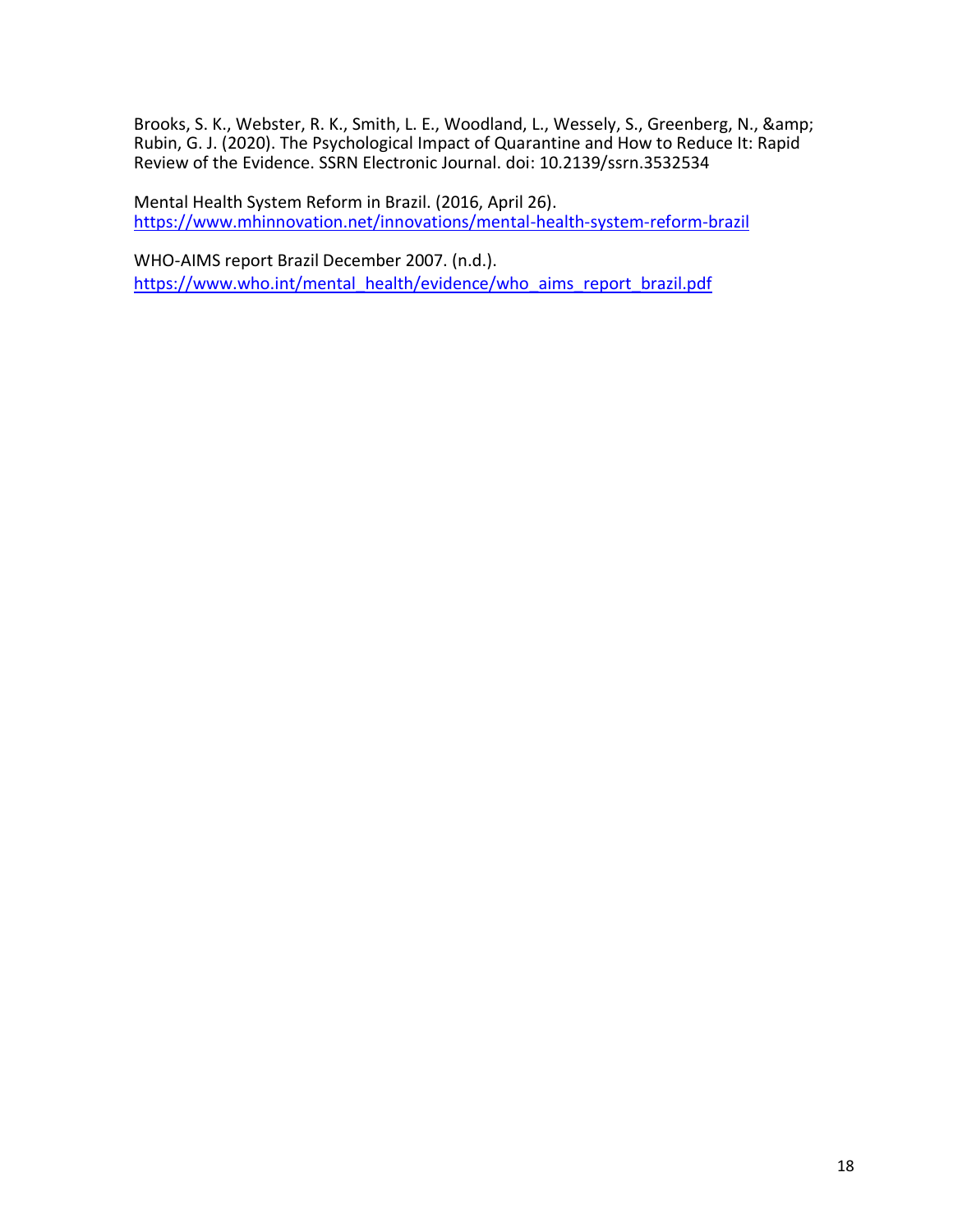Brooks, S. K., Webster, R. K., Smith, L. E., Woodland, L., Wessely, S., Greenberg, N., &amp; Rubin, G. J. (2020). The Psychological Impact of Quarantine and How to Reduce It: Rapid Review of the Evidence. SSRN Electronic Journal. doi: 10.2139/ssrn.3532534

Mental Health System Reform in Brazil. (2016, April 26). https://www.mhinnovation.net/innovations/mental-health-system-reform-brazil

WHO-AIMS report Brazil December 2007. (n.d.). https://www.who.int/mental_health/evidence/who_aims_report_brazil.pdf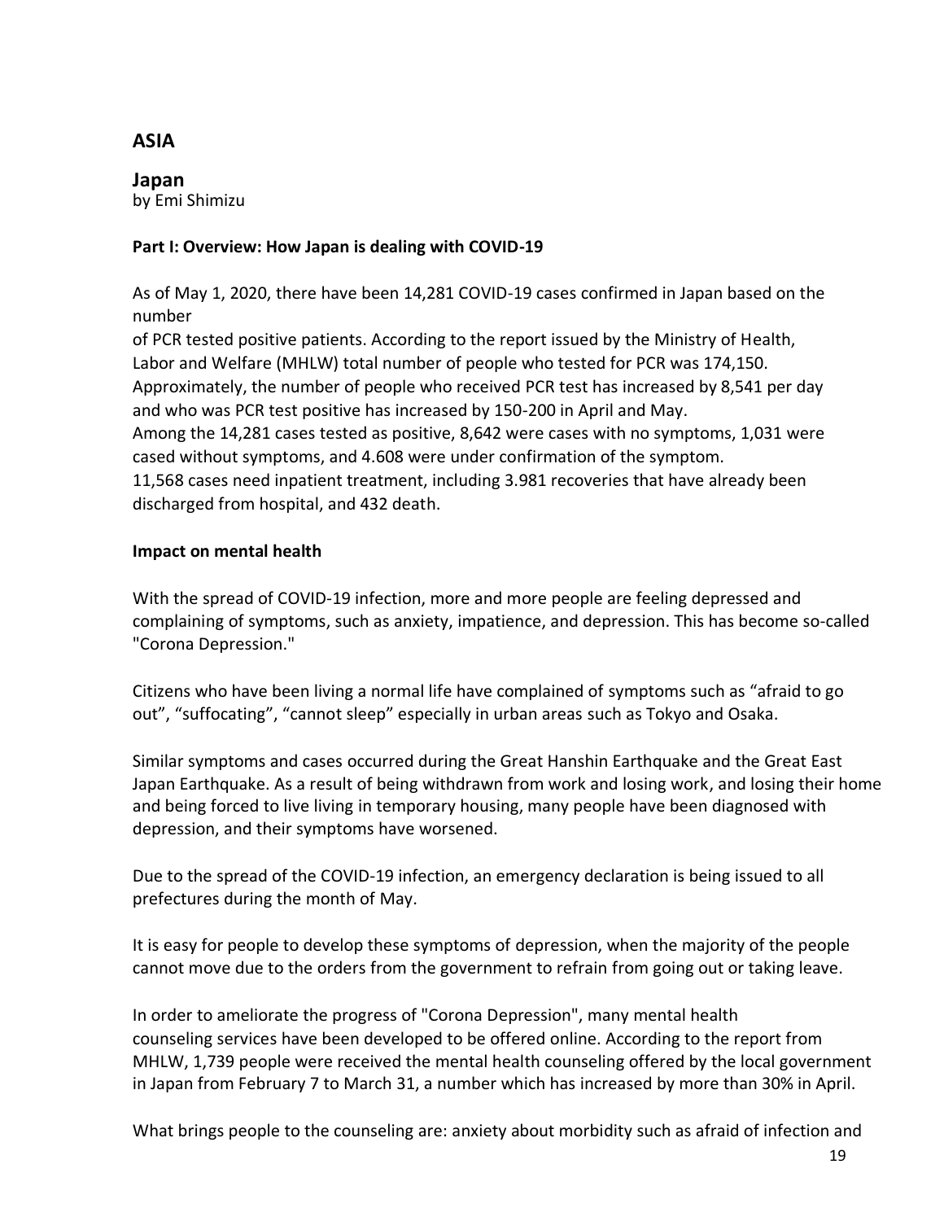## ASIA

### Japan

by Emi Shimizu

**Part I: Overview: How Japan is dealing with COVID-19**

As of May 1, 2020, there have been 14,281 COVID-19 cases confirmed in Japan based on the number of PCR tested positive patients. According to the report issued by the Ministry of Health, Labor and Welfare (MHLW) total number of people who tested for PCR was 174,150. Approximately, the number of people who received PCR test has increased by 8,541 per day and who was PCR test positive has increased by 150-200 in April and May.
Among the 14,281 cases tested as positive, 8,642 were cases with no symptoms, 1,031 were cased without symptoms, and 4.608 were under confirmation of the symptom.
11,568 cases need inpatient treatment, including 3.981 recoveries that have already been discharged from hospital, and 432 death.

**Impact on mental health**

With the spread of COVID-19 infection, more and more people are feeling depressed and complaining of symptoms, such as anxiety, impatience, and depression. This has become so-called "Corona Depression."

Citizens who have been living a normal life have complained of symptoms such as "afraid to go out", "suffocating", "cannot sleep" especially in urban areas such as Tokyo and Osaka.

Similar symptoms and cases occurred during the Great Hanshin Earthquake and the Great East Japan Earthquake. As a result of being withdrawn from work and losing work, and losing their home and being forced to live living in temporary housing, many people have been diagnosed with depression, and their symptoms have worsened.

Due to the spread of the COVID-19 infection, an emergency declaration is being issued to all prefectures during the month of May.

It is easy for people to develop these symptoms of depression, when the majority of the people cannot move due to the orders from the government to refrain from going out or taking leave.

In order to ameliorate the progress of "Corona Depression", many mental health counseling services have been developed to be offered online. According to the report from MHLW, 1,739 people were received the mental health counseling offered by the local government in Japan from February 7 to March 31, a number which has increased by more than 30% in April.

What brings people to the counseling are: anxiety about morbidity such as afraid of infection and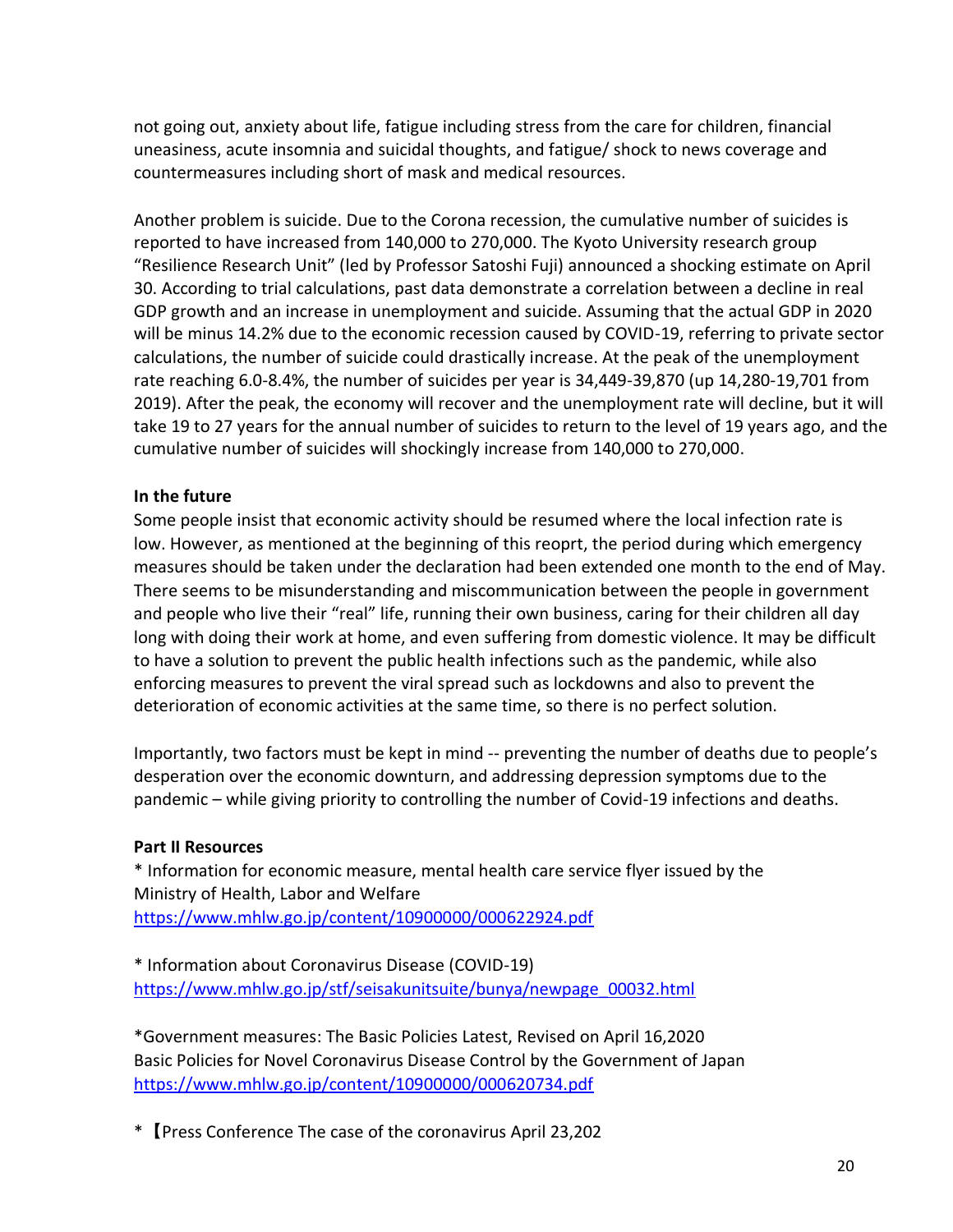not going out, anxiety about life, fatigue including stress from the care for children, financial uneasiness, acute insomnia and suicidal thoughts, and fatigue/ shock to news coverage and countermeasures including short of mask and medical resources.

Another problem is suicide. Due to the Corona recession, the cumulative number of suicides is reported to have increased from 140,000 to 270,000. The Kyoto University research group "Resilience Research Unit" (led by Professor Satoshi Fuji) announced a shocking estimate on April 30. According to trial calculations, past data demonstrate a correlation between a decline in real GDP growth and an increase in unemployment and suicide. Assuming that the actual GDP in 2020 will be minus 14.2% due to the economic recession caused by COVID-19, referring to private sector calculations, the number of suicide could drastically increase. At the peak of the unemployment rate reaching 6.0-8.4%, the number of suicides per year is 34,449-39,870 (up 14,280-19,701 from 2019). After the peak, the economy will recover and the unemployment rate will decline, but it will take 19 to 27 years for the annual number of suicides to return to the level of 19 years ago, and the cumulative number of suicides will shockingly increase from 140,000 to 270,000.

**In the future**

Some people insist that economic activity should be resumed where the local infection rate is low. However, as mentioned at the beginning of this reoprt, the period during which emergency measures should be taken under the declaration had been extended one month to the end of May. There seems to be misunderstanding and miscommunication between the people in government and people who live their "real" life, running their own business, caring for their children all day long with doing their work at home, and even suffering from domestic violence. It may be difficult to have a solution to prevent the public health infections such as the pandemic, while also enforcing measures to prevent the viral spread such as lockdowns and also to prevent the deterioration of economic activities at the same time, so there is no perfect solution.

Importantly, two factors must be kept in mind -- preventing the number of deaths due to people's desperation over the economic downturn, and addressing depression symptoms due to the pandemic – while giving priority to controlling the number of Covid-19 infections and deaths.

**Part II Resources**

* Information for economic measure, mental health care service flyer issued by the Ministry of Health, Labor and Welfare
https://www.mhlw.go.jp/content/10900000/000622924.pdf

* Information about Coronavirus Disease (COVID-19)
https://www.mhlw.go.jp/stf/seisakunitsuite/bunya/newpage_00032.html

*Government measures: The Basic Policies Latest, Revised on April 16,2020
Basic Policies for Novel Coronavirus Disease Control by the Government of Japan
https://www.mhlw.go.jp/content/10900000/000620734.pdf

* 【Press Conference The case of the coronavirus April 23,202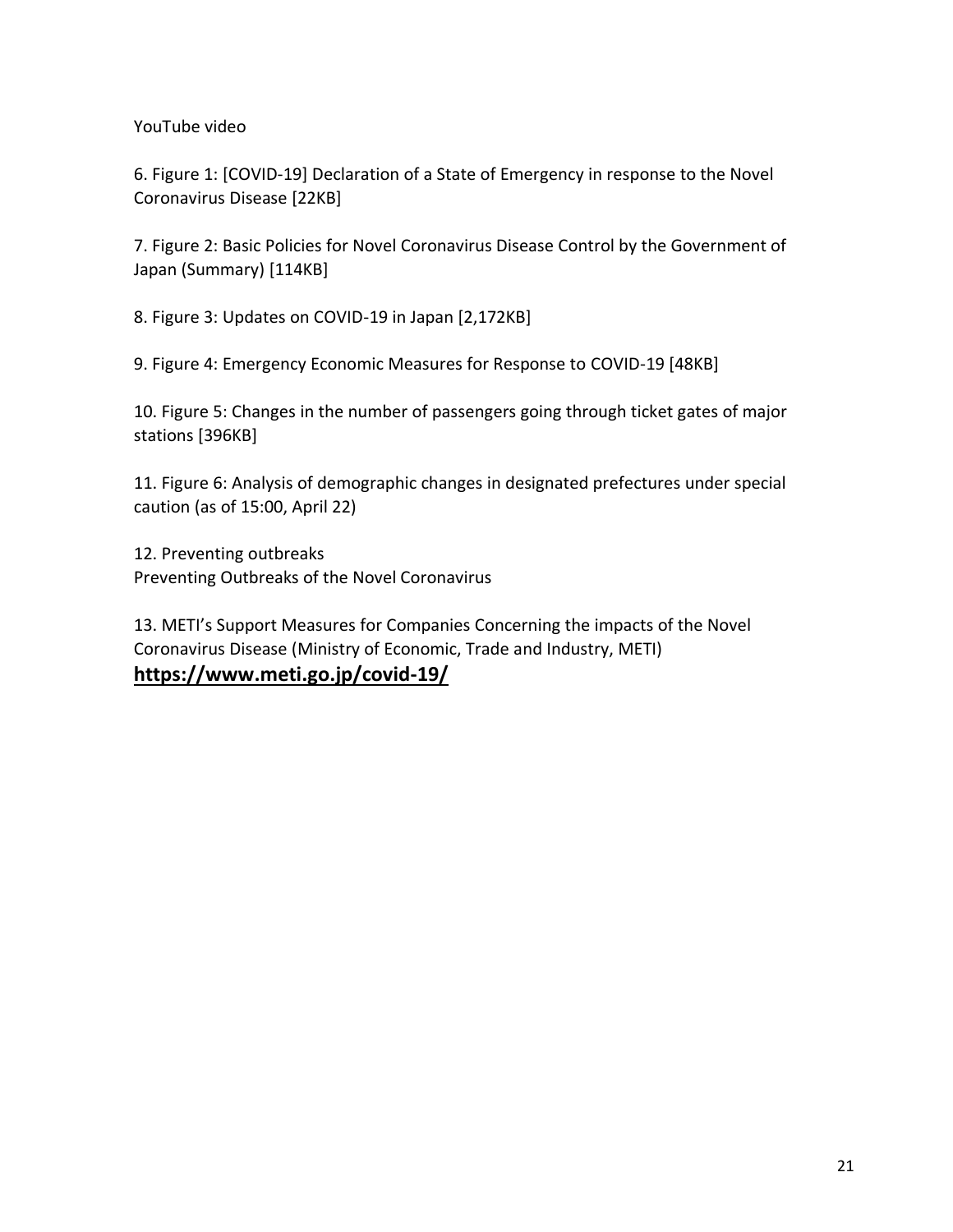YouTube video

6. Figure 1: [COVID-19] Declaration of a State of Emergency in response to the Novel Coronavirus Disease [22KB]

7. Figure 2: Basic Policies for Novel Coronavirus Disease Control by the Government of Japan (Summary) [114KB]

8. Figure 3: Updates on COVID-19 in Japan [2,172KB]

9. Figure 4: Emergency Economic Measures for Response to COVID-19 [48KB]

10. Figure 5: Changes in the number of passengers going through ticket gates of major stations [396KB]

11. Figure 6: Analysis of demographic changes in designated prefectures under special caution (as of 15:00, April 22)

12. Preventing outbreaks
Preventing Outbreaks of the Novel Coronavirus

13. METI's Support Measures for Companies Concerning the impacts of the Novel Coronavirus Disease (Ministry of Economic, Trade and Industry, METI)
**https://www.meti.go.jp/covid-19/**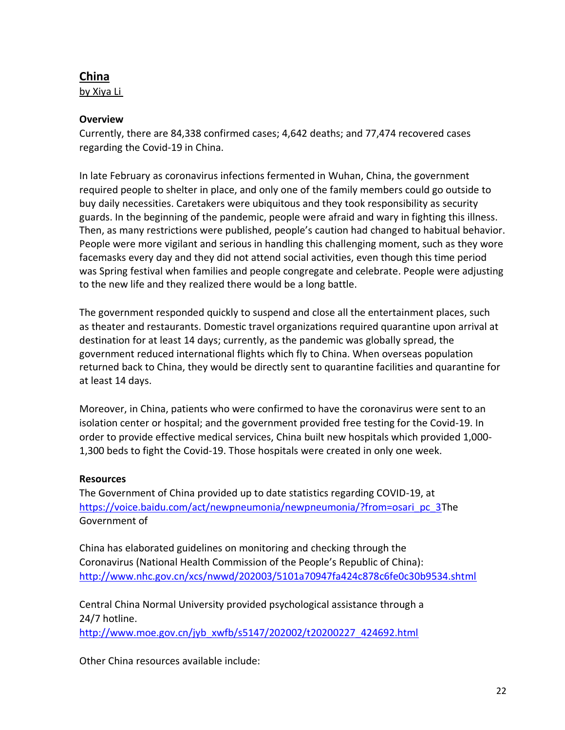## China

by Xiya Li

### Overview

Currently, there are 84,338 confirmed cases; 4,642 deaths; and 77,474 recovered cases regarding the Covid-19 in China.

In late February as coronavirus infections fermented in Wuhan, China, the government required people to shelter in place, and only one of the family members could go outside to buy daily necessities. Caretakers were ubiquitous and they took responsibility as security guards. In the beginning of the pandemic, people were afraid and wary in fighting this illness. Then, as many restrictions were published, people's caution had changed to habitual behavior. People were more vigilant and serious in handling this challenging moment, such as they wore facemasks every day and they did not attend social activities, even though this time period was Spring festival when families and people congregate and celebrate. People were adjusting to the new life and they realized there would be a long battle.

The government responded quickly to suspend and close all the entertainment places, such as theater and restaurants. Domestic travel organizations required quarantine upon arrival at destination for at least 14 days; currently, as the pandemic was globally spread, the government reduced international flights which fly to China. When overseas population returned back to China, they would be directly sent to quarantine facilities and quarantine for at least 14 days.

Moreover, in China, patients who were confirmed to have the coronavirus were sent to an isolation center or hospital; and the government provided free testing for the Covid-19. In order to provide effective medical services, China built new hospitals which provided 1,000-1,300 beds to fight the Covid-19. Those hospitals were created in only one week.

### Resources

The Government of China provided up to date statistics regarding COVID-19, at https://voice.baidu.com/act/newpneumonia/newpneumonia/?from=osari_pc_3The Government of

China has elaborated guidelines on monitoring and checking through the Coronavirus (National Health Commission of the People's Republic of China): http://www.nhc.gov.cn/xcs/nwwd/202003/5101a70947fa424c878c6fe0c30b9534.shtml

Central China Normal University provided psychological assistance through a 24/7 hotline.
http://www.moe.gov.cn/jyb_xwfb/s5147/202002/t20200227_424692.html

Other China resources available include: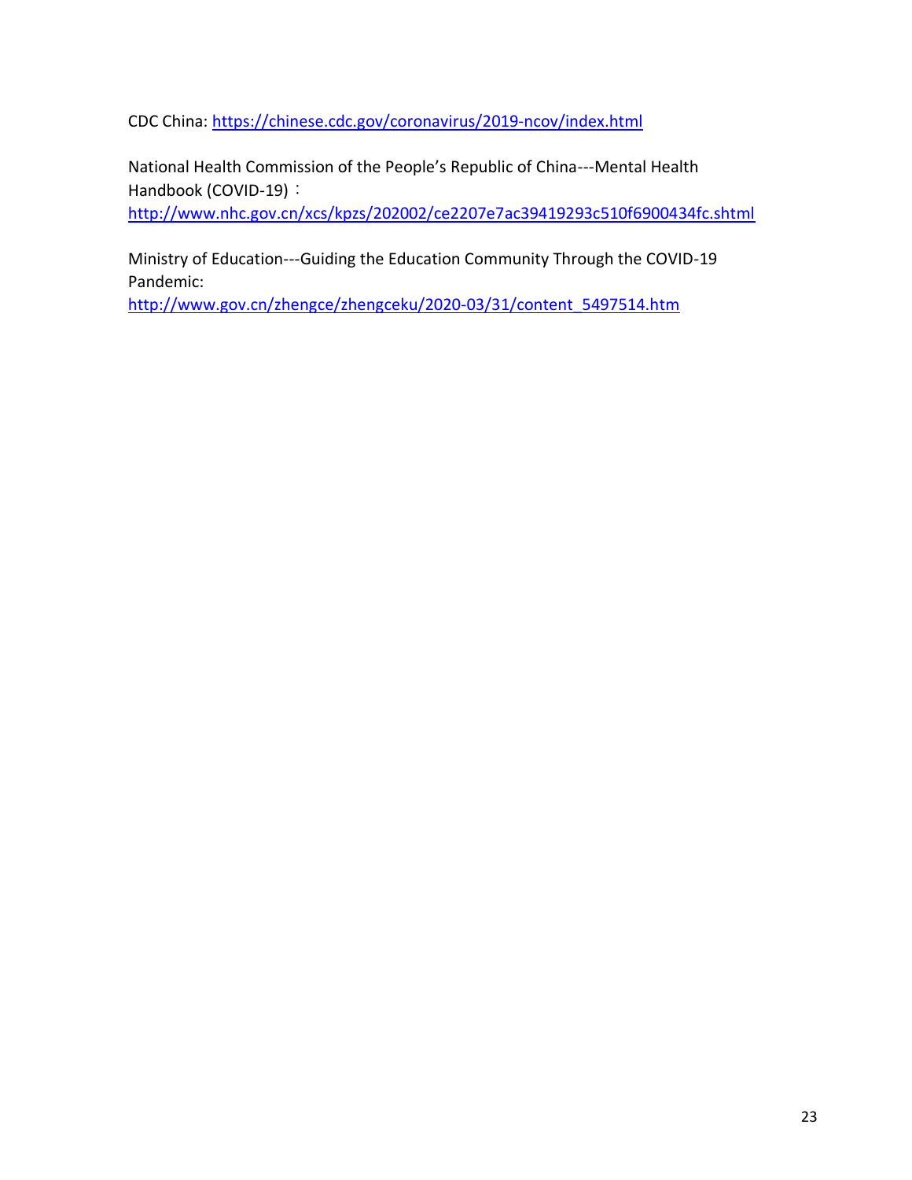CDC China: [https://chinese.cdc.gov/coronavirus/2019-ncov/index.html](https://chinese.cdc.gov/coronavirus/2019-ncov/index.html)

National Health Commission of the People's Republic of China---Mental Health Handbook (COVID-19)：
[http://www.nhc.gov.cn/xcs/kpzs/202002/ce2207e7ac39419293c510f6900434fc.shtml](http://www.nhc.gov.cn/xcs/kpzs/202002/ce2207e7ac39419293c510f6900434fc.shtml)

Ministry of Education---Guiding the Education Community Through the COVID-19 Pandemic:
[http://www.gov.cn/zhengce/zhengceku/2020-03/31/content_5497514.htm](http://www.gov.cn/zhengce/zhengceku/2020-03/31/content_5497514.htm)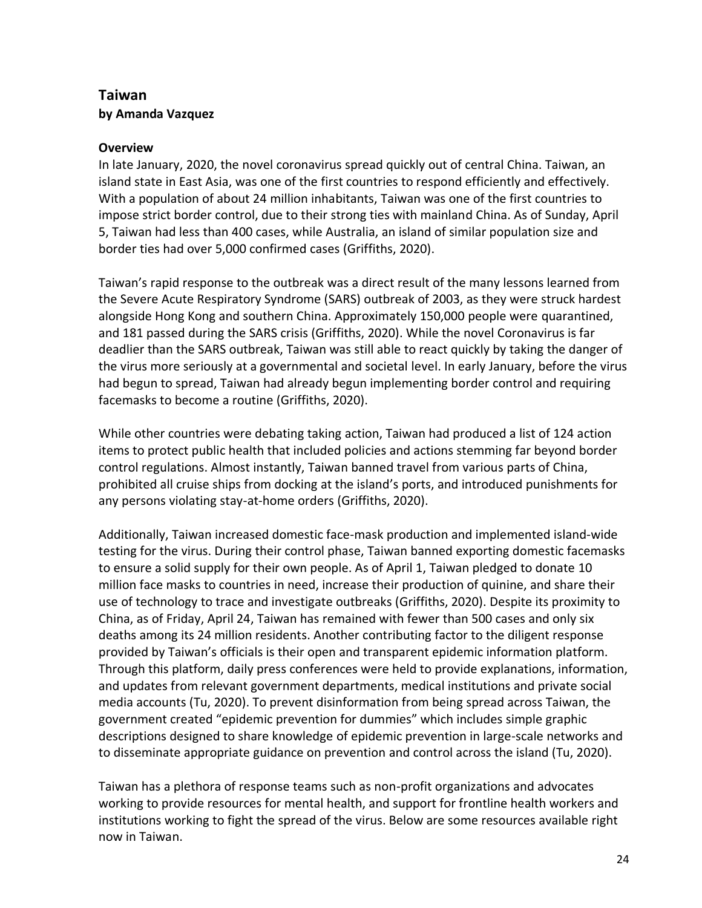## Taiwan

**by Amanda Vazquez**

**Overview**

In late January, 2020, the novel coronavirus spread quickly out of central China. Taiwan, an island state in East Asia, was one of the first countries to respond efficiently and effectively. With a population of about 24 million inhabitants, Taiwan was one of the first countries to impose strict border control, due to their strong ties with mainland China. As of Sunday, April 5, Taiwan had less than 400 cases, while Australia, an island of similar population size and border ties had over 5,000 confirmed cases (Griffiths, 2020).

Taiwan's rapid response to the outbreak was a direct result of the many lessons learned from the Severe Acute Respiratory Syndrome (SARS) outbreak of 2003, as they were struck hardest alongside Hong Kong and southern China. Approximately 150,000 people were quarantined, and 181 passed during the SARS crisis (Griffiths, 2020). While the novel Coronavirus is far deadlier than the SARS outbreak, Taiwan was still able to react quickly by taking the danger of the virus more seriously at a governmental and societal level. In early January, before the virus had begun to spread, Taiwan had already begun implementing border control and requiring facemasks to become a routine (Griffiths, 2020).

While other countries were debating taking action, Taiwan had produced a list of 124 action items to protect public health that included policies and actions stemming far beyond border control regulations. Almost instantly, Taiwan banned travel from various parts of China, prohibited all cruise ships from docking at the island's ports, and introduced punishments for any persons violating stay-at-home orders (Griffiths, 2020).

Additionally, Taiwan increased domestic face-mask production and implemented island-wide testing for the virus. During their control phase, Taiwan banned exporting domestic facemasks to ensure a solid supply for their own people. As of April 1, Taiwan pledged to donate 10 million face masks to countries in need, increase their production of quinine, and share their use of technology to trace and investigate outbreaks (Griffiths, 2020). Despite its proximity to China, as of Friday, April 24, Taiwan has remained with fewer than 500 cases and only six deaths among its 24 million residents. Another contributing factor to the diligent response provided by Taiwan's officials is their open and transparent epidemic information platform. Through this platform, daily press conferences were held to provide explanations, information, and updates from relevant government departments, medical institutions and private social media accounts (Tu, 2020). To prevent disinformation from being spread across Taiwan, the government created "epidemic prevention for dummies" which includes simple graphic descriptions designed to share knowledge of epidemic prevention in large-scale networks and to disseminate appropriate guidance on prevention and control across the island (Tu, 2020).

Taiwan has a plethora of response teams such as non-profit organizations and advocates working to provide resources for mental health, and support for frontline health workers and institutions working to fight the spread of the virus. Below are some resources available right now in Taiwan.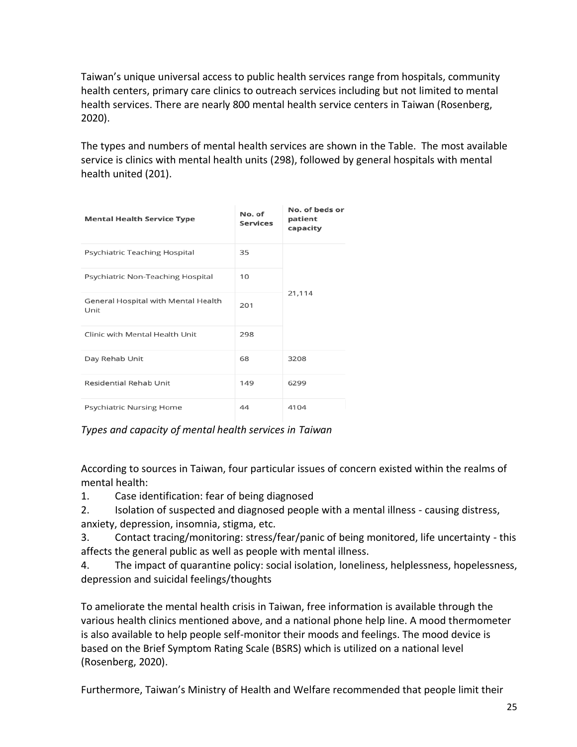Taiwan's unique universal access to public health services range from hospitals, community health centers, primary care clinics to outreach services including but not limited to mental health services. There are nearly 800 mental health service centers in Taiwan (Rosenberg, 2020).

The types and numbers of mental health services are shown in the Table. The most available service is clinics with mental health units (298), followed by general hospitals with mental health united (201).

| Mental Health Service Type | No. of Services | No. of beds or patient capacity |
|---|---|---|
| Psychiatric Teaching Hospital | 35 | 21,114 |
| Psychiatric Non-Teaching Hospital | 10 | |
| General Hospital with Mental Health Unit | 201 | |
| Clinic with Mental Health Unit | 298 | |
| Day Rehab Unit | 68 | 3208 |
| Residential Rehab Unit | 149 | 6299 |
| Psychiatric Nursing Home | 44 | 4104 |

*Types and capacity of mental health services in Taiwan*

According to sources in Taiwan, four particular issues of concern existed within the realms of mental health:

1. Case identification: fear of being diagnosed
2. Isolation of suspected and diagnosed people with a mental illness - causing distress, anxiety, depression, insomnia, stigma, etc.
3. Contact tracing/monitoring: stress/fear/panic of being monitored, life uncertainty - this affects the general public as well as people with mental illness.
4. The impact of quarantine policy: social isolation, loneliness, helplessness, hopelessness, depression and suicidal feelings/thoughts

To ameliorate the mental health crisis in Taiwan, free information is available through the various health clinics mentioned above, and a national phone help line. A mood thermometer is also available to help people self-monitor their moods and feelings. The mood device is based on the Brief Symptom Rating Scale (BSRS) which is utilized on a national level (Rosenberg, 2020).

Furthermore, Taiwan's Ministry of Health and Welfare recommended that people limit their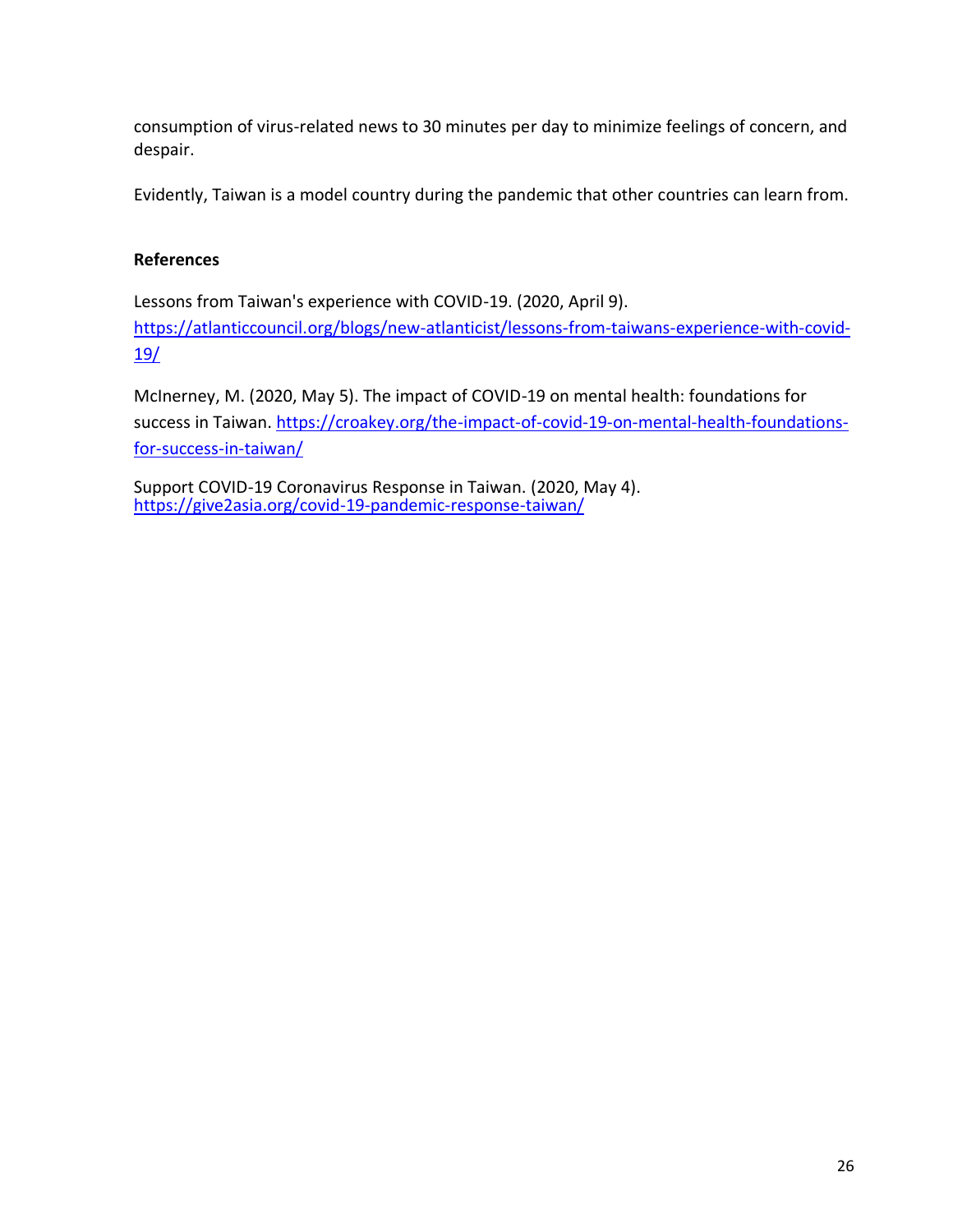consumption of virus-related news to 30 minutes per day to minimize feelings of concern, and despair.

Evidently, Taiwan is a model country during the pandemic that other countries can learn from.

**References**

Lessons from Taiwan's experience with COVID-19. (2020, April 9). https://atlanticcouncil.org/blogs/new-atlanticist/lessons-from-taiwans-experience-with-covid-19/

McInerney, M. (2020, May 5). The impact of COVID-19 on mental health: foundations for success in Taiwan. https://croakey.org/the-impact-of-covid-19-on-mental-health-foundations-for-success-in-taiwan/

Support COVID-19 Coronavirus Response in Taiwan. (2020, May 4). https://give2asia.org/covid-19-pandemic-response-taiwan/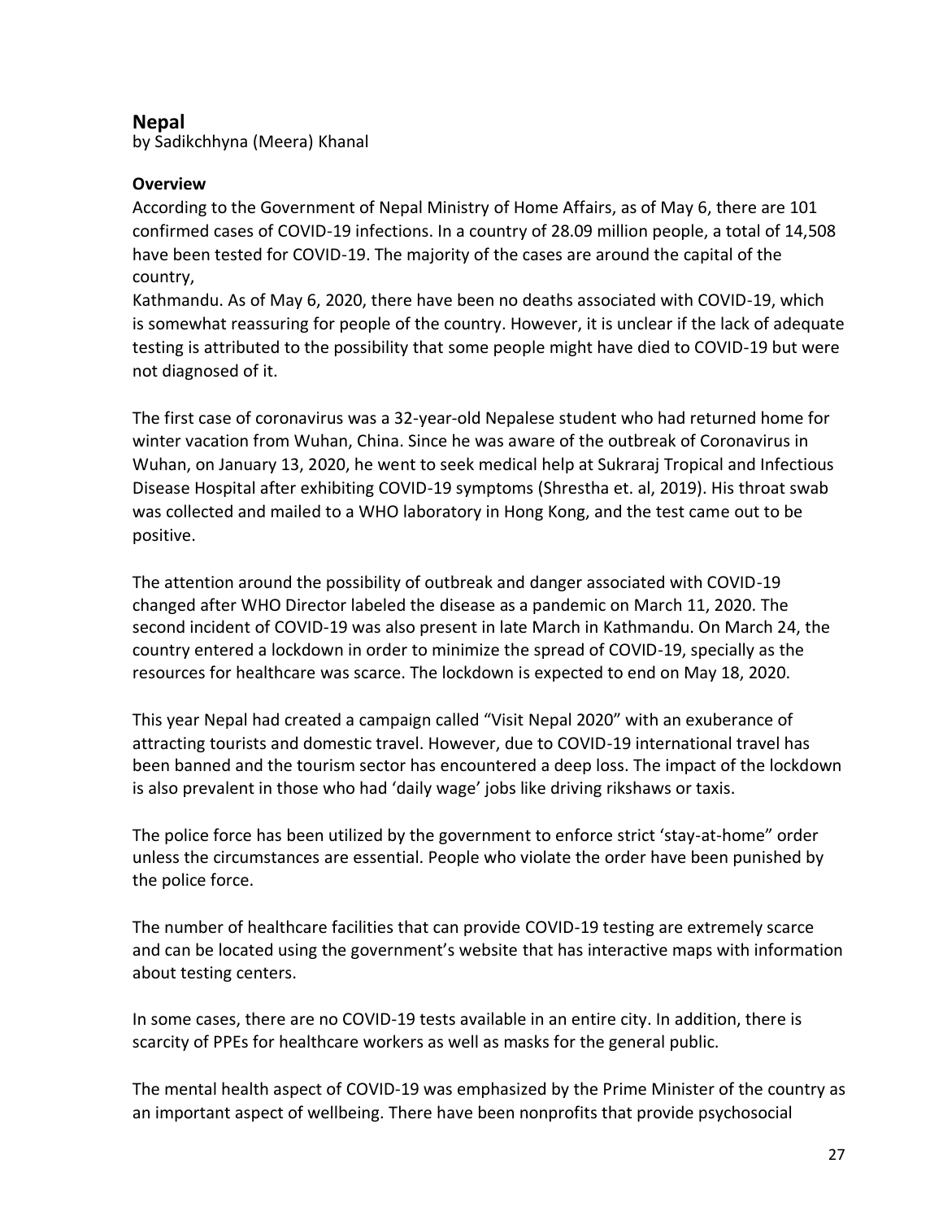## Nepal

by Sadikchhyna (Meera) Khanal

### Overview

According to the Government of Nepal Ministry of Home Affairs, as of May 6, there are 101 confirmed cases of COVID-19 infections. In a country of 28.09 million people, a total of 14,508 have been tested for COVID-19. The majority of the cases are around the capital of the country,
Kathmandu. As of May 6, 2020, there have been no deaths associated with COVID-19, which is somewhat reassuring for people of the country. However, it is unclear if the lack of adequate testing is attributed to the possibility that some people might have died to COVID-19 but were not diagnosed of it.

The first case of coronavirus was a 32-year-old Nepalese student who had returned home for winter vacation from Wuhan, China. Since he was aware of the outbreak of Coronavirus in Wuhan, on January 13, 2020, he went to seek medical help at Sukraraj Tropical and Infectious Disease Hospital after exhibiting COVID-19 symptoms (Shrestha et. al, 2019). His throat swab was collected and mailed to a WHO laboratory in Hong Kong, and the test came out to be positive.

The attention around the possibility of outbreak and danger associated with COVID-19 changed after WHO Director labeled the disease as a pandemic on March 11, 2020. The second incident of COVID-19 was also present in late March in Kathmandu. On March 24, the country entered a lockdown in order to minimize the spread of COVID-19, specially as the resources for healthcare was scarce. The lockdown is expected to end on May 18, 2020.

This year Nepal had created a campaign called "Visit Nepal 2020" with an exuberance of attracting tourists and domestic travel. However, due to COVID-19 international travel has been banned and the tourism sector has encountered a deep loss. The impact of the lockdown is also prevalent in those who had 'daily wage' jobs like driving rikshaws or taxis.

The police force has been utilized by the government to enforce strict 'stay-at-home" order unless the circumstances are essential. People who violate the order have been punished by the police force.

The number of healthcare facilities that can provide COVID-19 testing are extremely scarce and can be located using the government's website that has interactive maps with information about testing centers.

In some cases, there are no COVID-19 tests available in an entire city. In addition, there is scarcity of PPEs for healthcare workers as well as masks for the general public.

The mental health aspect of COVID-19 was emphasized by the Prime Minister of the country as an important aspect of wellbeing. There have been nonprofits that provide psychosocial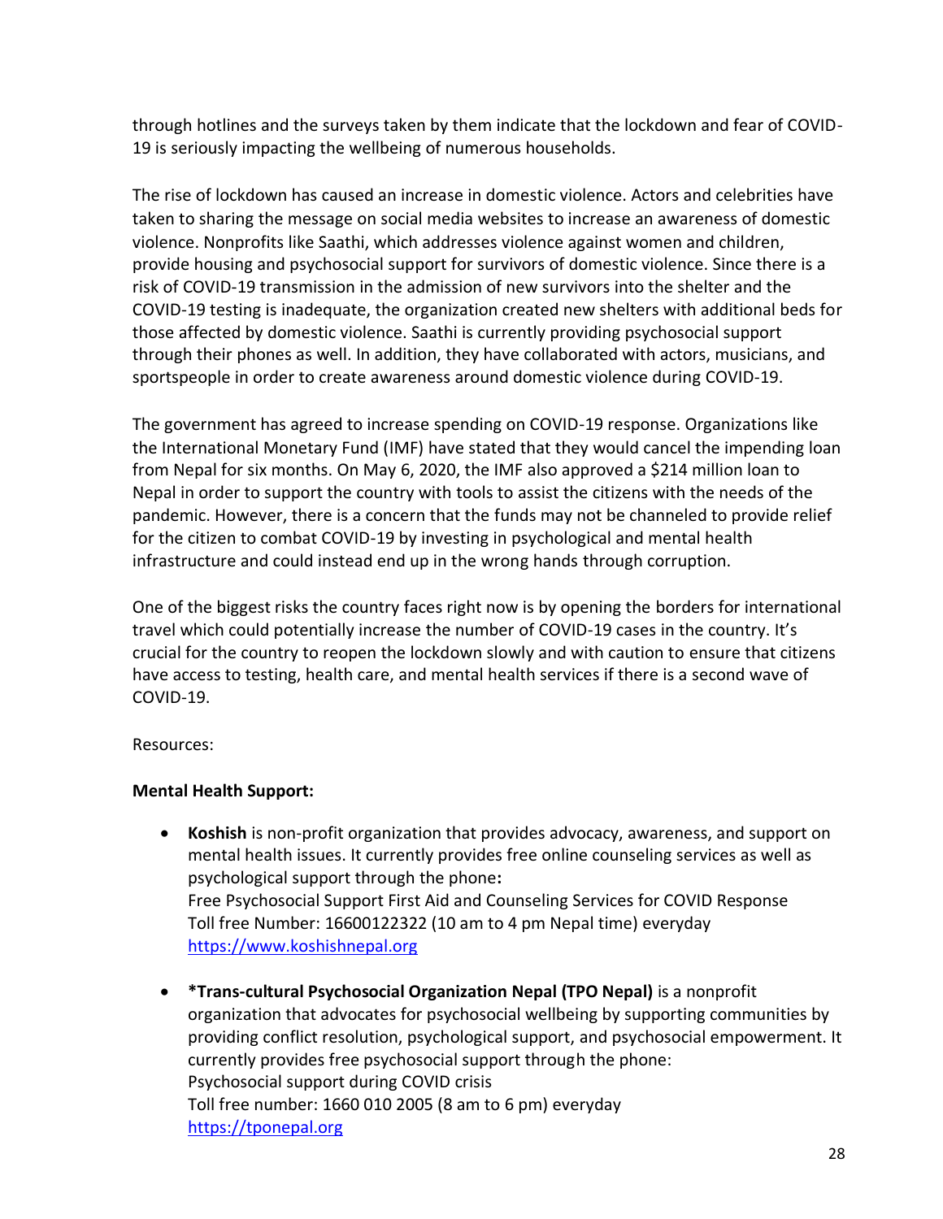through hotlines and the surveys taken by them indicate that the lockdown and fear of COVID-19 is seriously impacting the wellbeing of numerous households.

The rise of lockdown has caused an increase in domestic violence. Actors and celebrities have taken to sharing the message on social media websites to increase an awareness of domestic violence. Nonprofits like Saathi, which addresses violence against women and children, provide housing and psychosocial support for survivors of domestic violence. Since there is a risk of COVID-19 transmission in the admission of new survivors into the shelter and the COVID-19 testing is inadequate, the organization created new shelters with additional beds for those affected by domestic violence. Saathi is currently providing psychosocial support through their phones as well. In addition, they have collaborated with actors, musicians, and sportspeople in order to create awareness around domestic violence during COVID-19.

The government has agreed to increase spending on COVID-19 response. Organizations like the International Monetary Fund (IMF) have stated that they would cancel the impending loan from Nepal for six months. On May 6, 2020, the IMF also approved a $214 million loan to Nepal in order to support the country with tools to assist the citizens with the needs of the pandemic. However, there is a concern that the funds may not be channeled to provide relief for the citizen to combat COVID-19 by investing in psychological and mental health infrastructure and could instead end up in the wrong hands through corruption.

One of the biggest risks the country faces right now is by opening the borders for international travel which could potentially increase the number of COVID-19 cases in the country. It's crucial for the country to reopen the lockdown slowly and with caution to ensure that citizens have access to testing, health care, and mental health services if there is a second wave of COVID-19.

Resources:

**Mental Health Support:**

- **Koshish** is non-profit organization that provides advocacy, awareness, and support on mental health issues. It currently provides free online counseling services as well as psychological support through the phone**:**
  Free Psychosocial Support First Aid and Counseling Services for COVID Response
  Toll free Number: 16600122322 (10 am to 4 pm Nepal time) everyday
  https://www.koshishnepal.org

- **\*Trans-cultural Psychosocial Organization Nepal (TPO Nepal)** is a nonprofit organization that advocates for psychosocial wellbeing by supporting communities by providing conflict resolution, psychological support, and psychosocial empowerment. It currently provides free psychosocial support through the phone:
  Psychosocial support during COVID crisis
  Toll free number: 1660 010 2005 (8 am to 6 pm) everyday
  https://tponepal.org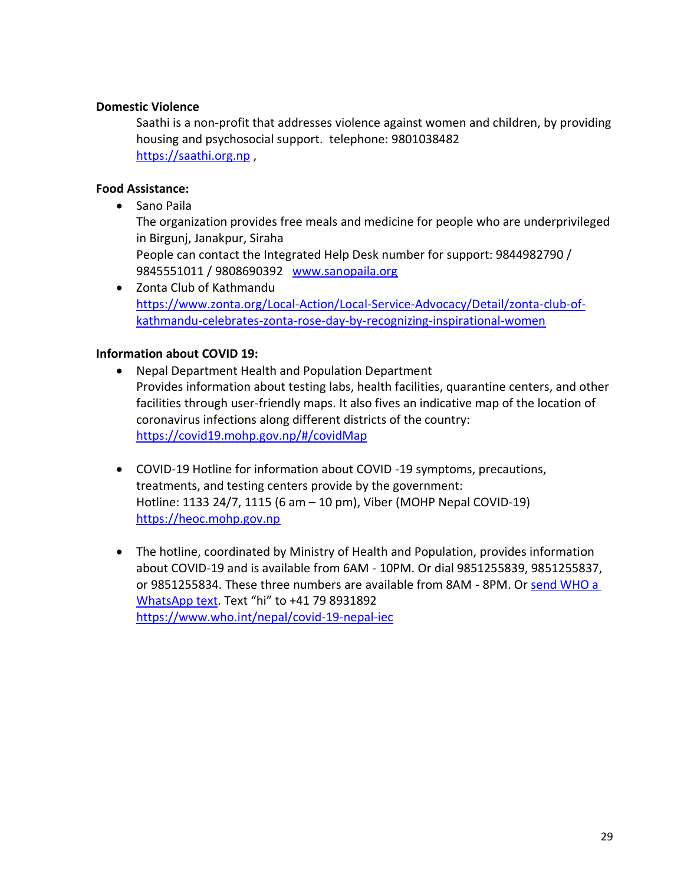**Domestic Violence**

Saathi is a non-profit that addresses violence against women and children, by providing housing and psychosocial support. telephone: 9801038482 https://saathi.org.np ,

**Food Assistance:**

- Sano Paila
  The organization provides free meals and medicine for people who are underprivileged in Birgunj, Janakpur, Siraha
  People can contact the Integrated Help Desk number for support: 9844982790 / 9845551011 / 9808690392 www.sanopaila.org
- Zonta Club of Kathmandu
  https://www.zonta.org/Local-Action/Local-Service-Advocacy/Detail/zonta-club-of-kathmandu-celebrates-zonta-rose-day-by-recognizing-inspirational-women

**Information about COVID 19:**

- Nepal Department Health and Population Department
  Provides information about testing labs, health facilities, quarantine centers, and other facilities through user-friendly maps. It also fives an indicative map of the location of coronavirus infections along different districts of the country: https://covid19.mohp.gov.np/#/covidMap

- COVID-19 Hotline for information about COVID -19 symptoms, precautions, treatments, and testing centers provide by the government:
  Hotline: 1133 24/7, 1115 (6 am – 10 pm), Viber (MOHP Nepal COVID-19)
  https://heoc.mohp.gov.np

- The hotline, coordinated by Ministry of Health and Population, provides information about COVID-19 and is available from 6AM - 10PM. Or dial 9851255839, 9851255837, or 9851255834. These three numbers are available from 8AM - 8PM. Or send WHO a WhatsApp text. Text "hi" to +41 79 8931892
  https://www.who.int/nepal/covid-19-nepal-iec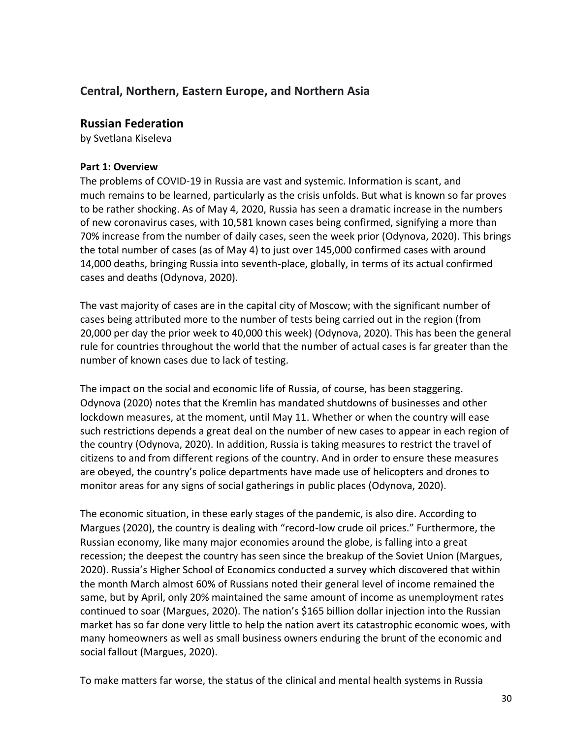## Central, Northern, Eastern Europe, and Northern Asia

### Russian Federation

by Svetlana Kiseleva

**Part 1: Overview**

The problems of COVID-19 in Russia are vast and systemic. Information is scant, and much remains to be learned, particularly as the crisis unfolds. But what is known so far proves to be rather shocking. As of May 4, 2020, Russia has seen a dramatic increase in the numbers of new coronavirus cases, with 10,581 known cases being confirmed, signifying a more than 70% increase from the number of daily cases, seen the week prior (Odynova, 2020). This brings the total number of cases (as of May 4) to just over 145,000 confirmed cases with around 14,000 deaths, bringing Russia into seventh-place, globally, in terms of its actual confirmed cases and deaths (Odynova, 2020).

The vast majority of cases are in the capital city of Moscow; with the significant number of cases being attributed more to the number of tests being carried out in the region (from 20,000 per day the prior week to 40,000 this week) (Odynova, 2020). This has been the general rule for countries throughout the world that the number of actual cases is far greater than the number of known cases due to lack of testing.

The impact on the social and economic life of Russia, of course, has been staggering. Odynova (2020) notes that the Kremlin has mandated shutdowns of businesses and other lockdown measures, at the moment, until May 11. Whether or when the country will ease such restrictions depends a great deal on the number of new cases to appear in each region of the country (Odynova, 2020). In addition, Russia is taking measures to restrict the travel of citizens to and from different regions of the country. And in order to ensure these measures are obeyed, the country's police departments have made use of helicopters and drones to monitor areas for any signs of social gatherings in public places (Odynova, 2020).

The economic situation, in these early stages of the pandemic, is also dire. According to Margues (2020), the country is dealing with "record-low crude oil prices." Furthermore, the Russian economy, like many major economies around the globe, is falling into a great recession; the deepest the country has seen since the breakup of the Soviet Union (Margues, 2020). Russia's Higher School of Economics conducted a survey which discovered that within the month March almost 60% of Russians noted their general level of income remained the same, but by April, only 20% maintained the same amount of income as unemployment rates continued to soar (Margues, 2020). The nation's $165 billion dollar injection into the Russian market has so far done very little to help the nation avert its catastrophic economic woes, with many homeowners as well as small business owners enduring the brunt of the economic and social fallout (Margues, 2020).

To make matters far worse, the status of the clinical and mental health systems in Russia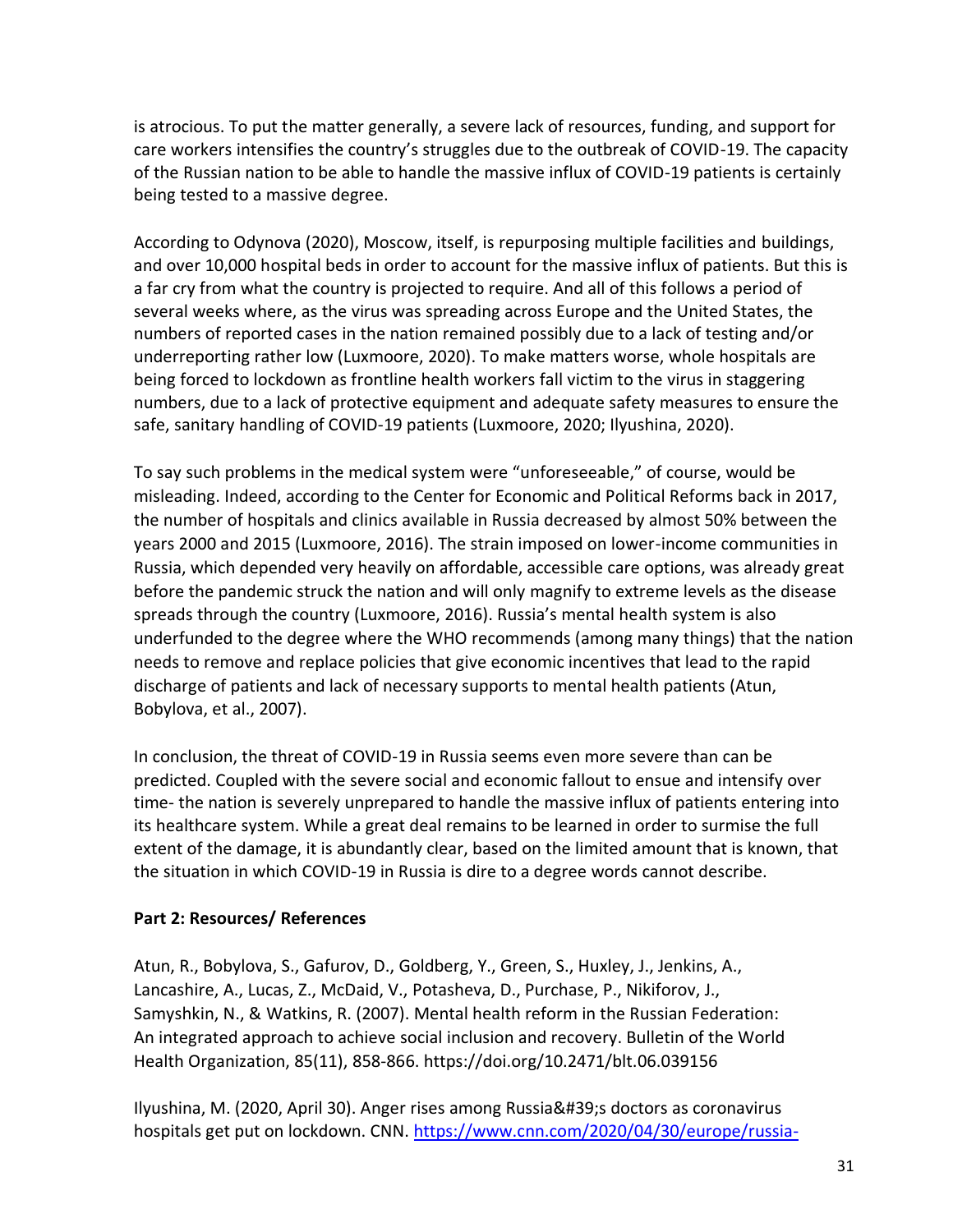is atrocious. To put the matter generally, a severe lack of resources, funding, and support for care workers intensifies the country's struggles due to the outbreak of COVID-19. The capacity of the Russian nation to be able to handle the massive influx of COVID-19 patients is certainly being tested to a massive degree.

According to Odynova (2020), Moscow, itself, is repurposing multiple facilities and buildings, and over 10,000 hospital beds in order to account for the massive influx of patients. But this is a far cry from what the country is projected to require. And all of this follows a period of several weeks where, as the virus was spreading across Europe and the United States, the numbers of reported cases in the nation remained possibly due to a lack of testing and/or underreporting rather low (Luxmoore, 2020). To make matters worse, whole hospitals are being forced to lockdown as frontline health workers fall victim to the virus in staggering numbers, due to a lack of protective equipment and adequate safety measures to ensure the safe, sanitary handling of COVID-19 patients (Luxmoore, 2020; Ilyushina, 2020).

To say such problems in the medical system were "unforeseeable," of course, would be misleading. Indeed, according to the Center for Economic and Political Reforms back in 2017, the number of hospitals and clinics available in Russia decreased by almost 50% between the years 2000 and 2015 (Luxmoore, 2016). The strain imposed on lower-income communities in Russia, which depended very heavily on affordable, accessible care options, was already great before the pandemic struck the nation and will only magnify to extreme levels as the disease spreads through the country (Luxmoore, 2016). Russia's mental health system is also underfunded to the degree where the WHO recommends (among many things) that the nation needs to remove and replace policies that give economic incentives that lead to the rapid discharge of patients and lack of necessary supports to mental health patients (Atun, Bobylova, et al., 2007).

In conclusion, the threat of COVID-19 in Russia seems even more severe than can be predicted. Coupled with the severe social and economic fallout to ensue and intensify over time- the nation is severely unprepared to handle the massive influx of patients entering into its healthcare system. While a great deal remains to be learned in order to surmise the full extent of the damage, it is abundantly clear, based on the limited amount that is known, that the situation in which COVID-19 in Russia is dire to a degree words cannot describe.

**Part 2: Resources/ References**

Atun, R., Bobylova, S., Gafurov, D., Goldberg, Y., Green, S., Huxley, J., Jenkins, A., Lancashire, A., Lucas, Z., McDaid, V., Potasheva, D., Purchase, P., Nikiforov, J., Samyshkin, N., & Watkins, R. (2007). Mental health reform in the Russian Federation: An integrated approach to achieve social inclusion and recovery. Bulletin of the World Health Organization, 85(11), 858-866. https://doi.org/10.2471/blt.06.039156

Ilyushina, M. (2020, April 30). Anger rises among Russia&#39;s doctors as coronavirus hospitals get put on lockdown. CNN. https://www.cnn.com/2020/04/30/europe/russia-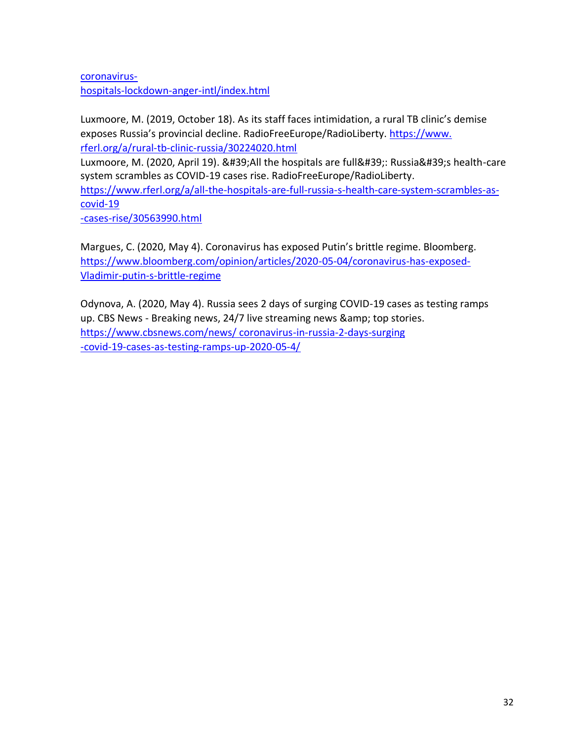coronavirus-
hospitals-lockdown-anger-intl/index.html

Luxmoore, M. (2019, October 18). As its staff faces intimidation, a rural TB clinic's demise exposes Russia's provincial decline. RadioFreeEurope/RadioLiberty. https://www.rferl.org/a/rural-tb-clinic-russia/30224020.html

Luxmoore, M. (2020, April 19). &#39;All the hospitals are full&#39;: Russia&#39;s health-care system scrambles as COVID-19 cases rise. RadioFreeEurope/RadioLiberty. https://www.rferl.org/a/all-the-hospitals-are-full-russia-s-health-care-system-scrambles-as-covid-19
-cases-rise/30563990.html

Margues, C. (2020, May 4). Coronavirus has exposed Putin's brittle regime. Bloomberg. https://www.bloomberg.com/opinion/articles/2020-05-04/coronavirus-has-exposed-Vladimir-putin-s-brittle-regime

Odynova, A. (2020, May 4). Russia sees 2 days of surging COVID-19 cases as testing ramps up. CBS News - Breaking news, 24/7 live streaming news &amp; top stories. https://www.cbsnews.com/news/ coronavirus-in-russia-2-days-surging
-covid-19-cases-as-testing-ramps-up-2020-05-4/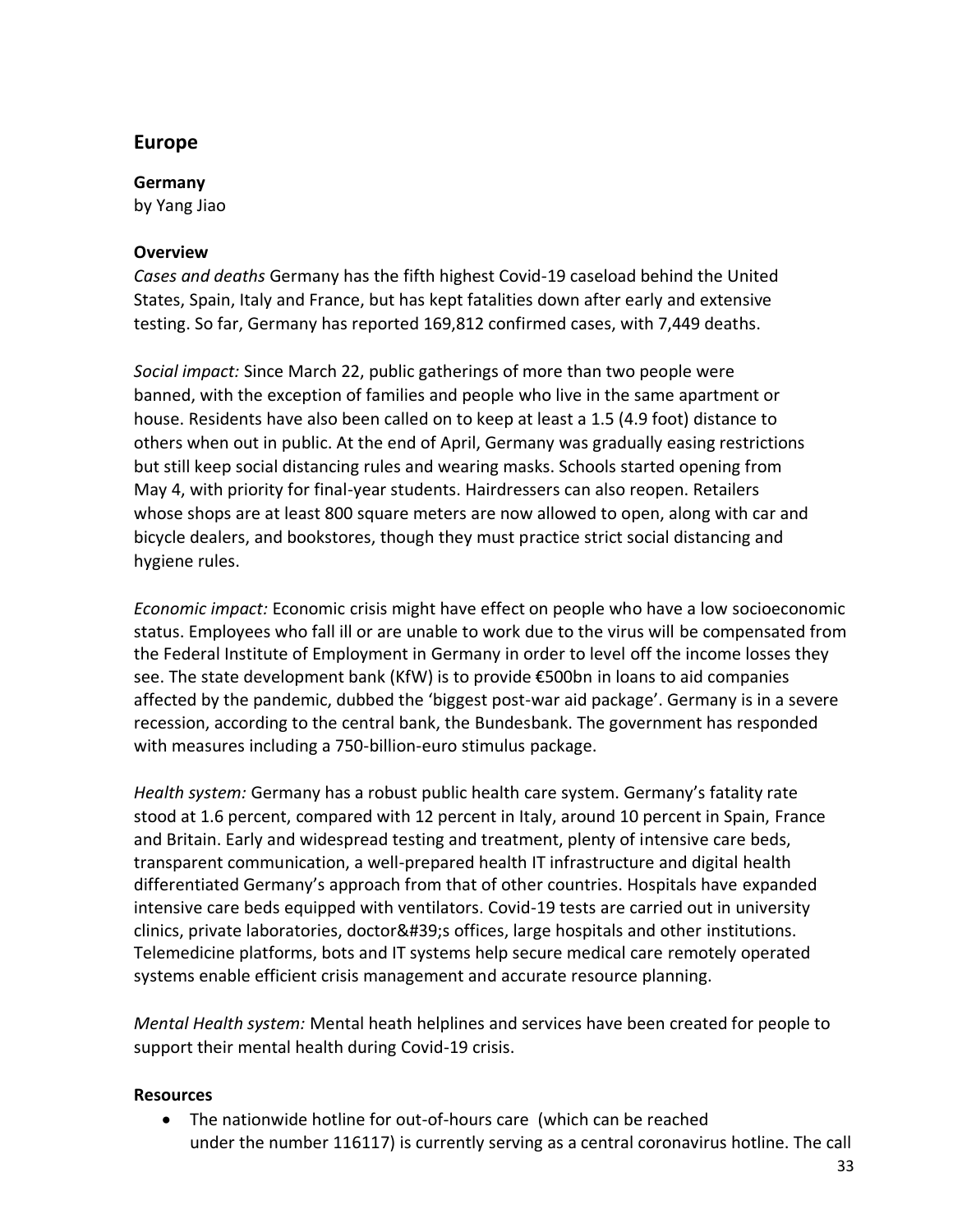## Europe

**Germany**
by Yang Jiao

**Overview**

*Cases and deaths* Germany has the fifth highest Covid-19 caseload behind the United States, Spain, Italy and France, but has kept fatalities down after early and extensive testing. So far, Germany has reported 169,812 confirmed cases, with 7,449 deaths.

*Social impact:* Since March 22, public gatherings of more than two people were banned, with the exception of families and people who live in the same apartment or house. Residents have also been called on to keep at least a 1.5 (4.9 foot) distance to others when out in public. At the end of April, Germany was gradually easing restrictions but still keep social distancing rules and wearing masks. Schools started opening from May 4, with priority for final-year students. Hairdressers can also reopen. Retailers whose shops are at least 800 square meters are now allowed to open, along with car and bicycle dealers, and bookstores, though they must practice strict social distancing and hygiene rules.

*Economic impact:* Economic crisis might have effect on people who have a low socioeconomic status. Employees who fall ill or are unable to work due to the virus will be compensated from the Federal Institute of Employment in Germany in order to level off the income losses they see. The state development bank (KfW) is to provide €500bn in loans to aid companies affected by the pandemic, dubbed the 'biggest post-war aid package'. Germany is in a severe recession, according to the central bank, the Bundesbank. The government has responded with measures including a 750-billion-euro stimulus package.

*Health system:* Germany has a robust public health care system. Germany's fatality rate stood at 1.6 percent, compared with 12 percent in Italy, around 10 percent in Spain, France and Britain. Early and widespread testing and treatment, plenty of intensive care beds, transparent communication, a well-prepared health IT infrastructure and digital health differentiated Germany's approach from that of other countries. Hospitals have expanded intensive care beds equipped with ventilators. Covid-19 tests are carried out in university clinics, private laboratories, doctor&#39;s offices, large hospitals and other institutions. Telemedicine platforms, bots and IT systems help secure medical care remotely operated systems enable efficient crisis management and accurate resource planning.

*Mental Health system:* Mental heath helplines and services have been created for people to support their mental health during Covid-19 crisis.

**Resources**

- The nationwide hotline for out-of-hours care (which can be reached under the number 116117) is currently serving as a central coronavirus hotline. The call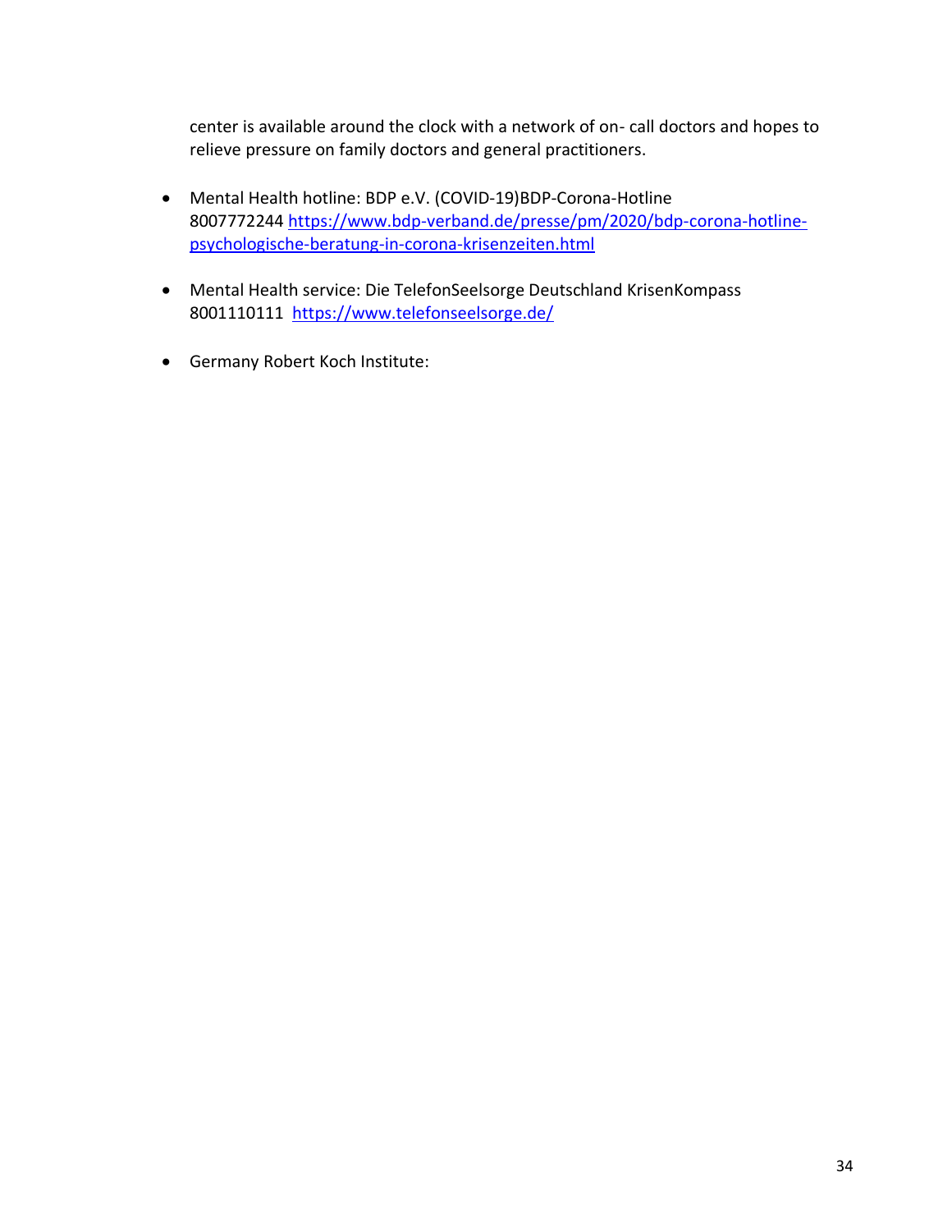center is available around the clock with a network of on- call doctors and hopes to relieve pressure on family doctors and general practitioners.

- Mental Health hotline: BDP e.V. (COVID-19)BDP-Corona-Hotline 8007772244 https://www.bdp-verband.de/presse/pm/2020/bdp-corona-hotline-psychologische-beratung-in-corona-krisenzeiten.html

- Mental Health service: Die TelefonSeelsorge Deutschland KrisenKompass 8001110111 https://www.telefonseelsorge.de/

- Germany Robert Koch Institute: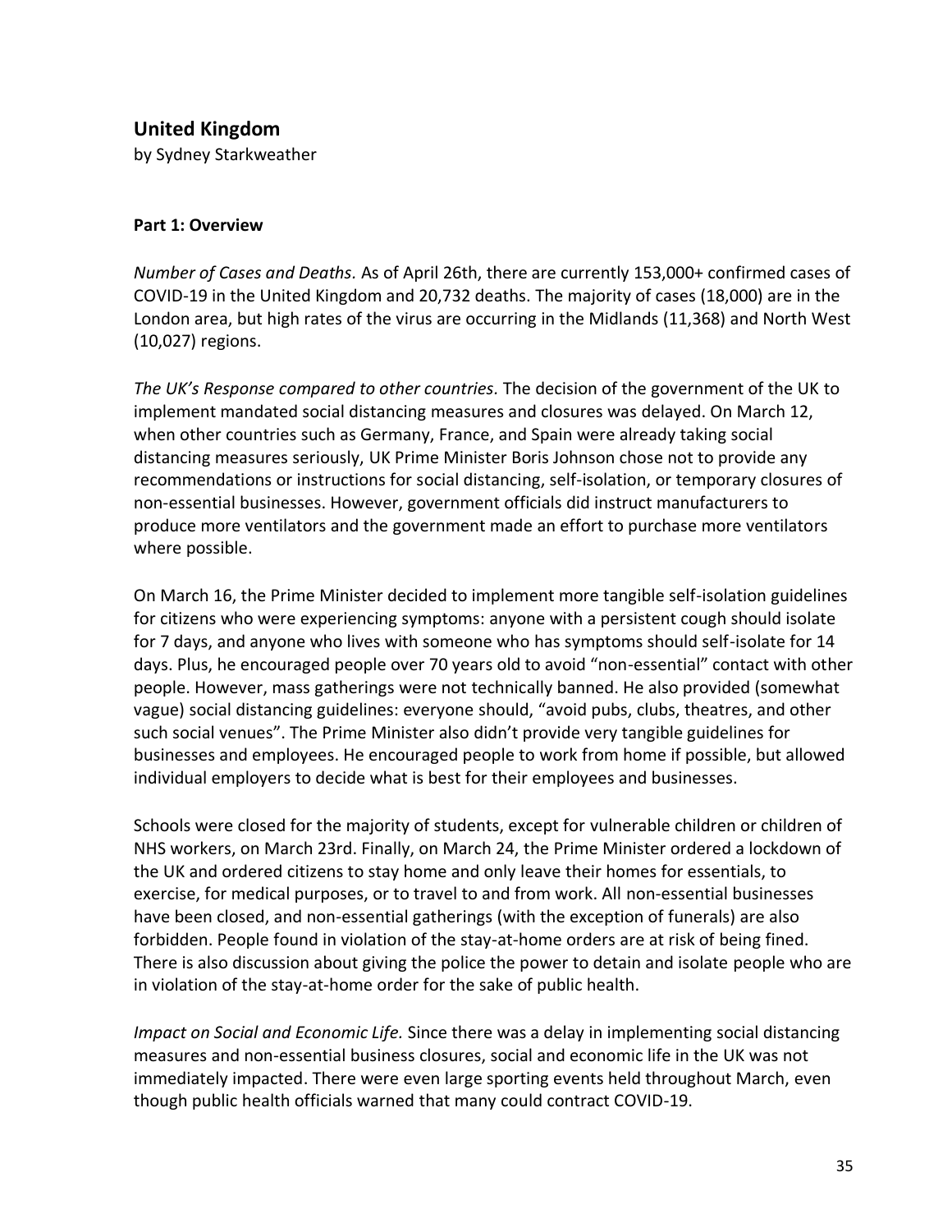## United Kingdom

by Sydney Starkweather

### Part 1: Overview

*Number of Cases and Deaths.* As of April 26th, there are currently 153,000+ confirmed cases of COVID-19 in the United Kingdom and 20,732 deaths. The majority of cases (18,000) are in the London area, but high rates of the virus are occurring in the Midlands (11,368) and North West (10,027) regions.

*The UK's Response compared to other countries*. The decision of the government of the UK to implement mandated social distancing measures and closures was delayed. On March 12, when other countries such as Germany, France, and Spain were already taking social distancing measures seriously, UK Prime Minister Boris Johnson chose not to provide any recommendations or instructions for social distancing, self-isolation, or temporary closures of non-essential businesses. However, government officials did instruct manufacturers to produce more ventilators and the government made an effort to purchase more ventilators where possible.

On March 16, the Prime Minister decided to implement more tangible self-isolation guidelines for citizens who were experiencing symptoms: anyone with a persistent cough should isolate for 7 days, and anyone who lives with someone who has symptoms should self-isolate for 14 days. Plus, he encouraged people over 70 years old to avoid "non-essential" contact with other people. However, mass gatherings were not technically banned. He also provided (somewhat vague) social distancing guidelines: everyone should, "avoid pubs, clubs, theatres, and other such social venues". The Prime Minister also didn't provide very tangible guidelines for businesses and employees. He encouraged people to work from home if possible, but allowed individual employers to decide what is best for their employees and businesses.

Schools were closed for the majority of students, except for vulnerable children or children of NHS workers, on March 23rd. Finally, on March 24, the Prime Minister ordered a lockdown of the UK and ordered citizens to stay home and only leave their homes for essentials, to exercise, for medical purposes, or to travel to and from work. All non-essential businesses have been closed, and non-essential gatherings (with the exception of funerals) are also forbidden. People found in violation of the stay-at-home orders are at risk of being fined. There is also discussion about giving the police the power to detain and isolate people who are in violation of the stay-at-home order for the sake of public health.

*Impact on Social and Economic Life.* Since there was a delay in implementing social distancing measures and non-essential business closures, social and economic life in the UK was not immediately impacted. There were even large sporting events held throughout March, even though public health officials warned that many could contract COVID-19.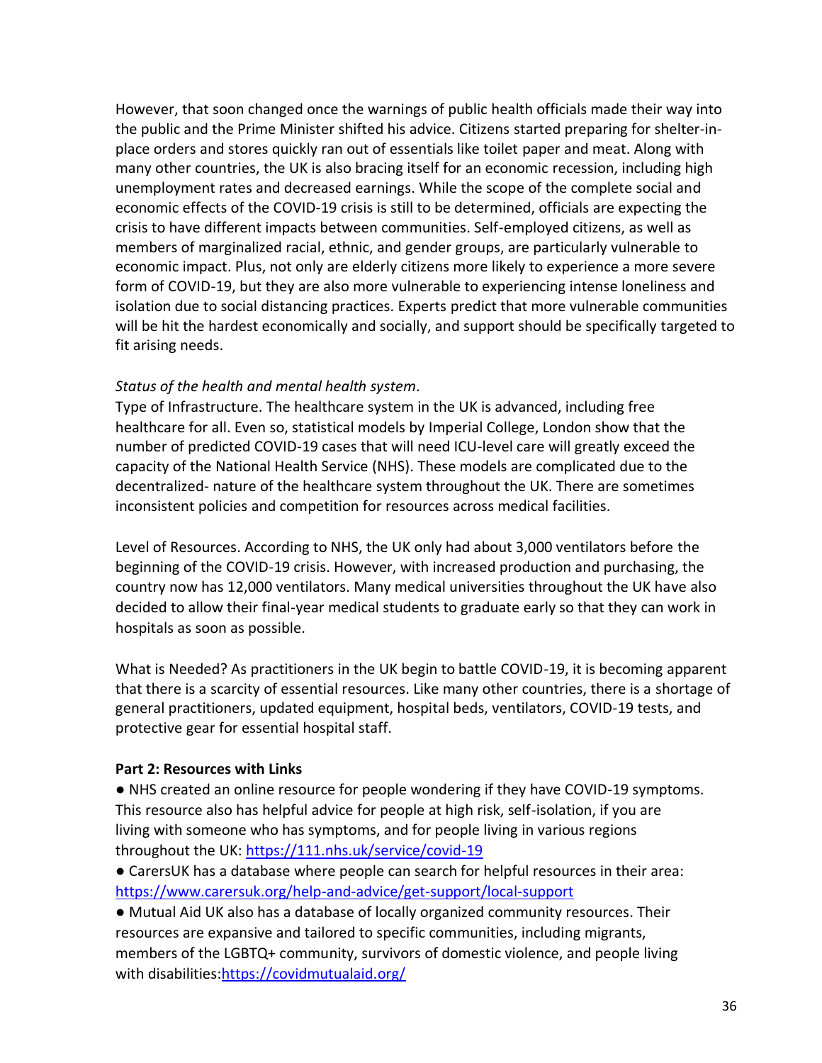However, that soon changed once the warnings of public health officials made their way into the public and the Prime Minister shifted his advice. Citizens started preparing for shelter-in-place orders and stores quickly ran out of essentials like toilet paper and meat. Along with many other countries, the UK is also bracing itself for an economic recession, including high unemployment rates and decreased earnings. While the scope of the complete social and economic effects of the COVID-19 crisis is still to be determined, officials are expecting the crisis to have different impacts between communities. Self-employed citizens, as well as members of marginalized racial, ethnic, and gender groups, are particularly vulnerable to economic impact. Plus, not only are elderly citizens more likely to experience a more severe form of COVID-19, but they are also more vulnerable to experiencing intense loneliness and isolation due to social distancing practices. Experts predict that more vulnerable communities will be hit the hardest economically and socially, and support should be specifically targeted to fit arising needs.

*Status of the health and mental health system.*

Type of Infrastructure. The healthcare system in the UK is advanced, including free healthcare for all. Even so, statistical models by Imperial College, London show that the number of predicted COVID-19 cases that will need ICU-level care will greatly exceed the capacity of the National Health Service (NHS). These models are complicated due to the decentralized- nature of the healthcare system throughout the UK. There are sometimes inconsistent policies and competition for resources across medical facilities.

Level of Resources. According to NHS, the UK only had about 3,000 ventilators before the beginning of the COVID-19 crisis. However, with increased production and purchasing, the country now has 12,000 ventilators. Many medical universities throughout the UK have also decided to allow their final-year medical students to graduate early so that they can work in hospitals as soon as possible.

What is Needed? As practitioners in the UK begin to battle COVID-19, it is becoming apparent that there is a scarcity of essential resources. Like many other countries, there is a shortage of general practitioners, updated equipment, hospital beds, ventilators, COVID-19 tests, and protective gear for essential hospital staff.

**Part 2: Resources with Links**

- NHS created an online resource for people wondering if they have COVID-19 symptoms. This resource also has helpful advice for people at high risk, self-isolation, if you are living with someone who has symptoms, and for people living in various regions throughout the UK: https://111.nhs.uk/service/covid-19
- CarersUK has a database where people can search for helpful resources in their area: https://www.carersuk.org/help-and-advice/get-support/local-support
- Mutual Aid UK also has a database of locally organized community resources. Their resources are expansive and tailored to specific communities, including migrants, members of the LGBTQ+ community, survivors of domestic violence, and people living with disabilities:https://covidmutualaid.org/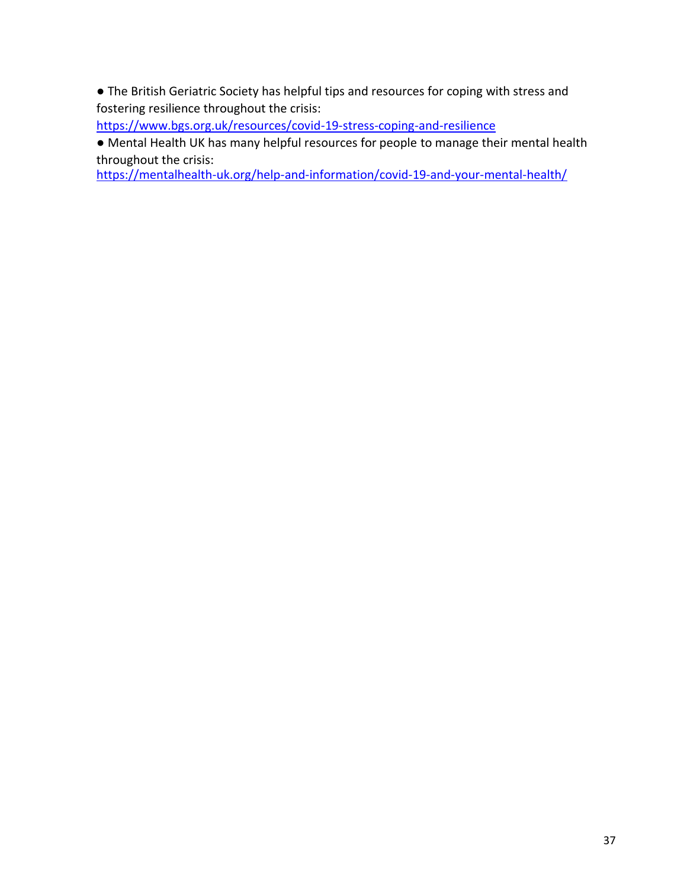- The British Geriatric Society has helpful tips and resources for coping with stress and fostering resilience throughout the crisis: https://www.bgs.org.uk/resources/covid-19-stress-coping-and-resilience
- Mental Health UK has many helpful resources for people to manage their mental health throughout the crisis: https://mentalhealth-uk.org/help-and-information/covid-19-and-your-mental-health/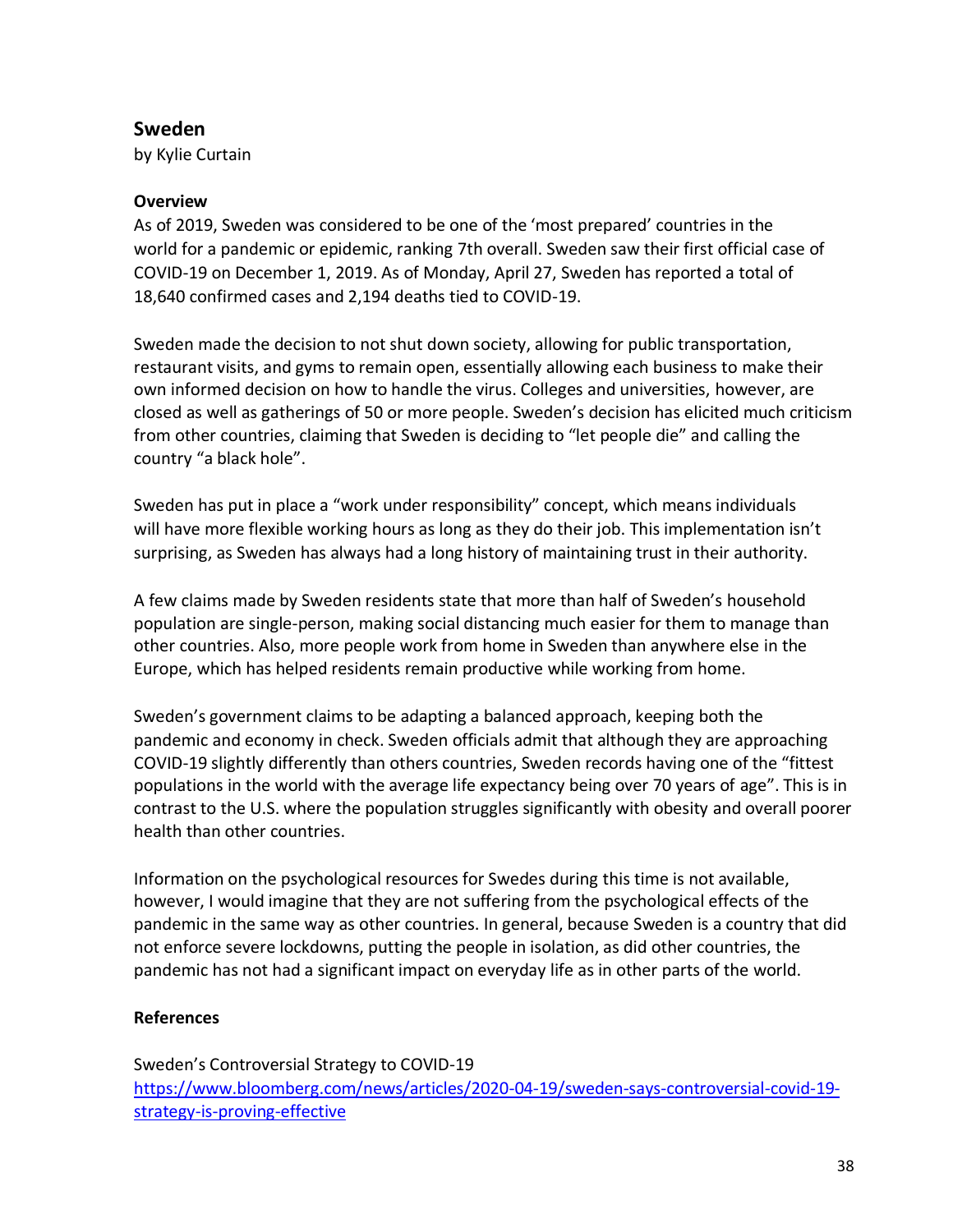## Sweden

by Kylie Curtain

### Overview

As of 2019, Sweden was considered to be one of the 'most prepared' countries in the world for a pandemic or epidemic, ranking 7th overall. Sweden saw their first official case of COVID-19 on December 1, 2019. As of Monday, April 27, Sweden has reported a total of 18,640 confirmed cases and 2,194 deaths tied to COVID-19.

Sweden made the decision to not shut down society, allowing for public transportation, restaurant visits, and gyms to remain open, essentially allowing each business to make their own informed decision on how to handle the virus. Colleges and universities, however, are closed as well as gatherings of 50 or more people. Sweden's decision has elicited much criticism from other countries, claiming that Sweden is deciding to "let people die" and calling the country "a black hole".

Sweden has put in place a "work under responsibility" concept, which means individuals will have more flexible working hours as long as they do their job. This implementation isn't surprising, as Sweden has always had a long history of maintaining trust in their authority.

A few claims made by Sweden residents state that more than half of Sweden's household population are single-person, making social distancing much easier for them to manage than other countries. Also, more people work from home in Sweden than anywhere else in the Europe, which has helped residents remain productive while working from home.

Sweden's government claims to be adapting a balanced approach, keeping both the pandemic and economy in check. Sweden officials admit that although they are approaching COVID-19 slightly differently than others countries, Sweden records having one of the "fittest populations in the world with the average life expectancy being over 70 years of age". This is in contrast to the U.S. where the population struggles significantly with obesity and overall poorer health than other countries.

Information on the psychological resources for Swedes during this time is not available, however, I would imagine that they are not suffering from the psychological effects of the pandemic in the same way as other countries. In general, because Sweden is a country that did not enforce severe lockdowns, putting the people in isolation, as did other countries, the pandemic has not had a significant impact on everyday life as in other parts of the world.

### References

Sweden's Controversial Strategy to COVID-19
https://www.bloomberg.com/news/articles/2020-04-19/sweden-says-controversial-covid-19-strategy-is-proving-effective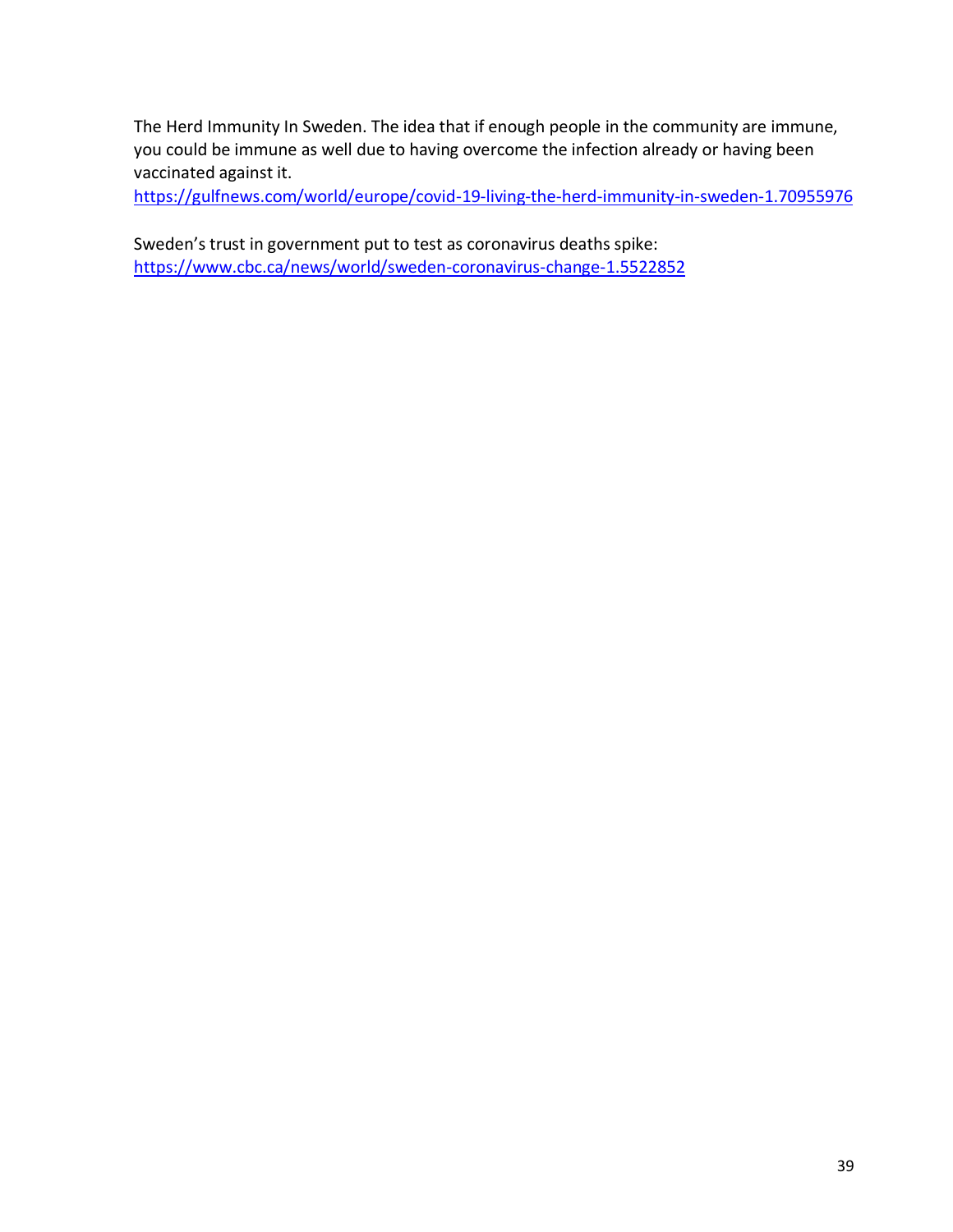The Herd Immunity In Sweden. The idea that if enough people in the community are immune, you could be immune as well due to having overcome the infection already or having been vaccinated against it.
https://gulfnews.com/world/europe/covid-19-living-the-herd-immunity-in-sweden-1.70955976

Sweden's trust in government put to test as coronavirus deaths spike:
https://www.cbc.ca/news/world/sweden-coronavirus-change-1.5522852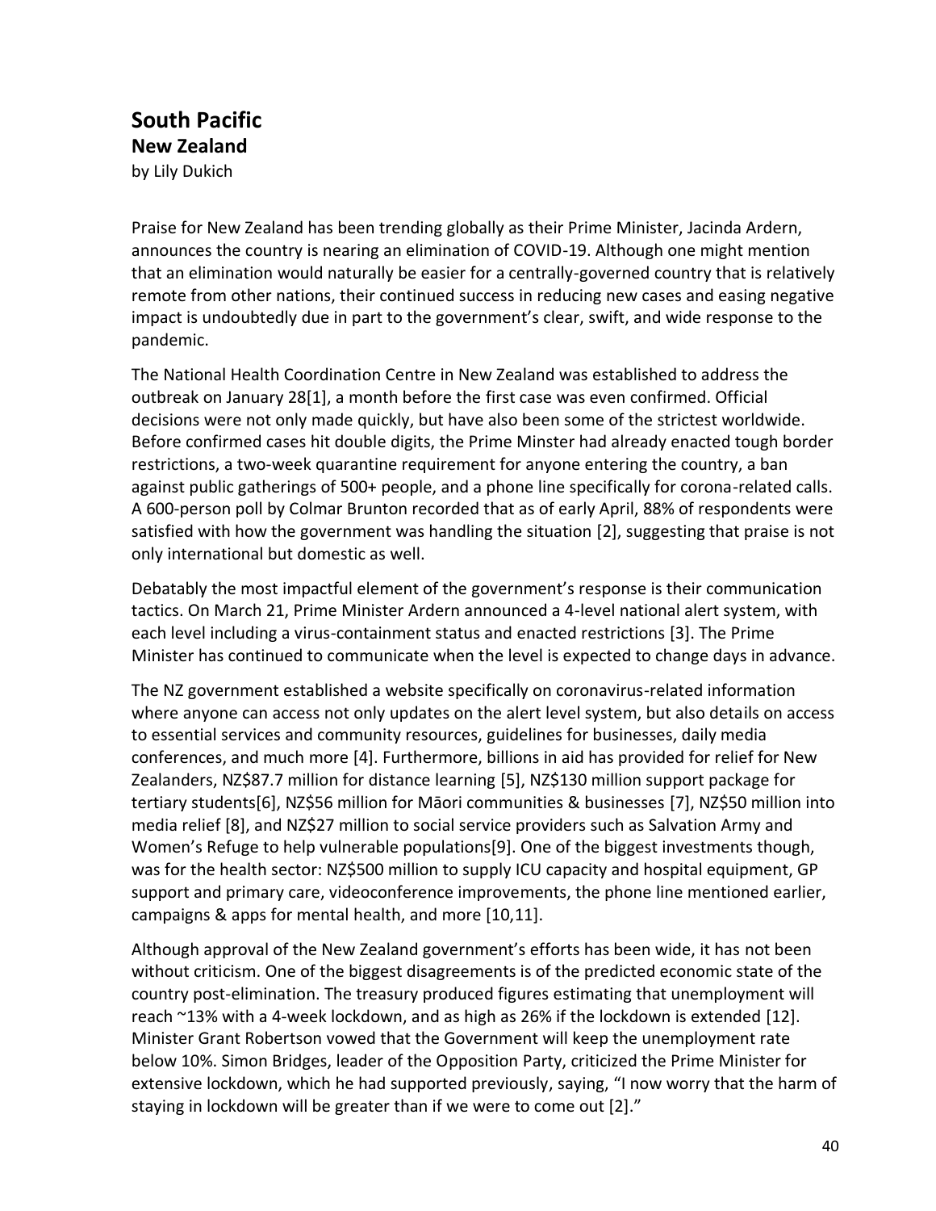## South Pacific

### New Zealand

by Lily Dukich

Praise for New Zealand has been trending globally as their Prime Minister, Jacinda Ardern, announces the country is nearing an elimination of COVID-19. Although one might mention that an elimination would naturally be easier for a centrally-governed country that is relatively remote from other nations, their continued success in reducing new cases and easing negative impact is undoubtedly due in part to the government's clear, swift, and wide response to the pandemic.

The National Health Coordination Centre in New Zealand was established to address the outbreak on January 28[1], a month before the first case was even confirmed. Official decisions were not only made quickly, but have also been some of the strictest worldwide. Before confirmed cases hit double digits, the Prime Minster had already enacted tough border restrictions, a two-week quarantine requirement for anyone entering the country, a ban against public gatherings of 500+ people, and a phone line specifically for corona-related calls. A 600-person poll by Colmar Brunton recorded that as of early April, 88% of respondents were satisfied with how the government was handling the situation [2], suggesting that praise is not only international but domestic as well.

Debatably the most impactful element of the government's response is their communication tactics. On March 21, Prime Minister Ardern announced a 4-level national alert system, with each level including a virus-containment status and enacted restrictions [3]. The Prime Minister has continued to communicate when the level is expected to change days in advance.

The NZ government established a website specifically on coronavirus-related information where anyone can access not only updates on the alert level system, but also details on access to essential services and community resources, guidelines for businesses, daily media conferences, and much more [4]. Furthermore, billions in aid has provided for relief for New Zealanders, NZ$87.7 million for distance learning [5], NZ$130 million support package for tertiary students[6], NZ$56 million for Māori communities & businesses [7], NZ$50 million into media relief [8], and NZ$27 million to social service providers such as Salvation Army and Women's Refuge to help vulnerable populations[9]. One of the biggest investments though, was for the health sector: NZ$500 million to supply ICU capacity and hospital equipment, GP support and primary care, videoconference improvements, the phone line mentioned earlier, campaigns & apps for mental health, and more [10,11].

Although approval of the New Zealand government's efforts has been wide, it has not been without criticism. One of the biggest disagreements is of the predicted economic state of the country post-elimination. The treasury produced figures estimating that unemployment will reach ~13% with a 4-week lockdown, and as high as 26% if the lockdown is extended [12]. Minister Grant Robertson vowed that the Government will keep the unemployment rate below 10%. Simon Bridges, leader of the Opposition Party, criticized the Prime Minister for extensive lockdown, which he had supported previously, saying, "I now worry that the harm of staying in lockdown will be greater than if we were to come out [2]."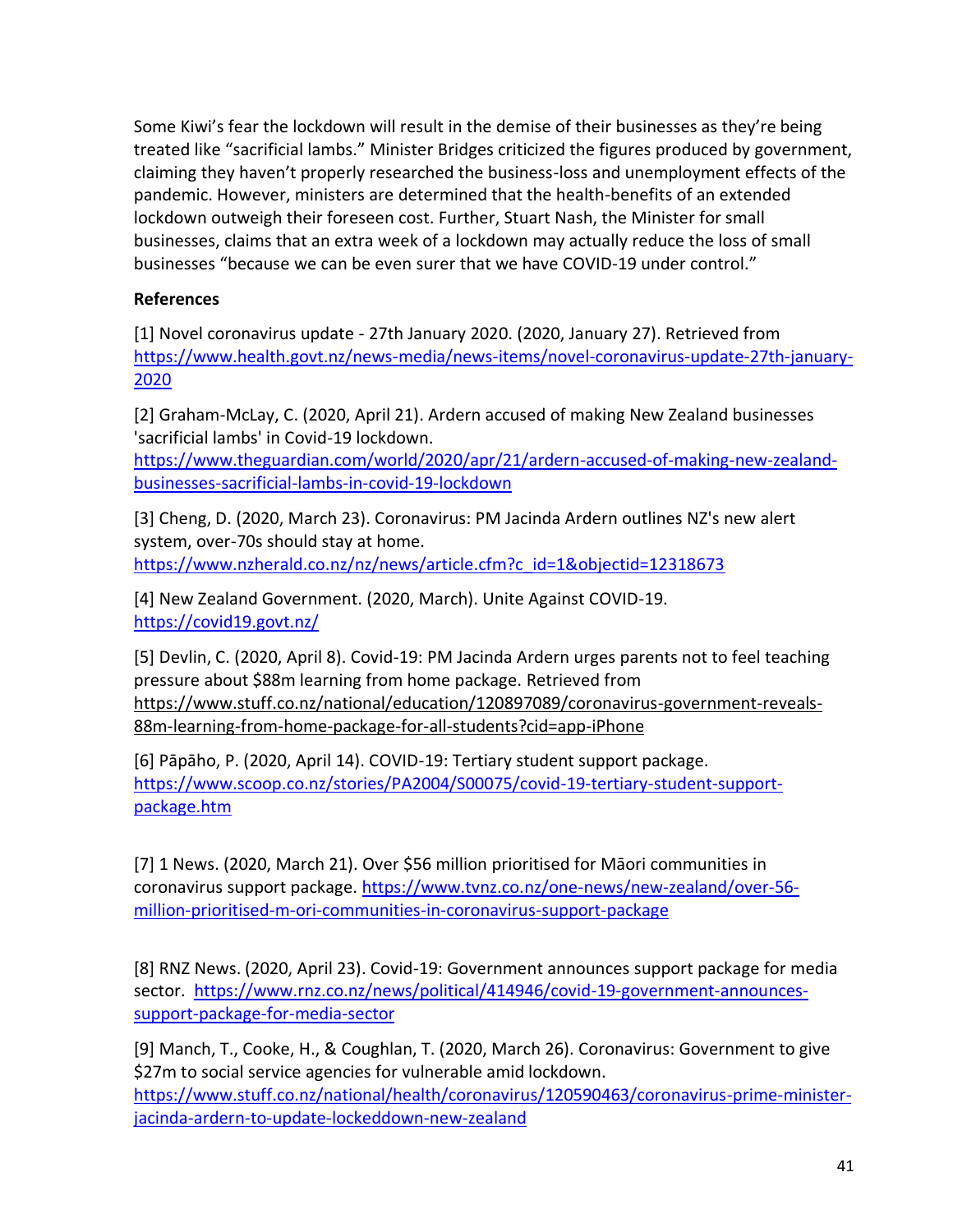Some Kiwi's fear the lockdown will result in the demise of their businesses as they're being treated like "sacrificial lambs." Minister Bridges criticized the figures produced by government, claiming they haven't properly researched the business-loss and unemployment effects of the pandemic. However, ministers are determined that the health-benefits of an extended lockdown outweigh their foreseen cost. Further, Stuart Nash, the Minister for small businesses, claims that an extra week of a lockdown may actually reduce the loss of small businesses "because we can be even surer that we have COVID-19 under control."

**References**

[1] Novel coronavirus update - 27th January 2020. (2020, January 27). Retrieved from https://www.health.govt.nz/news-media/news-items/novel-coronavirus-update-27th-january-2020

[2] Graham-McLay, C. (2020, April 21). Ardern accused of making New Zealand businesses 'sacrificial lambs' in Covid-19 lockdown. https://www.theguardian.com/world/2020/apr/21/ardern-accused-of-making-new-zealand-businesses-sacrificial-lambs-in-covid-19-lockdown

[3] Cheng, D. (2020, March 23). Coronavirus: PM Jacinda Ardern outlines NZ's new alert system, over-70s should stay at home. https://www.nzherald.co.nz/nz/news/article.cfm?c_id=1&objectid=12318673

[4] New Zealand Government. (2020, March). Unite Against COVID-19. https://covid19.govt.nz/

[5] Devlin, C. (2020, April 8). Covid-19: PM Jacinda Ardern urges parents not to feel teaching pressure about $88m learning from home package. Retrieved from https://www.stuff.co.nz/national/education/120897089/coronavirus-government-reveals-88m-learning-from-home-package-for-all-students?cid=app-iPhone

[6] Pāpāho, P. (2020, April 14). COVID-19: Tertiary student support package. https://www.scoop.co.nz/stories/PA2004/S00075/covid-19-tertiary-student-support-package.htm

[7] 1 News. (2020, March 21). Over $56 million prioritised for Māori communities in coronavirus support package. https://www.tvnz.co.nz/one-news/new-zealand/over-56-million-prioritised-m-ori-communities-in-coronavirus-support-package

[8] RNZ News. (2020, April 23). Covid-19: Government announces support package for media sector. https://www.rnz.co.nz/news/political/414946/covid-19-government-announces-support-package-for-media-sector

[9] Manch, T., Cooke, H., & Coughlan, T. (2020, March 26). Coronavirus: Government to give $27m to social service agencies for vulnerable amid lockdown. https://www.stuff.co.nz/national/health/coronavirus/120590463/coronavirus-prime-minister-jacinda-ardern-to-update-lockeddown-new-zealand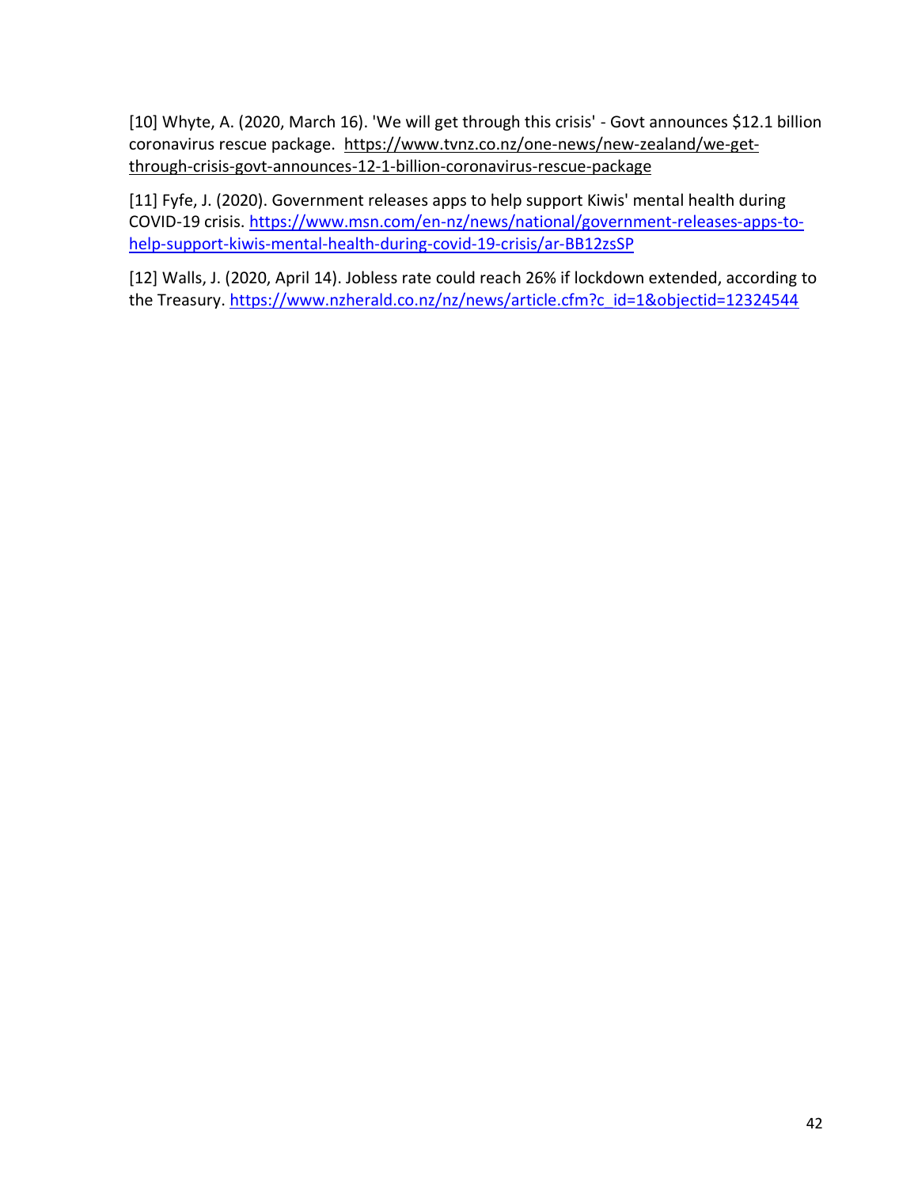[10] Whyte, A. (2020, March 16). 'We will get through this crisis' - Govt announces $12.1 billion coronavirus rescue package. https://www.tvnz.co.nz/one-news/new-zealand/we-get-through-crisis-govt-announces-12-1-billion-coronavirus-rescue-package

[11] Fyfe, J. (2020). Government releases apps to help support Kiwis' mental health during COVID-19 crisis. https://www.msn.com/en-nz/news/national/government-releases-apps-to-help-support-kiwis-mental-health-during-covid-19-crisis/ar-BB12zsSP

[12] Walls, J. (2020, April 14). Jobless rate could reach 26% if lockdown extended, according to the Treasury. https://www.nzherald.co.nz/nz/news/article.cfm?c_id=1&objectid=12324544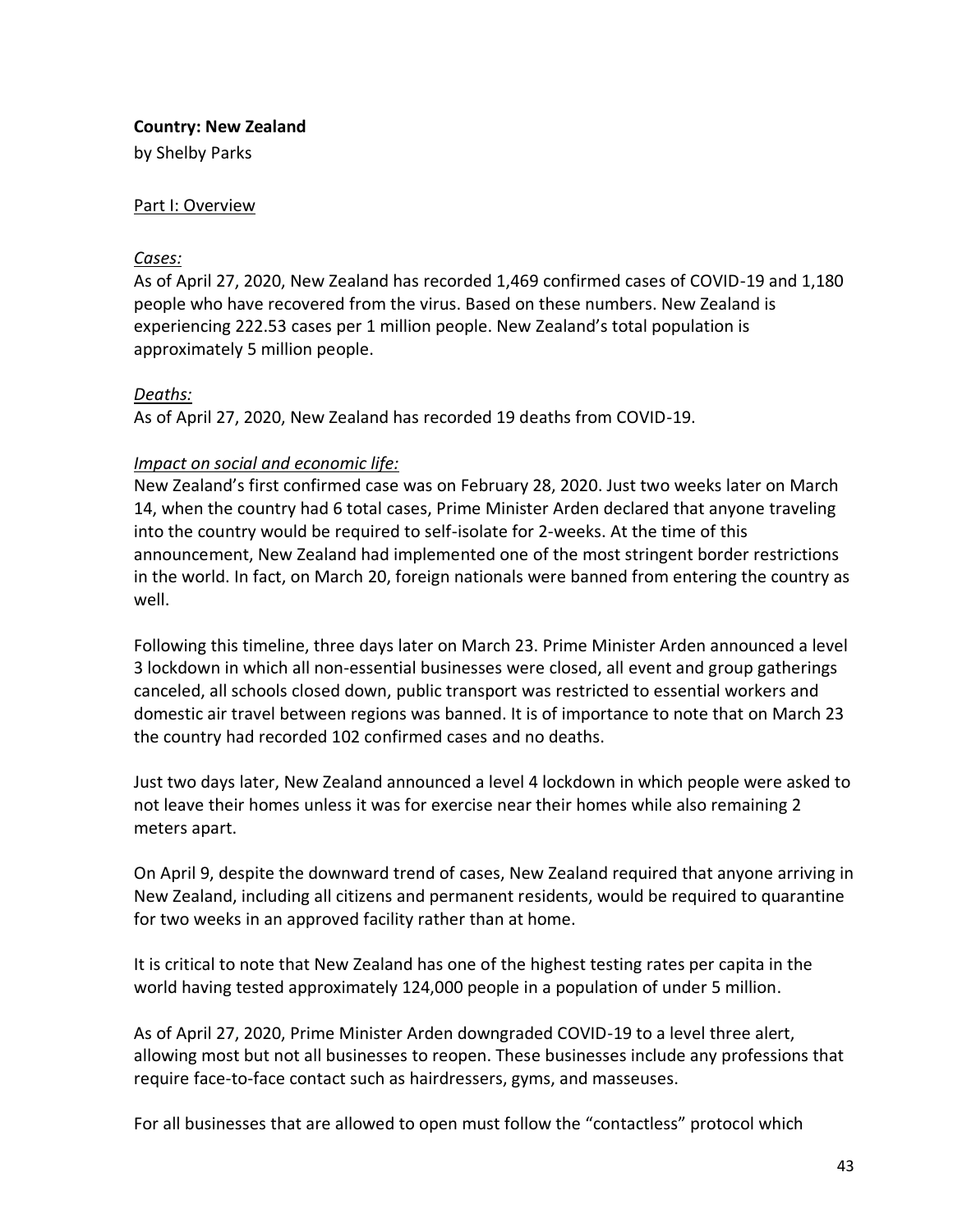**Country: New Zealand**

by Shelby Parks

<u>Part I: Overview</u>

*Cases:*

As of April 27, 2020, New Zealand has recorded 1,469 confirmed cases of COVID-19 and 1,180 people who have recovered from the virus. Based on these numbers. New Zealand is experiencing 222.53 cases per 1 million people. New Zealand's total population is approximately 5 million people.

*Deaths:*

As of April 27, 2020, New Zealand has recorded 19 deaths from COVID-19.

*Impact on social and economic life:*

New Zealand's first confirmed case was on February 28, 2020. Just two weeks later on March 14, when the country had 6 total cases, Prime Minister Arden declared that anyone traveling into the country would be required to self-isolate for 2-weeks. At the time of this announcement, New Zealand had implemented one of the most stringent border restrictions in the world. In fact, on March 20, foreign nationals were banned from entering the country as well.

Following this timeline, three days later on March 23. Prime Minister Arden announced a level 3 lockdown in which all non-essential businesses were closed, all event and group gatherings canceled, all schools closed down, public transport was restricted to essential workers and domestic air travel between regions was banned. It is of importance to note that on March 23 the country had recorded 102 confirmed cases and no deaths.

Just two days later, New Zealand announced a level 4 lockdown in which people were asked to not leave their homes unless it was for exercise near their homes while also remaining 2 meters apart.

On April 9, despite the downward trend of cases, New Zealand required that anyone arriving in New Zealand, including all citizens and permanent residents, would be required to quarantine for two weeks in an approved facility rather than at home.

It is critical to note that New Zealand has one of the highest testing rates per capita in the world having tested approximately 124,000 people in a population of under 5 million.

As of April 27, 2020, Prime Minister Arden downgraded COVID-19 to a level three alert, allowing most but not all businesses to reopen. These businesses include any professions that require face-to-face contact such as hairdressers, gyms, and masseuses.

For all businesses that are allowed to open must follow the "contactless" protocol which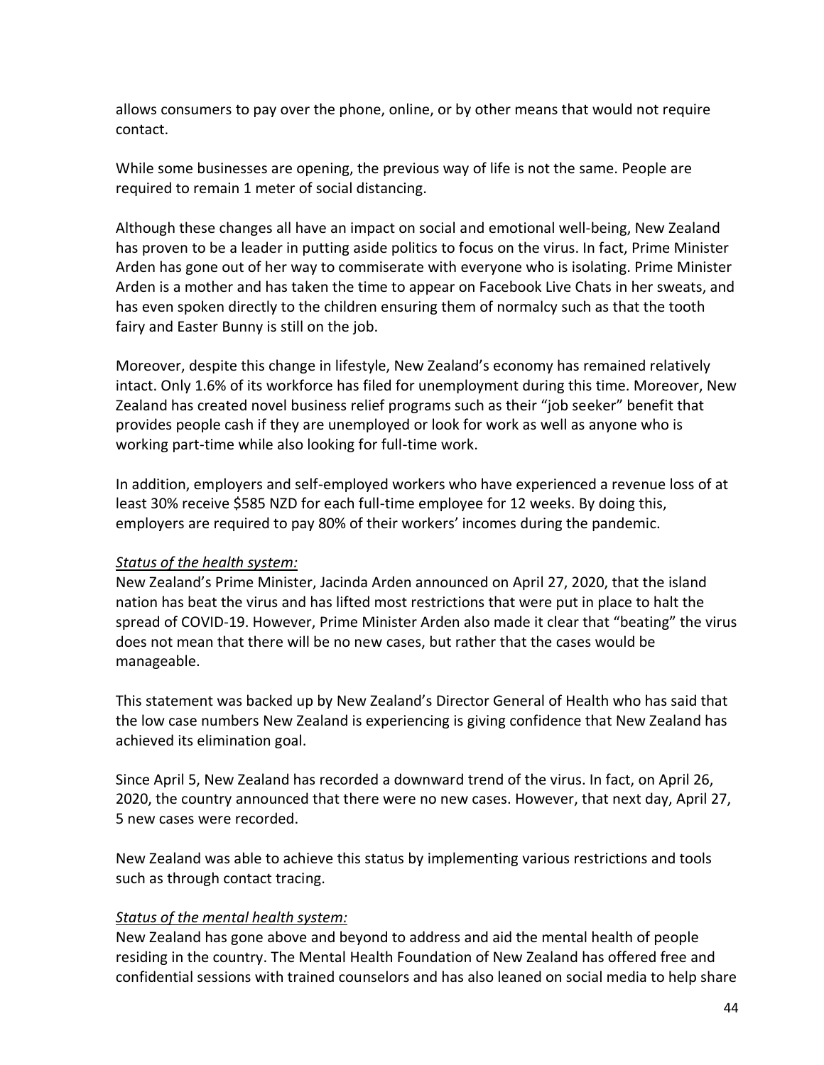allows consumers to pay over the phone, online, or by other means that would not require contact.

While some businesses are opening, the previous way of life is not the same. People are required to remain 1 meter of social distancing.

Although these changes all have an impact on social and emotional well-being, New Zealand has proven to be a leader in putting aside politics to focus on the virus. In fact, Prime Minister Arden has gone out of her way to commiserate with everyone who is isolating. Prime Minister Arden is a mother and has taken the time to appear on Facebook Live Chats in her sweats, and has even spoken directly to the children ensuring them of normalcy such as that the tooth fairy and Easter Bunny is still on the job.

Moreover, despite this change in lifestyle, New Zealand's economy has remained relatively intact. Only 1.6% of its workforce has filed for unemployment during this time. Moreover, New Zealand has created novel business relief programs such as their "job seeker" benefit that provides people cash if they are unemployed or look for work as well as anyone who is working part-time while also looking for full-time work.

In addition, employers and self-employed workers who have experienced a revenue loss of at least 30% receive $585 NZD for each full-time employee for 12 weeks. By doing this, employers are required to pay 80% of their workers' incomes during the pandemic.

*Status of the health system:*

New Zealand's Prime Minister, Jacinda Arden announced on April 27, 2020, that the island nation has beat the virus and has lifted most restrictions that were put in place to halt the spread of COVID-19. However, Prime Minister Arden also made it clear that "beating" the virus does not mean that there will be no new cases, but rather that the cases would be manageable.

This statement was backed up by New Zealand's Director General of Health who has said that the low case numbers New Zealand is experiencing is giving confidence that New Zealand has achieved its elimination goal.

Since April 5, New Zealand has recorded a downward trend of the virus. In fact, on April 26, 2020, the country announced that there were no new cases. However, that next day, April 27, 5 new cases were recorded.

New Zealand was able to achieve this status by implementing various restrictions and tools such as through contact tracing.

*Status of the mental health system:*

New Zealand has gone above and beyond to address and aid the mental health of people residing in the country. The Mental Health Foundation of New Zealand has offered free and confidential sessions with trained counselors and has also leaned on social media to help share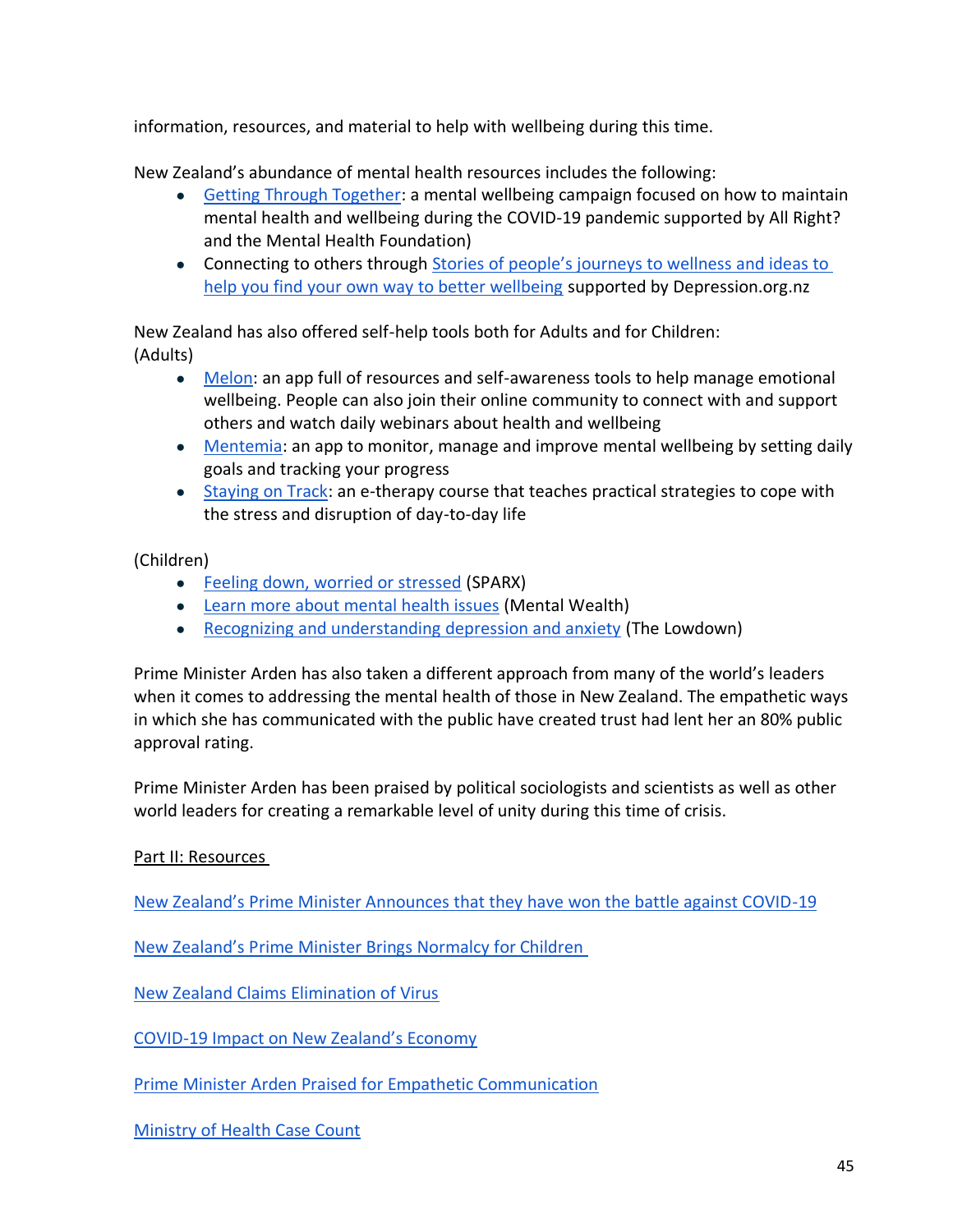information, resources, and material to help with wellbeing during this time.

New Zealand's abundance of mental health resources includes the following:

- Getting Through Together: a mental wellbeing campaign focused on how to maintain mental health and wellbeing during the COVID-19 pandemic supported by All Right? and the Mental Health Foundation)
- Connecting to others through Stories of people's journeys to wellness and ideas to help you find your own way to better wellbeing supported by Depression.org.nz

New Zealand has also offered self-help tools both for Adults and for Children:
(Adults)

- Melon: an app full of resources and self-awareness tools to help manage emotional wellbeing. People can also join their online community to connect with and support others and watch daily webinars about health and wellbeing
- Mentemia: an app to monitor, manage and improve mental wellbeing by setting daily goals and tracking your progress
- Staying on Track: an e-therapy course that teaches practical strategies to cope with the stress and disruption of day-to-day life

(Children)

- Feeling down, worried or stressed (SPARX)
- Learn more about mental health issues (Mental Wealth)
- Recognizing and understanding depression and anxiety (The Lowdown)

Prime Minister Arden has also taken a different approach from many of the world's leaders when it comes to addressing the mental health of those in New Zealand. The empathetic ways in which she has communicated with the public have created trust had lent her an 80% public approval rating.

Prime Minister Arden has been praised by political sociologists and scientists as well as other world leaders for creating a remarkable level of unity during this time of crisis.

Part II: Resources

New Zealand's Prime Minister Announces that they have won the battle against COVID-19

New Zealand's Prime Minister Brings Normalcy for Children

New Zealand Claims Elimination of Virus

COVID-19 Impact on New Zealand's Economy

Prime Minister Arden Praised for Empathetic Communication

Ministry of Health Case Count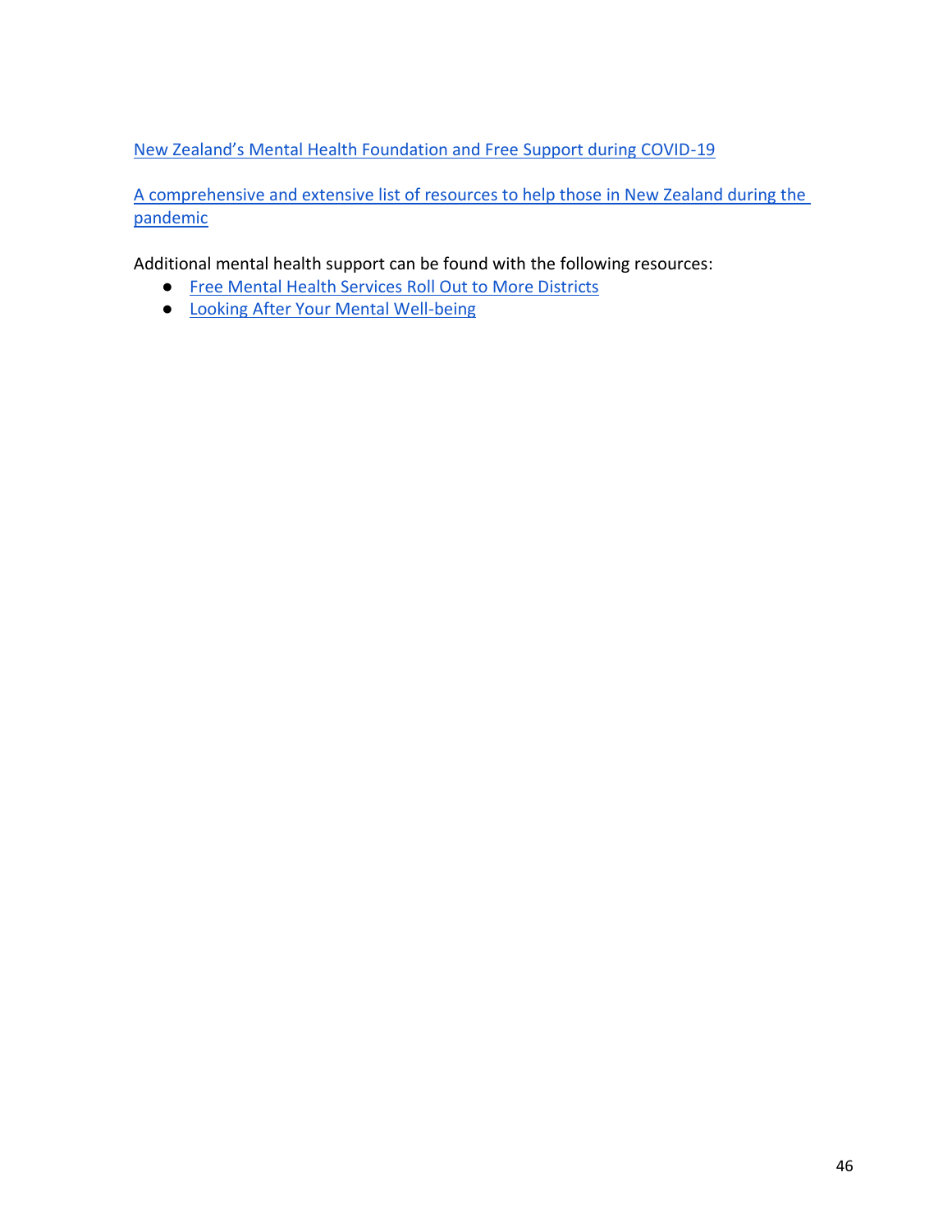New Zealand's Mental Health Foundation and Free Support during COVID-19

A comprehensive and extensive list of resources to help those in New Zealand during the pandemic

Additional mental health support can be found with the following resources:

- Free Mental Health Services Roll Out to More Districts
- Looking After Your Mental Well-being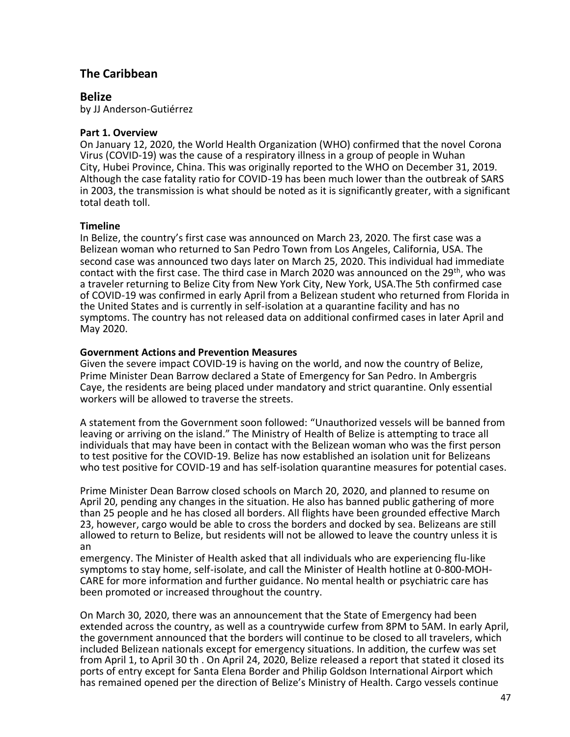## The Caribbean

### Belize

by JJ Anderson-Gutiérrez

**Part 1. Overview**

On January 12, 2020, the World Health Organization (WHO) confirmed that the novel Corona Virus (COVID-19) was the cause of a respiratory illness in a group of people in Wuhan City, Hubei Province, China. This was originally reported to the WHO on December 31, 2019. Although the case fatality ratio for COVID-19 has been much lower than the outbreak of SARS in 2003, the transmission is what should be noted as it is significantly greater, with a significant total death toll.

**Timeline**

In Belize, the country's first case was announced on March 23, 2020. The first case was a Belizean woman who returned to San Pedro Town from Los Angeles, California, USA. The second case was announced two days later on March 25, 2020. This individual had immediate contact with the first case. The third case in March 2020 was announced on the 29th, who was a traveler returning to Belize City from New York City, New York, USA.The 5th confirmed case of COVID-19 was confirmed in early April from a Belizean student who returned from Florida in the United States and is currently in self-isolation at a quarantine facility and has no symptoms. The country has not released data on additional confirmed cases in later April and May 2020.

**Government Actions and Prevention Measures**

Given the severe impact COVID-19 is having on the world, and now the country of Belize, Prime Minister Dean Barrow declared a State of Emergency for San Pedro. In Ambergris Caye, the residents are being placed under mandatory and strict quarantine. Only essential workers will be allowed to traverse the streets.

A statement from the Government soon followed: "Unauthorized vessels will be banned from leaving or arriving on the island." The Ministry of Health of Belize is attempting to trace all individuals that may have been in contact with the Belizean woman who was the first person to test positive for the COVID-19. Belize has now established an isolation unit for Belizeans who test positive for COVID-19 and has self-isolation quarantine measures for potential cases.

Prime Minister Dean Barrow closed schools on March 20, 2020, and planned to resume on April 20, pending any changes in the situation. He also has banned public gathering of more than 25 people and he has closed all borders. All flights have been grounded effective March 23, however, cargo would be able to cross the borders and docked by sea. Belizeans are still allowed to return to Belize, but residents will not be allowed to leave the country unless it is an emergency. The Minister of Health asked that all individuals who are experiencing flu-like symptoms to stay home, self-isolate, and call the Minister of Health hotline at 0-800-MOH-CARE for more information and further guidance. No mental health or psychiatric care has been promoted or increased throughout the country.

On March 30, 2020, there was an announcement that the State of Emergency had been extended across the country, as well as a countrywide curfew from 8PM to 5AM. In early April, the government announced that the borders will continue to be closed to all travelers, which included Belizean nationals except for emergency situations. In addition, the curfew was set from April 1, to April 30 th . On April 24, 2020, Belize released a report that stated it closed its ports of entry except for Santa Elena Border and Philip Goldson International Airport which has remained opened per the direction of Belize's Ministry of Health. Cargo vessels continue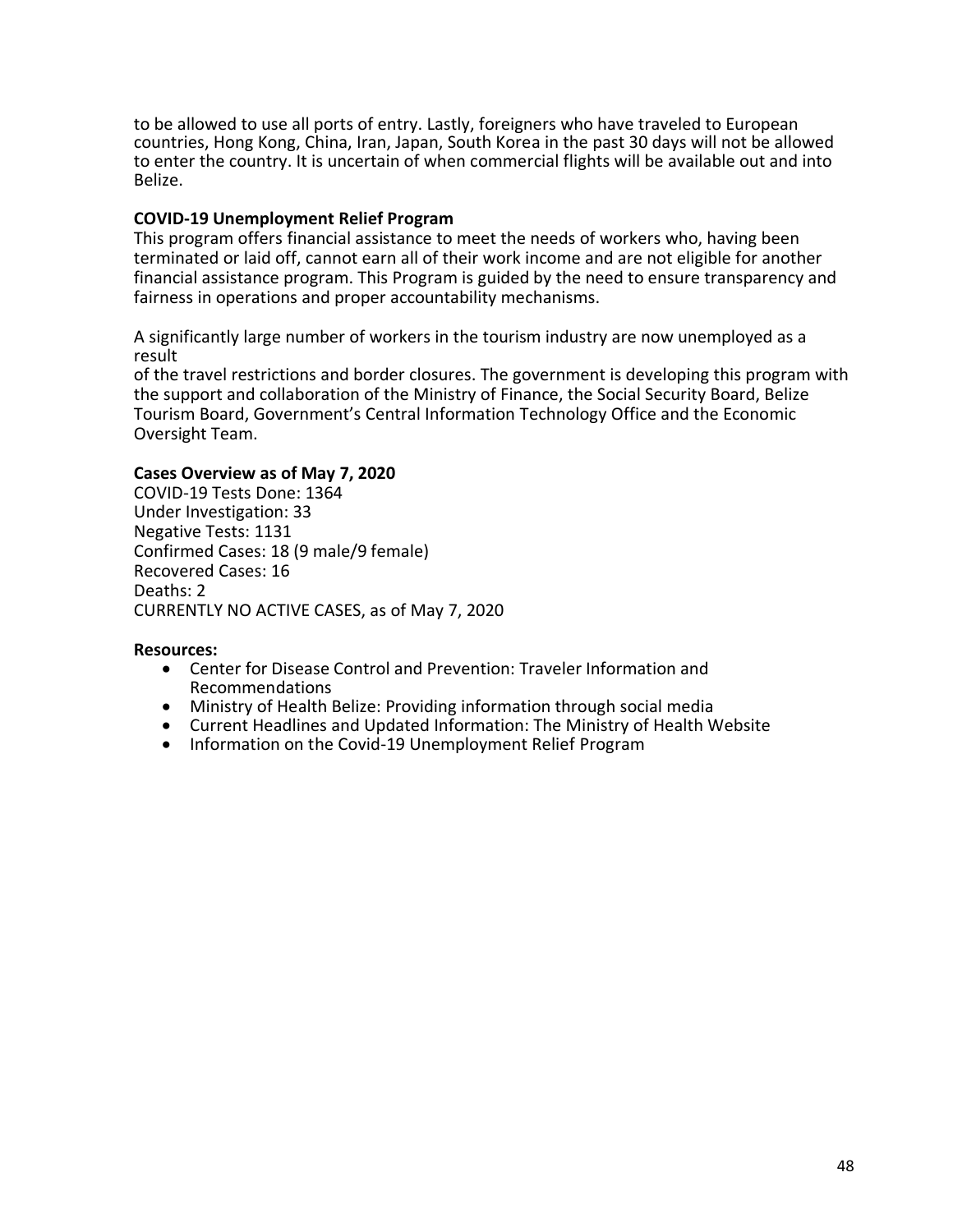to be allowed to use all ports of entry. Lastly, foreigners who have traveled to European countries, Hong Kong, China, Iran, Japan, South Korea in the past 30 days will not be allowed to enter the country. It is uncertain of when commercial flights will be available out and into Belize.

**COVID-19 Unemployment Relief Program**

This program offers financial assistance to meet the needs of workers who, having been terminated or laid off, cannot earn all of their work income and are not eligible for another financial assistance program. This Program is guided by the need to ensure transparency and fairness in operations and proper accountability mechanisms.

A significantly large number of workers in the tourism industry are now unemployed as a result
of the travel restrictions and border closures. The government is developing this program with the support and collaboration of the Ministry of Finance, the Social Security Board, Belize Tourism Board, Government's Central Information Technology Office and the Economic Oversight Team.

**Cases Overview as of May 7, 2020**

COVID-19 Tests Done: 1364
Under Investigation: 33
Negative Tests: 1131
Confirmed Cases: 18 (9 male/9 female)
Recovered Cases: 16
Deaths: 2
CURRENTLY NO ACTIVE CASES, as of May 7, 2020

**Resources:**

- Center for Disease Control and Prevention: Traveler Information and Recommendations
- Ministry of Health Belize: Providing information through social media
- Current Headlines and Updated Information: The Ministry of Health Website
- Information on the Covid-19 Unemployment Relief Program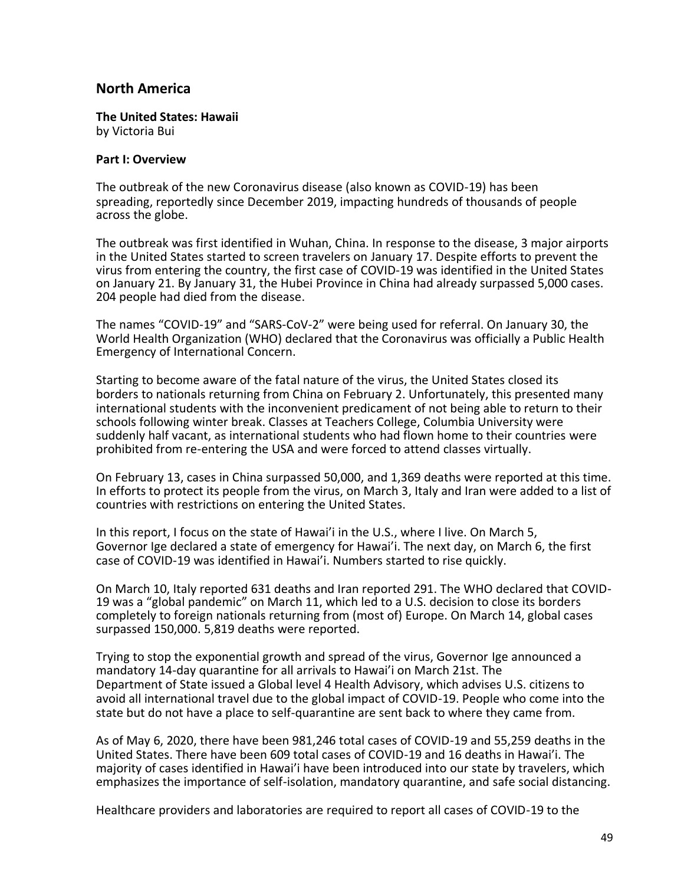## North America

**The United States: Hawaii**
by Victoria Bui

**Part I: Overview**

The outbreak of the new Coronavirus disease (also known as COVID-19) has been spreading, reportedly since December 2019, impacting hundreds of thousands of people across the globe.

The outbreak was first identified in Wuhan, China. In response to the disease, 3 major airports in the United States started to screen travelers on January 17. Despite efforts to prevent the virus from entering the country, the first case of COVID-19 was identified in the United States on January 21. By January 31, the Hubei Province in China had already surpassed 5,000 cases. 204 people had died from the disease.

The names "COVID-19" and "SARS-CoV-2" were being used for referral. On January 30, the World Health Organization (WHO) declared that the Coronavirus was officially a Public Health Emergency of International Concern.

Starting to become aware of the fatal nature of the virus, the United States closed its borders to nationals returning from China on February 2. Unfortunately, this presented many international students with the inconvenient predicament of not being able to return to their schools following winter break. Classes at Teachers College, Columbia University were suddenly half vacant, as international students who had flown home to their countries were prohibited from re-entering the USA and were forced to attend classes virtually.

On February 13, cases in China surpassed 50,000, and 1,369 deaths were reported at this time. In efforts to protect its people from the virus, on March 3, Italy and Iran were added to a list of countries with restrictions on entering the United States.

In this report, I focus on the state of Hawai'i in the U.S., where I live. On March 5, Governor Ige declared a state of emergency for Hawai'i. The next day, on March 6, the first case of COVID-19 was identified in Hawai'i. Numbers started to rise quickly.

On March 10, Italy reported 631 deaths and Iran reported 291. The WHO declared that COVID-19 was a "global pandemic" on March 11, which led to a U.S. decision to close its borders completely to foreign nationals returning from (most of) Europe. On March 14, global cases surpassed 150,000. 5,819 deaths were reported.

Trying to stop the exponential growth and spread of the virus, Governor Ige announced a mandatory 14-day quarantine for all arrivals to Hawai'i on March 21st. The Department of State issued a Global level 4 Health Advisory, which advises U.S. citizens to avoid all international travel due to the global impact of COVID-19. People who come into the state but do not have a place to self-quarantine are sent back to where they came from.

As of May 6, 2020, there have been 981,246 total cases of COVID-19 and 55,259 deaths in the United States. There have been 609 total cases of COVID-19 and 16 deaths in Hawai'i. The majority of cases identified in Hawai'i have been introduced into our state by travelers, which emphasizes the importance of self-isolation, mandatory quarantine, and safe social distancing.

Healthcare providers and laboratories are required to report all cases of COVID-19 to the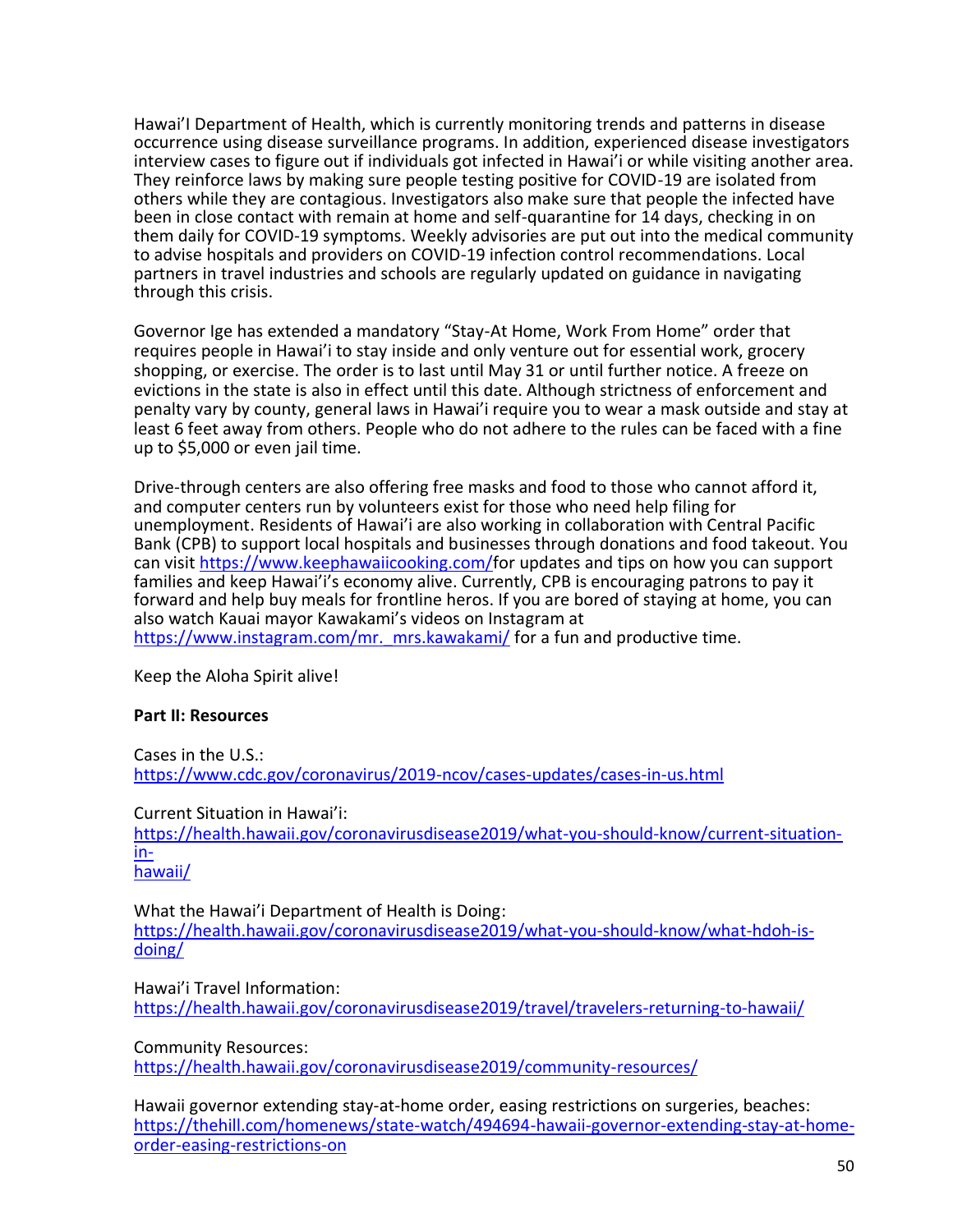Hawai'I Department of Health, which is currently monitoring trends and patterns in disease occurrence using disease surveillance programs. In addition, experienced disease investigators interview cases to figure out if individuals got infected in Hawai'i or while visiting another area. They reinforce laws by making sure people testing positive for COVID-19 are isolated from others while they are contagious. Investigators also make sure that people the infected have been in close contact with remain at home and self-quarantine for 14 days, checking in on them daily for COVID-19 symptoms. Weekly advisories are put out into the medical community to advise hospitals and providers on COVID-19 infection control recommendations. Local partners in travel industries and schools are regularly updated on guidance in navigating through this crisis.

Governor Ige has extended a mandatory "Stay-At Home, Work From Home" order that requires people in Hawai'i to stay inside and only venture out for essential work, grocery shopping, or exercise. The order is to last until May 31 or until further notice. A freeze on evictions in the state is also in effect until this date. Although strictness of enforcement and penalty vary by county, general laws in Hawai'i require you to wear a mask outside and stay at least 6 feet away from others. People who do not adhere to the rules can be faced with a fine up to $5,000 or even jail time.

Drive-through centers are also offering free masks and food to those who cannot afford it, and computer centers run by volunteers exist for those who need help filing for unemployment. Residents of Hawai'i are also working in collaboration with Central Pacific Bank (CPB) to support local hospitals and businesses through donations and food takeout. You can visit https://www.keephawaiicooking.com/for updates and tips on how you can support families and keep Hawai'i's economy alive. Currently, CPB is encouraging patrons to pay it forward and help buy meals for frontline heros. If you are bored of staying at home, you can also watch Kauai mayor Kawakami's videos on Instagram at https://www.instagram.com/mr._mrs.kawakami/ for a fun and productive time.

Keep the Aloha Spirit alive!

**Part II: Resources**

Cases in the U.S.:
https://www.cdc.gov/coronavirus/2019-ncov/cases-updates/cases-in-us.html

Current Situation in Hawai'i:
https://health.hawaii.gov/coronavirusdisease2019/what-you-should-know/current-situation-in-hawaii/

What the Hawai'i Department of Health is Doing:
https://health.hawaii.gov/coronavirusdisease2019/what-you-should-know/what-hdoh-is-doing/

Hawai'i Travel Information:
https://health.hawaii.gov/coronavirusdisease2019/travel/travelers-returning-to-hawaii/

Community Resources:
https://health.hawaii.gov/coronavirusdisease2019/community-resources/

Hawaii governor extending stay-at-home order, easing restrictions on surgeries, beaches:
https://thehill.com/homenews/state-watch/494694-hawaii-governor-extending-stay-at-home-order-easing-restrictions-on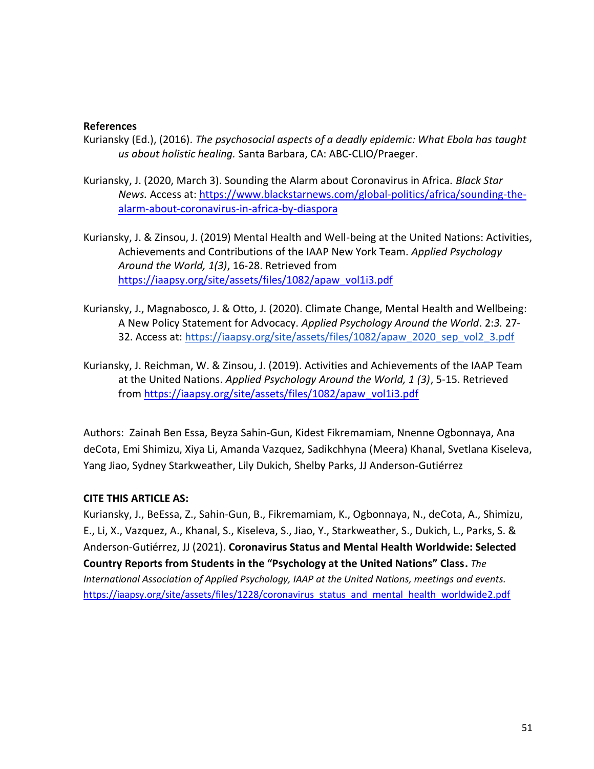**References**

Kuriansky (Ed.), (2016). *The psychosocial aspects of a deadly epidemic: What Ebola has taught us about holistic healing.* Santa Barbara, CA: ABC-CLIO/Praeger.

Kuriansky, J. (2020, March 3). Sounding the Alarm about Coronavirus in Africa. *Black Star News.* Access at: https://www.blackstarnews.com/global-politics/africa/sounding-the-alarm-about-coronavirus-in-africa-by-diaspora

Kuriansky, J. & Zinsou, J. (2019) Mental Health and Well-being at the United Nations: Activities, Achievements and Contributions of the IAAP New York Team. *Applied Psychology Around the World, 1(3)*, 16-28. Retrieved from https://iaapsy.org/site/assets/files/1082/apaw_vol1i3.pdf

Kuriansky, J., Magnabosco, J. & Otto, J. (2020). Climate Change, Mental Health and Wellbeing: A New Policy Statement for Advocacy. *Applied Psychology Around the World*. 2:*3.* 27-32. Access at: https://iaapsy.org/site/assets/files/1082/apaw_2020_sep_vol2_3.pdf

Kuriansky, J. Reichman, W. & Zinsou, J. (2019). Activities and Achievements of the IAAP Team at the United Nations. *Applied Psychology Around the World, 1 (3)*, 5-15. Retrieved from https://iaapsy.org/site/assets/files/1082/apaw_vol1i3.pdf

Authors: Zainah Ben Essa, Beyza Sahin-Gun, Kidest Fikremamiam, Nnenne Ogbonnaya, Ana deCota, Emi Shimizu, Xiya Li, Amanda Vazquez, Sadikchhyna (Meera) Khanal, Svetlana Kiseleva, Yang Jiao, Sydney Starkweather, Lily Dukich, Shelby Parks, JJ Anderson-Gutiérrez

**CITE THIS ARTICLE AS:**

Kuriansky, J., BeEssa, Z., Sahin-Gun, B., Fikremamiam, K., Ogbonnaya, N., deCota, A., Shimizu, E., Li, X., Vazquez, A., Khanal, S., Kiseleva, S., Jiao, Y., Starkweather, S., Dukich, L., Parks, S. & Anderson-Gutiérrez, JJ (2021). **Coronavirus Status and Mental Health Worldwide: Selected Country Reports from Students in the "Psychology at the United Nations" Class.** *The International Association of Applied Psychology, IAAP at the United Nations, meetings and events.* https://iaapsy.org/site/assets/files/1228/coronavirus_status_and_mental_health_worldwide2.pdf